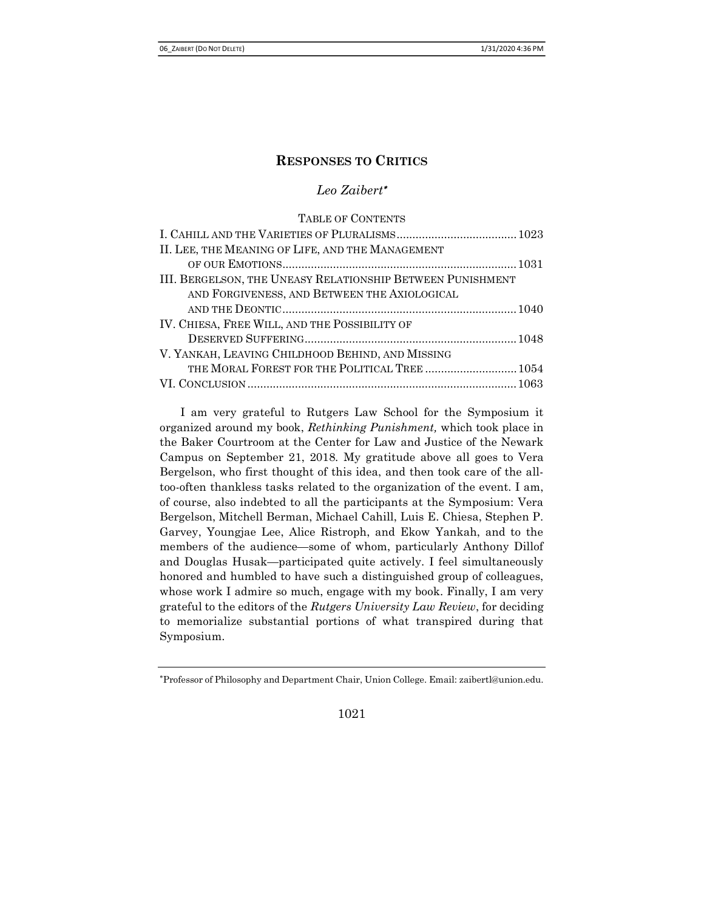# RESPONSES TO CRITICS

*Leo Zaibert*[*]

TABLE OF CONTENTS

I. CAHILL AND THE VARIETIES OF PLURALISMS ...................................... 1023
II. LEE, THE MEANING OF LIFE, AND THE MANAGEMENT OF OUR EMOTIONS ........................................................................ 1031
III. BERGELSON, THE UNEASY RELATIONSHIP BETWEEN PUNISHMENT AND FORGIVENESS, AND BETWEEN THE AXIOLOGICAL AND THE DEONTIC ........................................................................ 1040
IV. CHIESA, FREE WILL, AND THE POSSIBILITY OF DESERVED SUFFERING .................................................................. 1048
V. YANKAH, LEAVING CHILDHOOD BEHIND, AND MISSING THE MORAL FOREST FOR THE POLITICAL TREE ............................ 1054
VI. CONCLUSION .................................................................................... 1063

I am very grateful to Rutgers Law School for the Symposium it organized around my book, *Rethinking Punishment,* which took place in the Baker Courtroom at the Center for Law and Justice of the Newark Campus on September 21, 2018. My gratitude above all goes to Vera Bergelson, who first thought of this idea, and then took care of the all-too-often thankless tasks related to the organization of the event. I am, of course, also indebted to all the participants at the Symposium: Vera Bergelson, Mitchell Berman, Michael Cahill, Luis E. Chiesa, Stephen P. Garvey, Youngjae Lee, Alice Ristroph, and Ekow Yankah, and to the members of the audience—some of whom, particularly Anthony Dillof and Douglas Husak—participated quite actively. I feel simultaneously honored and humbled to have such a distinguished group of colleagues, whose work I admire so much, engage with my book. Finally, I am very grateful to the editors of the *Rutgers University Law Review*, for deciding to memorialize substantial portions of what transpired during that Symposium.

---

[*] Professor of Philosophy and Department Chair, Union College. Email: zaibertl@union.edu.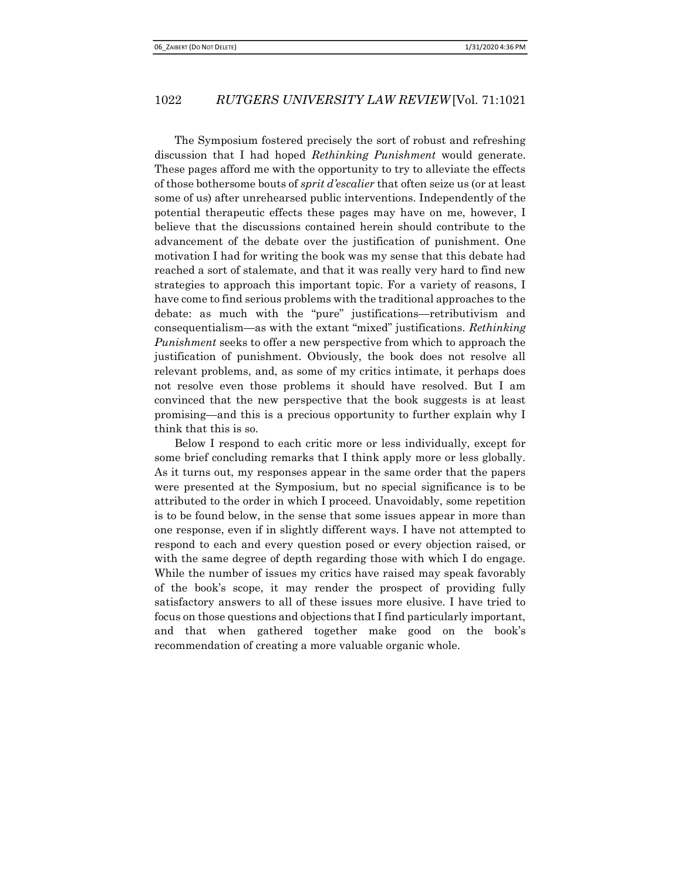The Symposium fostered precisely the sort of robust and refreshing discussion that I had hoped *Rethinking Punishment* would generate. These pages afford me with the opportunity to try to alleviate the effects of those bothersome bouts of *sprit d'escalier* that often seize us (or at least some of us) after unrehearsed public interventions. Independently of the potential therapeutic effects these pages may have on me, however, I believe that the discussions contained herein should contribute to the advancement of the debate over the justification of punishment. One motivation I had for writing the book was my sense that this debate had reached a sort of stalemate, and that it was really very hard to find new strategies to approach this important topic. For a variety of reasons, I have come to find serious problems with the traditional approaches to the debate: as much with the "pure" justifications—retributivism and consequentialism—as with the extant "mixed" justifications. *Rethinking Punishment* seeks to offer a new perspective from which to approach the justification of punishment. Obviously, the book does not resolve all relevant problems, and, as some of my critics intimate, it perhaps does not resolve even those problems it should have resolved. But I am convinced that the new perspective that the book suggests is at least promising—and this is a precious opportunity to further explain why I think that this is so.

Below I respond to each critic more or less individually, except for some brief concluding remarks that I think apply more or less globally. As it turns out, my responses appear in the same order that the papers were presented at the Symposium, but no special significance is to be attributed to the order in which I proceed. Unavoidably, some repetition is to be found below, in the sense that some issues appear in more than one response, even if in slightly different ways. I have not attempted to respond to each and every question posed or every objection raised, or with the same degree of depth regarding those with which I do engage. While the number of issues my critics have raised may speak favorably of the book's scope, it may render the prospect of providing fully satisfactory answers to all of these issues more elusive. I have tried to focus on those questions and objections that I find particularly important, and that when gathered together make good on the book's recommendation of creating a more valuable organic whole.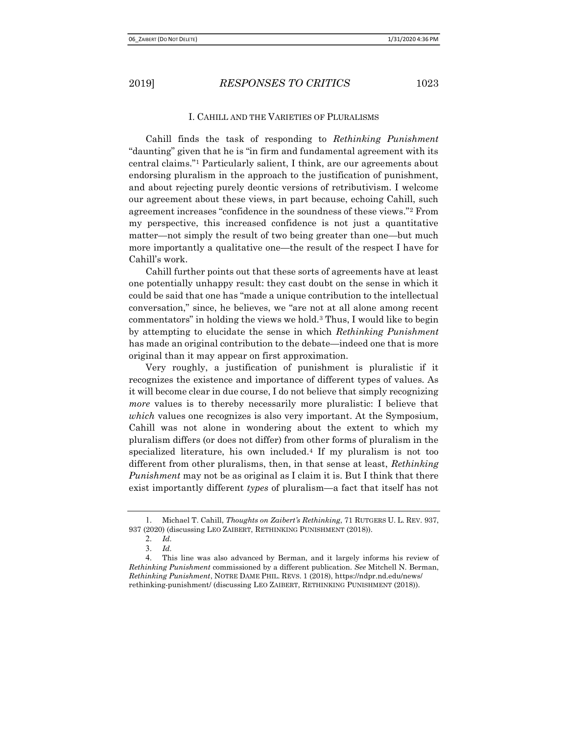## I. CAHILL AND THE VARIETIES OF PLURALISMS

Cahill finds the task of responding to *Rethinking Punishment* "daunting" given that he is "in firm and fundamental agreement with its central claims."[1] Particularly salient, I think, are our agreements about endorsing pluralism in the approach to the justification of punishment, and about rejecting purely deontic versions of retributivism. I welcome our agreement about these views, in part because, echoing Cahill, such agreement increases "confidence in the soundness of these views."[2] From my perspective, this increased confidence is not just a quantitative matter—not simply the result of two being greater than one—but much more importantly a qualitative one—the result of the respect I have for Cahill's work.

Cahill further points out that these sorts of agreements have at least one potentially unhappy result: they cast doubt on the sense in which it could be said that one has "made a unique contribution to the intellectual conversation," since, he believes, we "are not at all alone among recent commentators" in holding the views we hold.[3] Thus, I would like to begin by attempting to elucidate the sense in which *Rethinking Punishment* has made an original contribution to the debate—indeed one that is more original than it may appear on first approximation.

Very roughly, a justification of punishment is pluralistic if it recognizes the existence and importance of different types of values. As it will become clear in due course, I do not believe that simply recognizing *more* values is to thereby necessarily more pluralistic: I believe that *which* values one recognizes is also very important. At the Symposium, Cahill was not alone in wondering about the extent to which my pluralism differs (or does not differ) from other forms of pluralism in the specialized literature, his own included.[4] If my pluralism is not too different from other pluralisms, then, in that sense at least, *Rethinking Punishment* may not be as original as I claim it is. But I think that there exist importantly different *types* of pluralism—a fact that itself has not

---

1. Michael T. Cahill, *Thoughts on Zaibert's Rethinking*, 71 RUTGERS U. L. REV. 937, 937 (2020) (discussing LEO ZAIBERT, RETHINKING PUNISHMENT (2018)).
2. *Id.*
3. *Id.*
4. This line was also advanced by Berman, and it largely informs his review of *Rethinking Punishment* commissioned by a different publication. *See* Mitchell N. Berman, *Rethinking Punishment*, NOTRE DAME PHIL. REVS. 1 (2018), https://ndpr.nd.edu/news/rethinking-punishment/ (discussing LEO ZAIBERT, RETHINKING PUNISHMENT (2018)).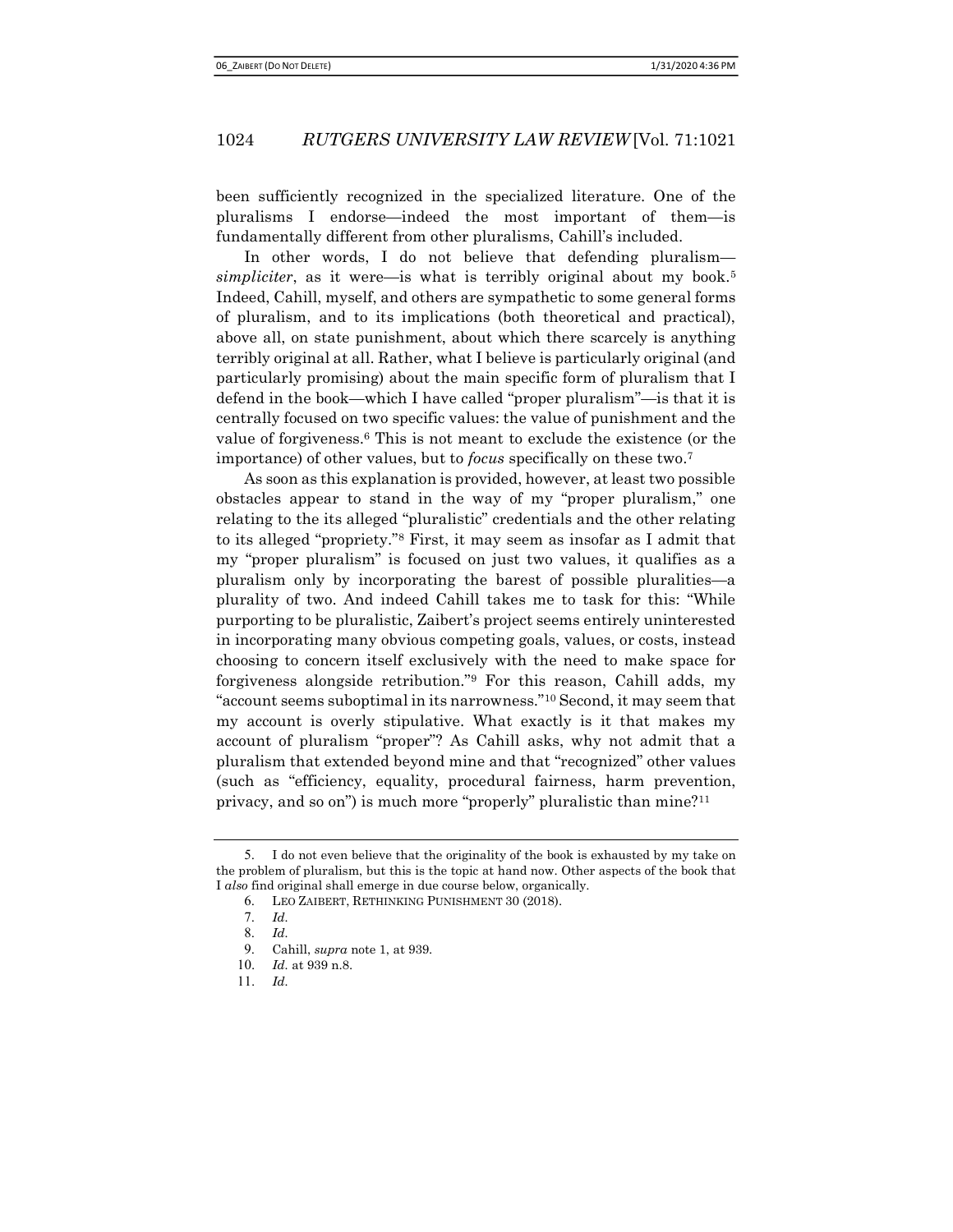been sufficiently recognized in the specialized literature. One of the pluralisms I endorse—indeed the most important of them—is fundamentally different from other pluralisms, Cahill's included.

In other words, I do not believe that defending pluralism—*simpliciter*, as it were—is what is terribly original about my book.[5] Indeed, Cahill, myself, and others are sympathetic to some general forms of pluralism, and to its implications (both theoretical and practical), above all, on state punishment, about which there scarcely is anything terribly original at all. Rather, what I believe is particularly original (and particularly promising) about the main specific form of pluralism that I defend in the book—which I have called "proper pluralism"—is that it is centrally focused on two specific values: the value of punishment and the value of forgiveness.[6] This is not meant to exclude the existence (or the importance) of other values, but to *focus* specifically on these two.[7]

As soon as this explanation is provided, however, at least two possible obstacles appear to stand in the way of my "proper pluralism," one relating to the its alleged "pluralistic" credentials and the other relating to its alleged "propriety."[8] First, it may seem as insofar as I admit that my "proper pluralism" is focused on just two values, it qualifies as a pluralism only by incorporating the barest of possible pluralities—a plurality of two. And indeed Cahill takes me to task for this: "While purporting to be pluralistic, Zaibert's project seems entirely uninterested in incorporating many obvious competing goals, values, or costs, instead choosing to concern itself exclusively with the need to make space for forgiveness alongside retribution."[9] For this reason, Cahill adds, my "account seems suboptimal in its narrowness."[10] Second, it may seem that my account is overly stipulative. What exactly is it that makes my account of pluralism "proper"? As Cahill asks, why not admit that a pluralism that extended beyond mine and that "recognized" other values (such as "efficiency, equality, procedural fairness, harm prevention, privacy, and so on") is much more "properly" pluralistic than mine?[11]

---

5. I do not even believe that the originality of the book is exhausted by my take on the problem of pluralism, but this is the topic at hand now. Other aspects of the book that I *also* find original shall emerge in due course below, organically.

6. LEO ZAIBERT, RETHINKING PUNISHMENT 30 (2018).

7. *Id.*

8. *Id.*

9. Cahill, *supra* note 1, at 939.

10. *Id.* at 939 n.8.

11. *Id.*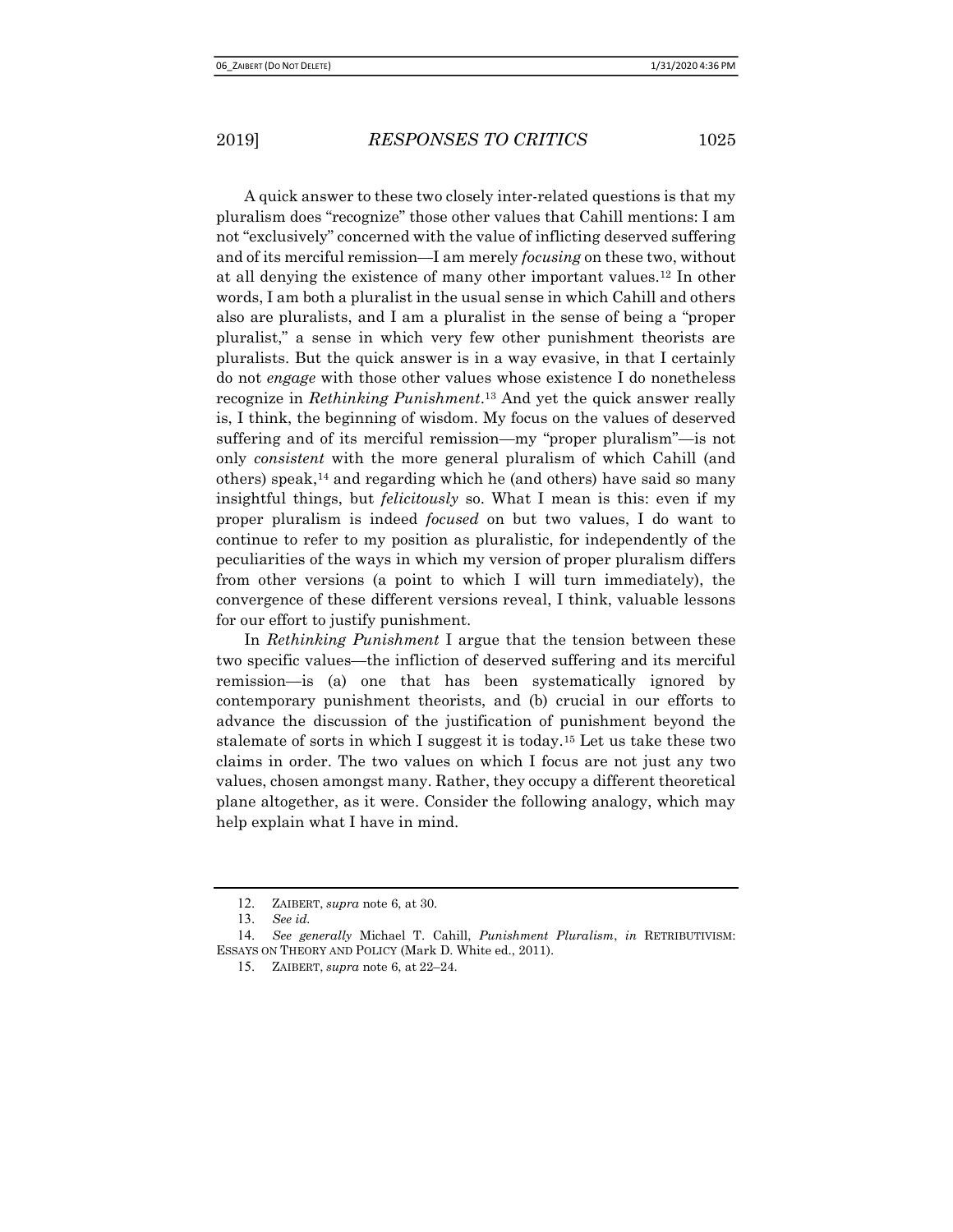A quick answer to these two closely inter-related questions is that my pluralism does "recognize" those other values that Cahill mentions: I am not "exclusively" concerned with the value of inflicting deserved suffering and of its merciful remission—I am merely *focusing* on these two, without at all denying the existence of many other important values.[12] In other words, I am both a pluralist in the usual sense in which Cahill and others also are pluralists, and I am a pluralist in the sense of being a "proper pluralist," a sense in which very few other punishment theorists are pluralists. But the quick answer is in a way evasive, in that I certainly do not *engage* with those other values whose existence I do nonetheless recognize in *Rethinking Punishment*.[13] And yet the quick answer really is, I think, the beginning of wisdom. My focus on the values of deserved suffering and of its merciful remission—my "proper pluralism"—is not only *consistent* with the more general pluralism of which Cahill (and others) speak,[14] and regarding which he (and others) have said so many insightful things, but *felicitously* so. What I mean is this: even if my proper pluralism is indeed *focused* on but two values, I do want to continue to refer to my position as pluralistic, for independently of the peculiarities of the ways in which my version of proper pluralism differs from other versions (a point to which I will turn immediately), the convergence of these different versions reveal, I think, valuable lessons for our effort to justify punishment.

In *Rethinking Punishment* I argue that the tension between these two specific values—the infliction of deserved suffering and its merciful remission—is (a) one that has been systematically ignored by contemporary punishment theorists, and (b) crucial in our efforts to advance the discussion of the justification of punishment beyond the stalemate of sorts in which I suggest it is today.[15] Let us take these two claims in order. The two values on which I focus are not just any two values, chosen amongst many. Rather, they occupy a different theoretical plane altogether, as it were. Consider the following analogy, which may help explain what I have in mind.

---

12. ZAIBERT, *supra* note 6, at 30.

13. *See id.*

14. *See generally* Michael T. Cahill, *Punishment Pluralism*, *in* RETRIBUTIVISM: ESSAYS ON THEORY AND POLICY (Mark D. White ed., 2011).

15. ZAIBERT, *supra* note 6, at 22–24.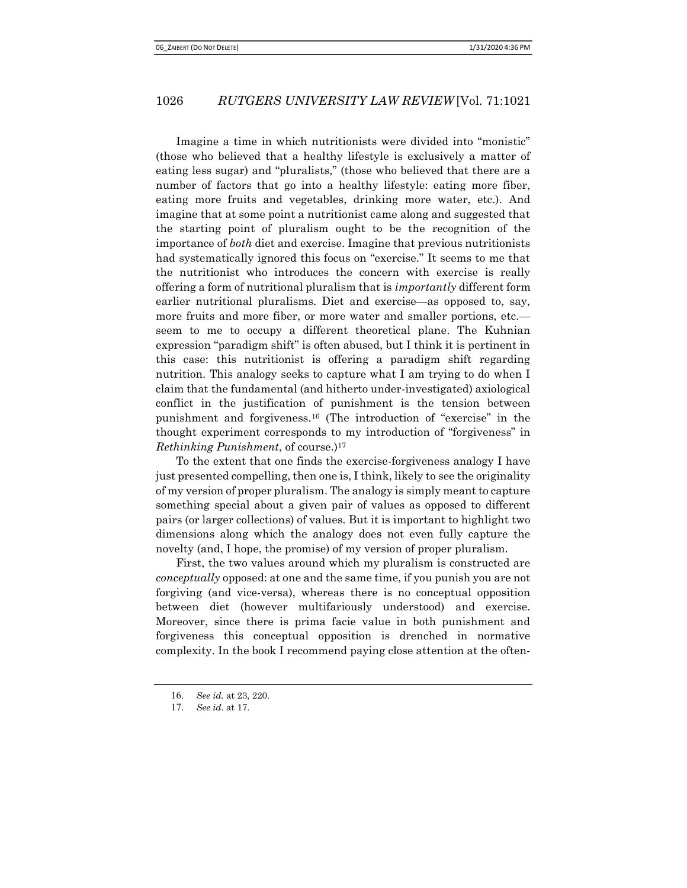Imagine a time in which nutritionists were divided into "monistic" (those who believed that a healthy lifestyle is exclusively a matter of eating less sugar) and "pluralists," (those who believed that there are a number of factors that go into a healthy lifestyle: eating more fiber, eating more fruits and vegetables, drinking more water, etc.). And imagine that at some point a nutritionist came along and suggested that the starting point of pluralism ought to be the recognition of the importance of *both* diet and exercise. Imagine that previous nutritionists had systematically ignored this focus on "exercise." It seems to me that the nutritionist who introduces the concern with exercise is really offering a form of nutritional pluralism that is *importantly* different form earlier nutritional pluralisms. Diet and exercise—as opposed to, say, more fruits and more fiber, or more water and smaller portions, etc.—seem to me to occupy a different theoretical plane. The Kuhnian expression "paradigm shift" is often abused, but I think it is pertinent in this case: this nutritionist is offering a paradigm shift regarding nutrition. This analogy seeks to capture what I am trying to do when I claim that the fundamental (and hitherto under-investigated) axiological conflict in the justification of punishment is the tension between punishment and forgiveness.[16] (The introduction of "exercise" in the thought experiment corresponds to my introduction of "forgiveness" in *Rethinking Punishment*, of course.)[17]

To the extent that one finds the exercise-forgiveness analogy I have just presented compelling, then one is, I think, likely to see the originality of my version of proper pluralism. The analogy is simply meant to capture something special about a given pair of values as opposed to different pairs (or larger collections) of values. But it is important to highlight two dimensions along which the analogy does not even fully capture the novelty (and, I hope, the promise) of my version of proper pluralism.

First, the two values around which my pluralism is constructed are *conceptually* opposed: at one and the same time, if you punish you are not forgiving (and vice-versa), whereas there is no conceptual opposition between diet (however multifariously understood) and exercise. Moreover, since there is prima facie value in both punishment and forgiveness this conceptual opposition is drenched in normative complexity. In the book I recommend paying close attention at the often-

16. *See id.* at 23, 220.

17. *See id.* at 17.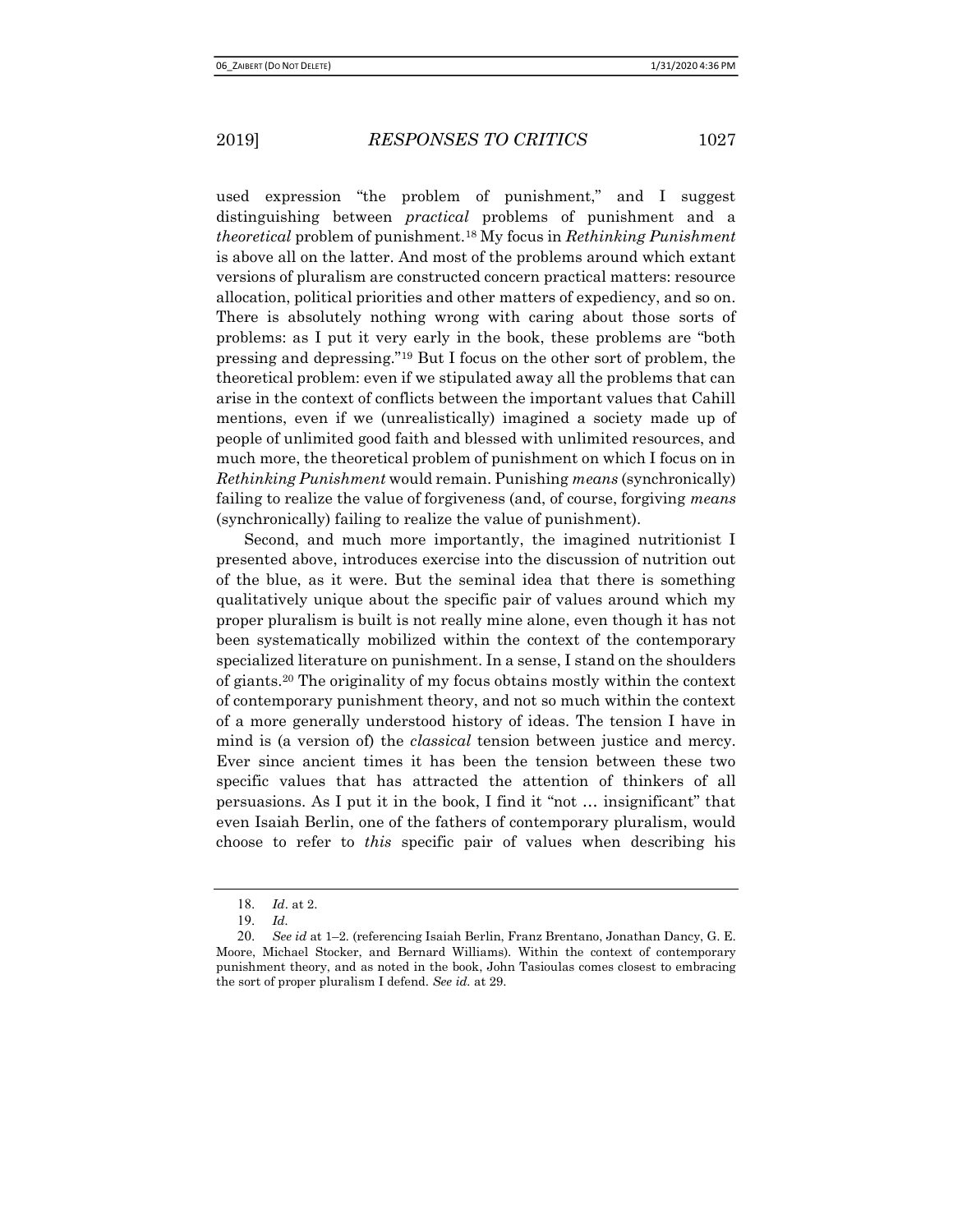used expression "the problem of punishment," and I suggest distinguishing between *practical* problems of punishment and a *theoretical* problem of punishment.[18] My focus in *Rethinking Punishment* is above all on the latter. And most of the problems around which extant versions of pluralism are constructed concern practical matters: resource allocation, political priorities and other matters of expediency, and so on. There is absolutely nothing wrong with caring about those sorts of problems: as I put it very early in the book, these problems are "both pressing and depressing."[19] But I focus on the other sort of problem, the theoretical problem: even if we stipulated away all the problems that can arise in the context of conflicts between the important values that Cahill mentions, even if we (unrealistically) imagined a society made up of people of unlimited good faith and blessed with unlimited resources, and much more, the theoretical problem of punishment on which I focus on in *Rethinking Punishment* would remain. Punishing *means* (synchronically) failing to realize the value of forgiveness (and, of course, forgiving *means* (synchronically) failing to realize the value of punishment).

Second, and much more importantly, the imagined nutritionist I presented above, introduces exercise into the discussion of nutrition out of the blue, as it were. But the seminal idea that there is something qualitatively unique about the specific pair of values around which my proper pluralism is built is not really mine alone, even though it has not been systematically mobilized within the context of the contemporary specialized literature on punishment. In a sense, I stand on the shoulders of giants.[20] The originality of my focus obtains mostly within the context of contemporary punishment theory, and not so much within the context of a more generally understood history of ideas. The tension I have in mind is (a version of) the *classical* tension between justice and mercy. Ever since ancient times it has been the tension between these two specific values that has attracted the attention of thinkers of all persuasions. As I put it in the book, I find it "not … insignificant" that even Isaiah Berlin, one of the fathers of contemporary pluralism, would choose to refer to *this* specific pair of values when describing his

---

18. *Id*. at 2.

19. *Id*.

20. *See id* at 1–2. (referencing Isaiah Berlin, Franz Brentano, Jonathan Dancy, G. E. Moore, Michael Stocker, and Bernard Williams). Within the context of contemporary punishment theory, and as noted in the book, John Tasioulas comes closest to embracing the sort of proper pluralism I defend. *See id.* at 29.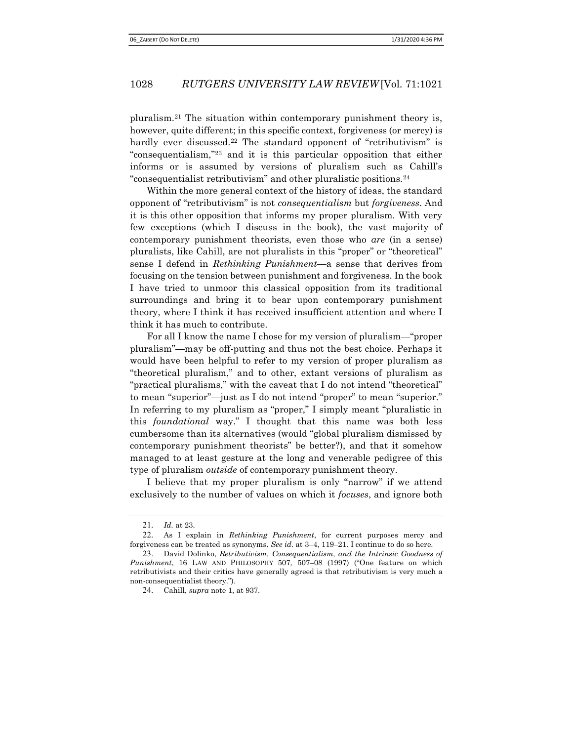pluralism.[21] The situation within contemporary punishment theory is, however, quite different; in this specific context, forgiveness (or mercy) is hardly ever discussed.[22] The standard opponent of "retributivism" is "consequentialism,"[23] and it is this particular opposition that either informs or is assumed by versions of pluralism such as Cahill's "consequentialist retributivism" and other pluralistic positions.[24]

Within the more general context of the history of ideas, the standard opponent of "retributivism" is not *consequentialism* but *forgiveness*. And it is this other opposition that informs my proper pluralism. With very few exceptions (which I discuss in the book), the vast majority of contemporary punishment theorists, even those who *are* (in a sense) pluralists, like Cahill, are not pluralists in this "proper" or "theoretical" sense I defend in *Rethinking Punishment*—a sense that derives from focusing on the tension between punishment and forgiveness. In the book I have tried to unmoor this classical opposition from its traditional surroundings and bring it to bear upon contemporary punishment theory, where I think it has received insufficient attention and where I think it has much to contribute.

For all I know the name I chose for my version of pluralism—"proper pluralism"—may be off-putting and thus not the best choice. Perhaps it would have been helpful to refer to my version of proper pluralism as "theoretical pluralism," and to other, extant versions of pluralism as "practical pluralisms," with the caveat that I do not intend "theoretical" to mean "superior"—just as I do not intend "proper" to mean "superior." In referring to my pluralism as "proper," I simply meant "pluralistic in this *foundational* way." I thought that this name was both less cumbersome than its alternatives (would "global pluralism dismissed by contemporary punishment theorists" be better?), and that it somehow managed to at least gesture at the long and venerable pedigree of this type of pluralism *outside* of contemporary punishment theory.

I believe that my proper pluralism is only "narrow" if we attend exclusively to the number of values on which it *focuses*, and ignore both

---

21. *Id.* at 23.

22. As I explain in *Rethinking Punishment*, for current purposes mercy and forgiveness can be treated as synonyms. *See id.* at 3–4, 119–21. I continue to do so here.

23. David Dolinko, *Retributivism, Consequentialism, and the Intrinsic Goodness of Punishment*, 16 LAW AND PHILOSOPHY 507, 507–08 (1997) ("One feature on which retributivists and their critics have generally agreed is that retributivism is very much a non-consequentialist theory.").

24. Cahill, *supra* note 1, at 937.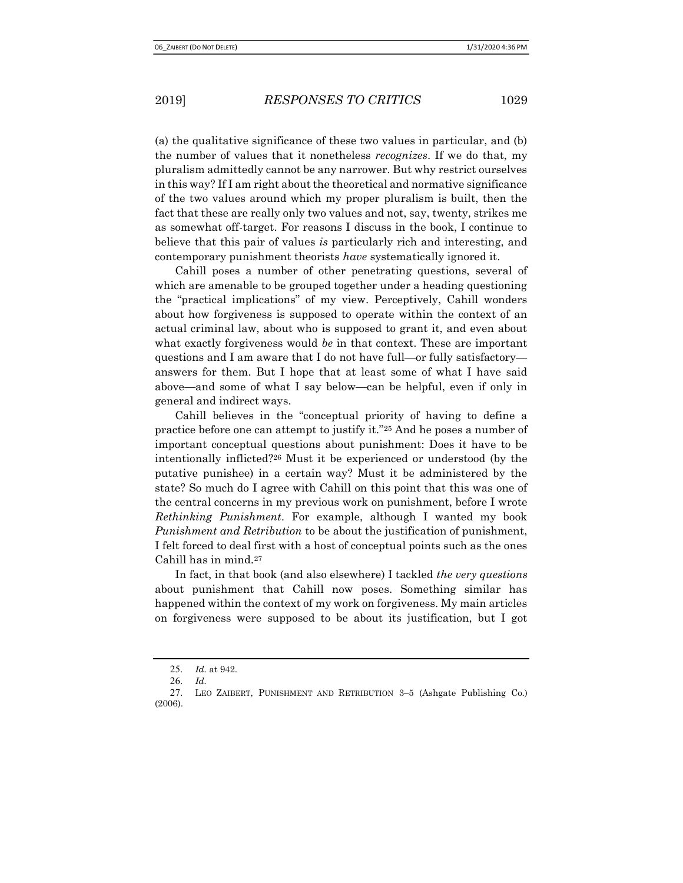(a) the qualitative significance of these two values in particular, and (b) the number of values that it nonetheless *recognizes*. If we do that, my pluralism admittedly cannot be any narrower. But why restrict ourselves in this way? If I am right about the theoretical and normative significance of the two values around which my proper pluralism is built, then the fact that these are really only two values and not, say, twenty, strikes me as somewhat off-target. For reasons I discuss in the book, I continue to believe that this pair of values *is* particularly rich and interesting, and contemporary punishment theorists *have* systematically ignored it.

Cahill poses a number of other penetrating questions, several of which are amenable to be grouped together under a heading questioning the "practical implications" of my view. Perceptively, Cahill wonders about how forgiveness is supposed to operate within the context of an actual criminal law, about who is supposed to grant it, and even about what exactly forgiveness would *be* in that context. These are important questions and I am aware that I do not have full—or fully satisfactory—answers for them. But I hope that at least some of what I have said above—and some of what I say below—can be helpful, even if only in general and indirect ways.

Cahill believes in the "conceptual priority of having to define a practice before one can attempt to justify it."[25] And he poses a number of important conceptual questions about punishment: Does it have to be intentionally inflicted?[26] Must it be experienced or understood (by the putative punishee) in a certain way? Must it be administered by the state? So much do I agree with Cahill on this point that this was one of the central concerns in my previous work on punishment, before I wrote *Rethinking Punishment*. For example, although I wanted my book *Punishment and Retribution* to be about the justification of punishment, I felt forced to deal first with a host of conceptual points such as the ones Cahill has in mind.[27]

In fact, in that book (and also elsewhere) I tackled *the very questions* about punishment that Cahill now poses. Something similar has happened within the context of my work on forgiveness. My main articles on forgiveness were supposed to be about its justification, but I got

---

25. *Id.* at 942.

26. *Id.*

27. LEO ZAIBERT, PUNISHMENT AND RETRIBUTION 3–5 (Ashgate Publishing Co.) (2006).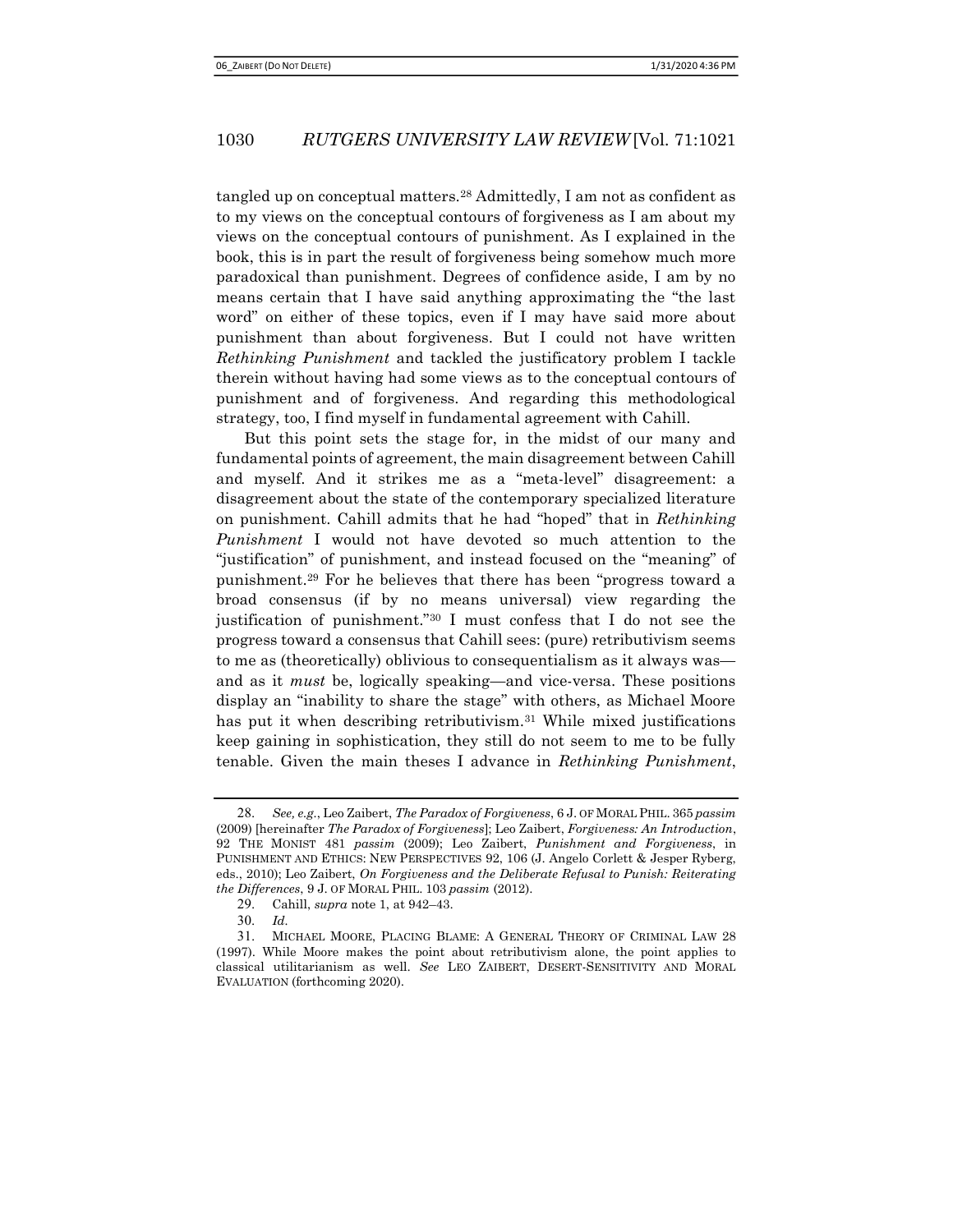tangled up on conceptual matters.[28] Admittedly, I am not as confident as to my views on the conceptual contours of forgiveness as I am about my views on the conceptual contours of punishment. As I explained in the book, this is in part the result of forgiveness being somehow much more paradoxical than punishment. Degrees of confidence aside, I am by no means certain that I have said anything approximating the "the last word" on either of these topics, even if I may have said more about punishment than about forgiveness. But I could not have written *Rethinking Punishment* and tackled the justificatory problem I tackle therein without having had some views as to the conceptual contours of punishment and of forgiveness. And regarding this methodological strategy, too, I find myself in fundamental agreement with Cahill.

But this point sets the stage for, in the midst of our many and fundamental points of agreement, the main disagreement between Cahill and myself. And it strikes me as a "meta-level" disagreement: a disagreement about the state of the contemporary specialized literature on punishment. Cahill admits that he had "hoped" that in *Rethinking Punishment* I would not have devoted so much attention to the "justification" of punishment, and instead focused on the "meaning" of punishment.[29] For he believes that there has been "progress toward a broad consensus (if by no means universal) view regarding the justification of punishment."[30] I must confess that I do not see the progress toward a consensus that Cahill sees: (pure) retributivism seems to me as (theoretically) oblivious to consequentialism as it always was—and as it *must* be, logically speaking—and vice-versa. These positions display an "inability to share the stage" with others, as Michael Moore has put it when describing retributivism.[31] While mixed justifications keep gaining in sophistication, they still do not seem to me to be fully tenable. Given the main theses I advance in *Rethinking Punishment*,

---

28. *See, e.g.*, Leo Zaibert, *The Paradox of Forgiveness*, 6 J. OF MORAL PHIL. 365 *passim* (2009) [hereinafter *The Paradox of Forgiveness*]; Leo Zaibert, *Forgiveness: An Introduction*, 92 THE MONIST 481 *passim* (2009); Leo Zaibert, *Punishment and Forgiveness*, in PUNISHMENT AND ETHICS: NEW PERSPECTIVES 92, 106 (J. Angelo Corlett & Jesper Ryberg, eds., 2010); Leo Zaibert, *On Forgiveness and the Deliberate Refusal to Punish: Reiterating the Differences*, 9 J. OF MORAL PHIL. 103 *passim* (2012).

29. Cahill, *supra* note 1, at 942–43.

30. *Id.*

31. MICHAEL MOORE, PLACING BLAME: A GENERAL THEORY OF CRIMINAL LAW 28 (1997). While Moore makes the point about retributivism alone, the point applies to classical utilitarianism as well. *See* LEO ZAIBERT, DESERT-SENSITIVITY AND MORAL EVALUATION (forthcoming 2020).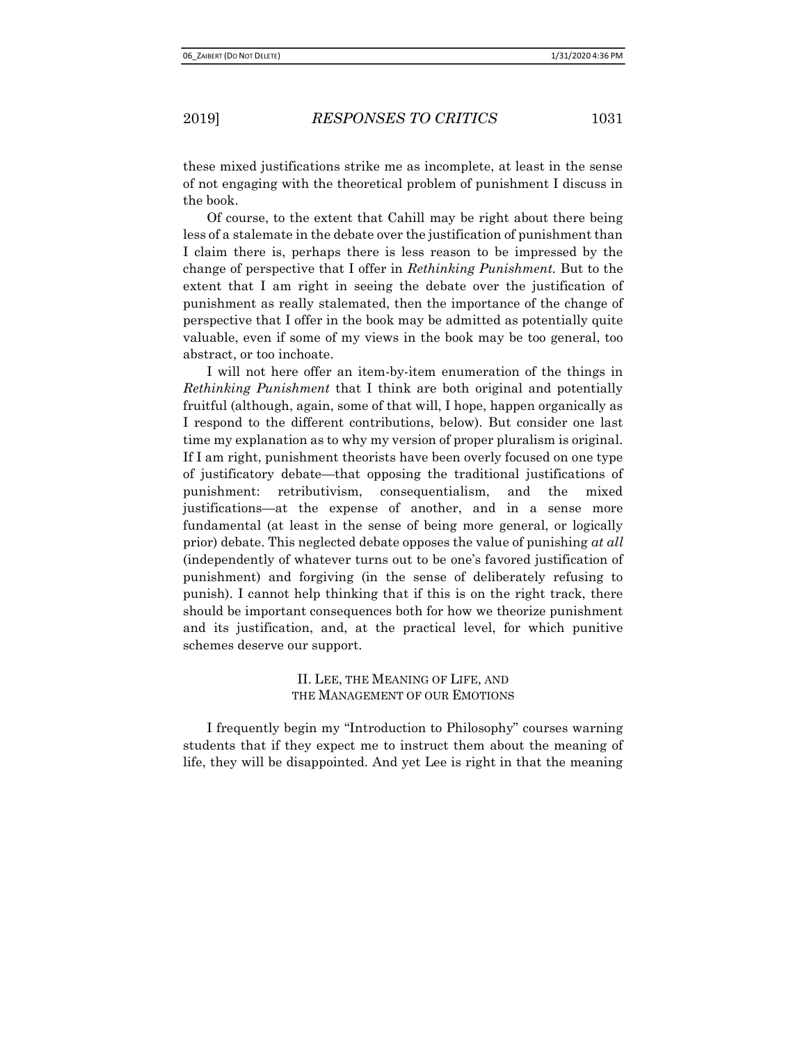these mixed justifications strike me as incomplete, at least in the sense of not engaging with the theoretical problem of punishment I discuss in the book.

Of course, to the extent that Cahill may be right about there being less of a stalemate in the debate over the justification of punishment than I claim there is, perhaps there is less reason to be impressed by the change of perspective that I offer in *Rethinking Punishment.* But to the extent that I am right in seeing the debate over the justification of punishment as really stalemated, then the importance of the change of perspective that I offer in the book may be admitted as potentially quite valuable, even if some of my views in the book may be too general, too abstract, or too inchoate.

I will not here offer an item-by-item enumeration of the things in *Rethinking Punishment* that I think are both original and potentially fruitful (although, again, some of that will, I hope, happen organically as I respond to the different contributions, below). But consider one last time my explanation as to why my version of proper pluralism is original. If I am right, punishment theorists have been overly focused on one type of justificatory debate—that opposing the traditional justifications of punishment: retributivism, consequentialism, and the mixed justifications—at the expense of another, and in a sense more fundamental (at least in the sense of being more general, or logically prior) debate. This neglected debate opposes the value of punishing *at all* (independently of whatever turns out to be one's favored justification of punishment) and forgiving (in the sense of deliberately refusing to punish). I cannot help thinking that if this is on the right track, there should be important consequences both for how we theorize punishment and its justification, and, at the practical level, for which punitive schemes deserve our support.

## II. LEE, THE MEANING OF LIFE, AND THE MANAGEMENT OF OUR EMOTIONS

I frequently begin my "Introduction to Philosophy" courses warning students that if they expect me to instruct them about the meaning of life, they will be disappointed. And yet Lee is right in that the meaning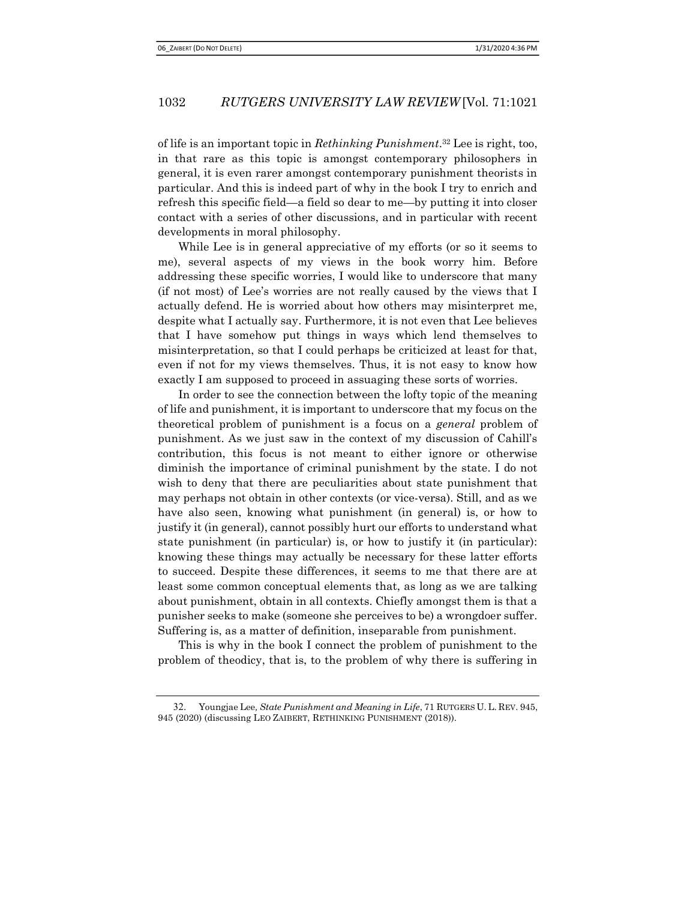of life is an important topic in *Rethinking Punishment*.[32] Lee is right, too, in that rare as this topic is amongst contemporary philosophers in general, it is even rarer amongst contemporary punishment theorists in particular. And this is indeed part of why in the book I try to enrich and refresh this specific field—a field so dear to me—by putting it into closer contact with a series of other discussions, and in particular with recent developments in moral philosophy.

While Lee is in general appreciative of my efforts (or so it seems to me), several aspects of my views in the book worry him. Before addressing these specific worries, I would like to underscore that many (if not most) of Lee's worries are not really caused by the views that I actually defend. He is worried about how others may misinterpret me, despite what I actually say. Furthermore, it is not even that Lee believes that I have somehow put things in ways which lend themselves to misinterpretation, so that I could perhaps be criticized at least for that, even if not for my views themselves. Thus, it is not easy to know how exactly I am supposed to proceed in assuaging these sorts of worries.

In order to see the connection between the lofty topic of the meaning of life and punishment, it is important to underscore that my focus on the theoretical problem of punishment is a focus on a *general* problem of punishment. As we just saw in the context of my discussion of Cahill's contribution, this focus is not meant to either ignore or otherwise diminish the importance of criminal punishment by the state. I do not wish to deny that there are peculiarities about state punishment that may perhaps not obtain in other contexts (or vice-versa). Still, and as we have also seen, knowing what punishment (in general) is, or how to justify it (in general), cannot possibly hurt our efforts to understand what state punishment (in particular) is, or how to justify it (in particular): knowing these things may actually be necessary for these latter efforts to succeed. Despite these differences, it seems to me that there are at least some common conceptual elements that, as long as we are talking about punishment, obtain in all contexts. Chiefly amongst them is that a punisher seeks to make (someone she perceives to be) a wrongdoer suffer. Suffering is, as a matter of definition, inseparable from punishment.

This is why in the book I connect the problem of punishment to the problem of theodicy, that is, to the problem of why there is suffering in

32. Youngjae Lee, *State Punishment and Meaning in Life*, 71 RUTGERS U. L. REV. 945, 945 (2020) (discussing LEO ZAIBERT, RETHINKING PUNISHMENT (2018)).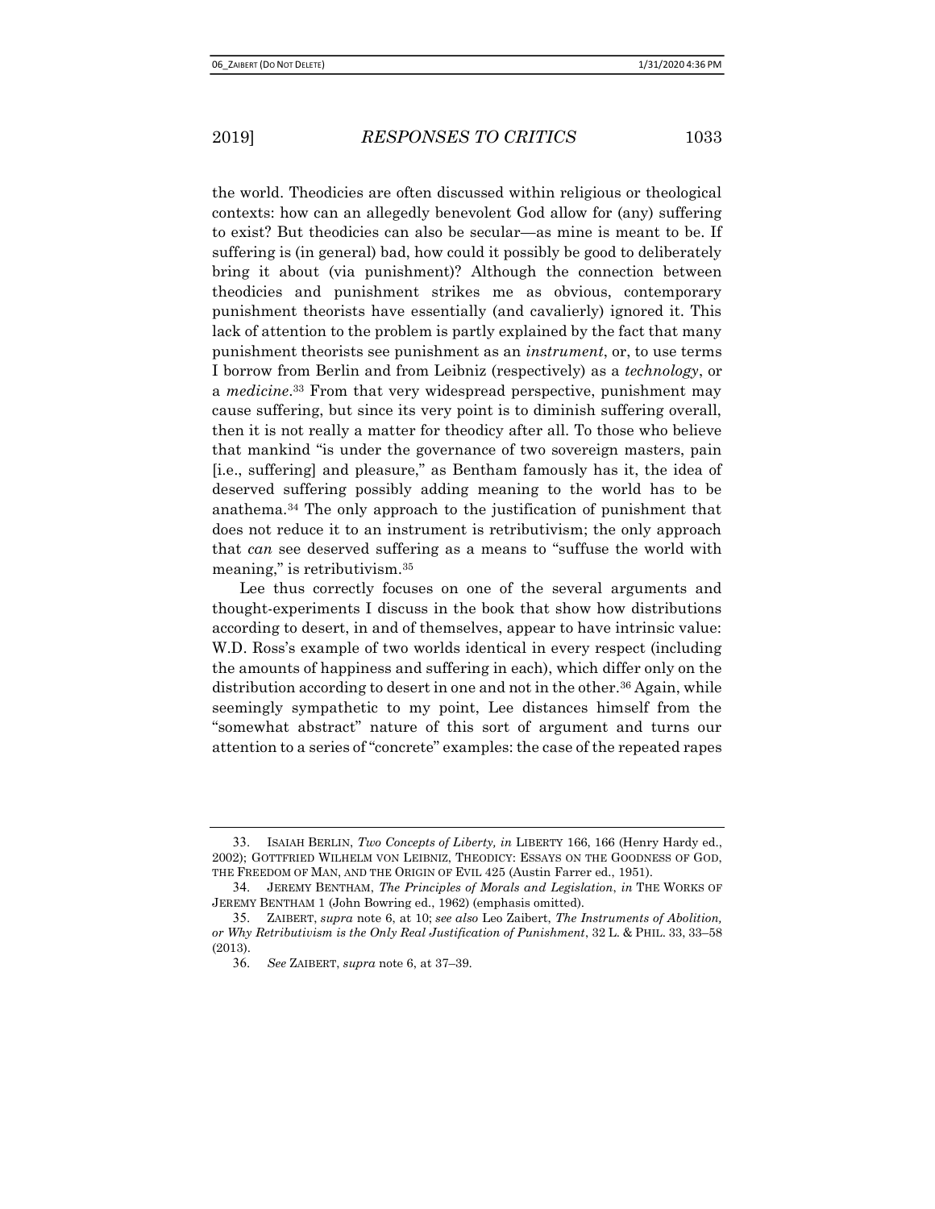the world. Theodicies are often discussed within religious or theological contexts: how can an allegedly benevolent God allow for (any) suffering to exist? But theodicies can also be secular—as mine is meant to be. If suffering is (in general) bad, how could it possibly be good to deliberately bring it about (via punishment)? Although the connection between theodicies and punishment strikes me as obvious, contemporary punishment theorists have essentially (and cavalierly) ignored it. This lack of attention to the problem is partly explained by the fact that many punishment theorists see punishment as an *instrument*, or, to use terms I borrow from Berlin and from Leibniz (respectively) as a *technology*, or a *medicine*.[33] From that very widespread perspective, punishment may cause suffering, but since its very point is to diminish suffering overall, then it is not really a matter for theodicy after all. To those who believe that mankind "is under the governance of two sovereign masters, pain [i.e., suffering] and pleasure," as Bentham famously has it, the idea of deserved suffering possibly adding meaning to the world has to be anathema.[34] The only approach to the justification of punishment that does not reduce it to an instrument is retributivism; the only approach that *can* see deserved suffering as a means to "suffuse the world with meaning," is retributivism.[35]

Lee thus correctly focuses on one of the several arguments and thought-experiments I discuss in the book that show how distributions according to desert, in and of themselves, appear to have intrinsic value: W.D. Ross's example of two worlds identical in every respect (including the amounts of happiness and suffering in each), which differ only on the distribution according to desert in one and not in the other.[36] Again, while seemingly sympathetic to my point, Lee distances himself from the "somewhat abstract" nature of this sort of argument and turns our attention to a series of "concrete" examples: the case of the repeated rapes

---

33. ISAIAH BERLIN, *Two Concepts of Liberty, in* LIBERTY 166, 166 (Henry Hardy ed., 2002); GOTTFRIED WILHELM VON LEIBNIZ, THEODICY: ESSAYS ON THE GOODNESS OF GOD, THE FREEDOM OF MAN, AND THE ORIGIN OF EVIL 425 (Austin Farrer ed., 1951).

34. JEREMY BENTHAM, *The Principles of Morals and Legislation*, *in* THE WORKS OF JEREMY BENTHAM 1 (John Bowring ed., 1962) (emphasis omitted).

35. ZAIBERT, *supra* note 6, at 10; *see also* Leo Zaibert, *The Instruments of Abolition, or Why Retributivism is the Only Real Justification of Punishment*, 32 L. & PHIL. 33, 33–58 (2013).

36. *See* ZAIBERT, *supra* note 6, at 37–39.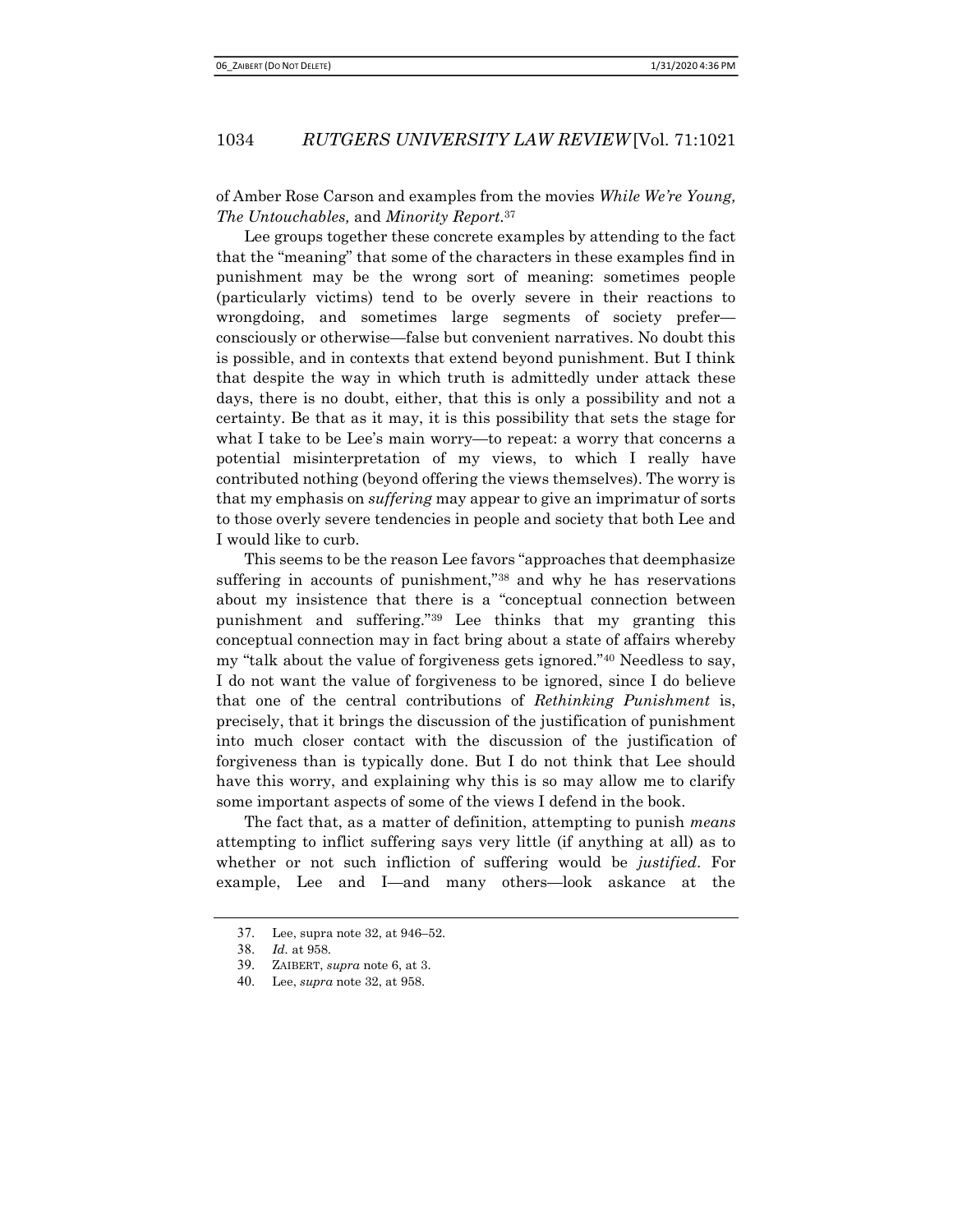of Amber Rose Carson and examples from the movies *While We're Young, The Untouchables,* and *Minority Report*.[37]

Lee groups together these concrete examples by attending to the fact that the "meaning" that some of the characters in these examples find in punishment may be the wrong sort of meaning: sometimes people (particularly victims) tend to be overly severe in their reactions to wrongdoing, and sometimes large segments of society prefer—consciously or otherwise—false but convenient narratives. No doubt this is possible, and in contexts that extend beyond punishment. But I think that despite the way in which truth is admittedly under attack these days, there is no doubt, either, that this is only a possibility and not a certainty. Be that as it may, it is this possibility that sets the stage for what I take to be Lee's main worry—to repeat: a worry that concerns a potential misinterpretation of my views, to which I really have contributed nothing (beyond offering the views themselves). The worry is that my emphasis on *suffering* may appear to give an imprimatur of sorts to those overly severe tendencies in people and society that both Lee and I would like to curb.

This seems to be the reason Lee favors "approaches that deemphasize suffering in accounts of punishment,"[38] and why he has reservations about my insistence that there is a "conceptual connection between punishment and suffering."[39] Lee thinks that my granting this conceptual connection may in fact bring about a state of affairs whereby my "talk about the value of forgiveness gets ignored."[40] Needless to say, I do not want the value of forgiveness to be ignored, since I do believe that one of the central contributions of *Rethinking Punishment* is, precisely, that it brings the discussion of the justification of punishment into much closer contact with the discussion of the justification of forgiveness than is typically done. But I do not think that Lee should have this worry, and explaining why this is so may allow me to clarify some important aspects of some of the views I defend in the book.

The fact that, as a matter of definition, attempting to punish *means* attempting to inflict suffering says very little (if anything at all) as to whether or not such infliction of suffering would be *justified*. For example, Lee and I—and many others—look askance at the

37. Lee, supra note 32, at 946–52.
38. *Id.* at 958.
39. ZAIBERT, *supra* note 6, at 3.
40. Lee, *supra* note 32, at 958.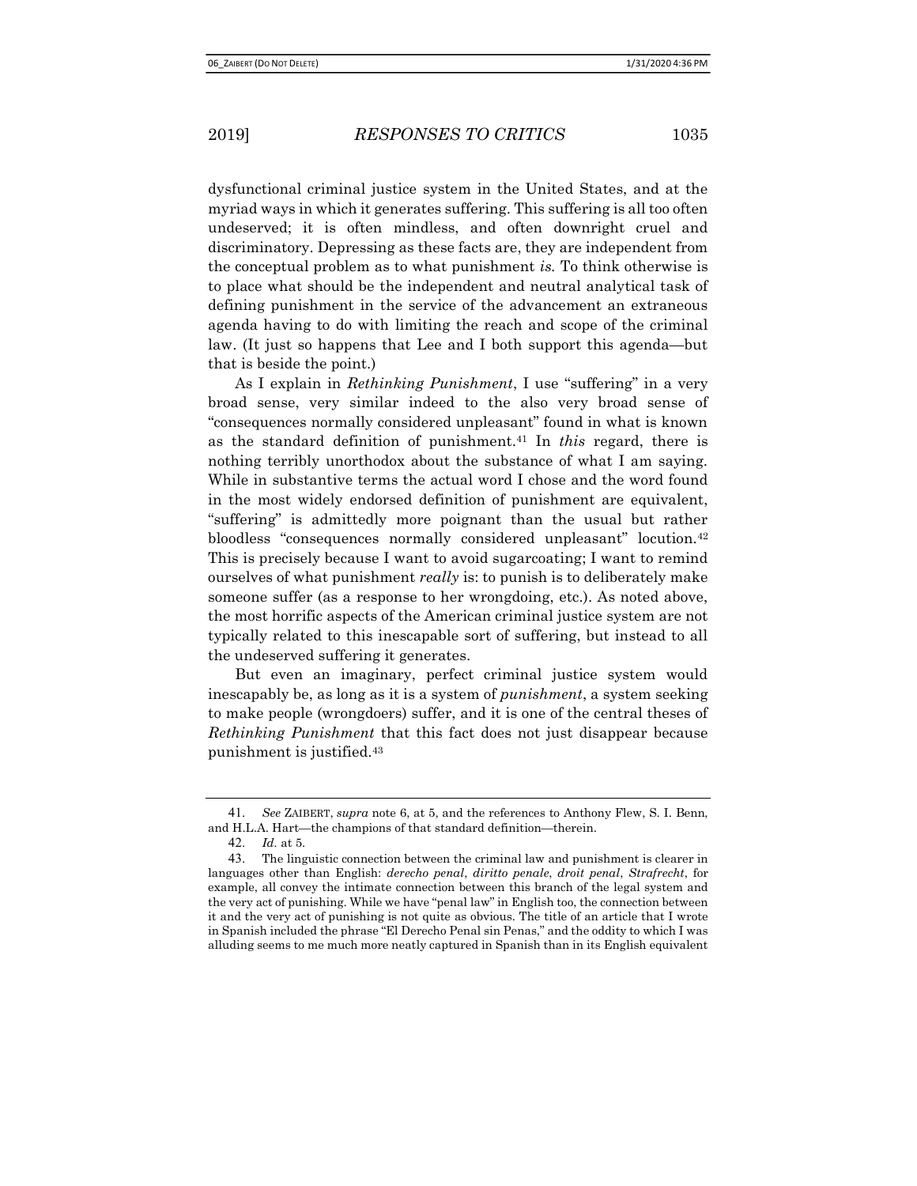dysfunctional criminal justice system in the United States, and at the myriad ways in which it generates suffering. This suffering is all too often undeserved; it is often mindless, and often downright cruel and discriminatory. Depressing as these facts are, they are independent from the conceptual problem as to what punishment *is.* To think otherwise is to place what should be the independent and neutral analytical task of defining punishment in the service of the advancement an extraneous agenda having to do with limiting the reach and scope of the criminal law. (It just so happens that Lee and I both support this agenda—but that is beside the point.)

As I explain in *Rethinking Punishment*, I use "suffering" in a very broad sense, very similar indeed to the also very broad sense of "consequences normally considered unpleasant" found in what is known as the standard definition of punishment.[41] In *this* regard, there is nothing terribly unorthodox about the substance of what I am saying. While in substantive terms the actual word I chose and the word found in the most widely endorsed definition of punishment are equivalent, "suffering" is admittedly more poignant than the usual but rather bloodless "consequences normally considered unpleasant" locution.[42] This is precisely because I want to avoid sugarcoating; I want to remind ourselves of what punishment *really* is: to punish is to deliberately make someone suffer (as a response to her wrongdoing, etc.). As noted above, the most horrific aspects of the American criminal justice system are not typically related to this inescapable sort of suffering, but instead to all the undeserved suffering it generates.

But even an imaginary, perfect criminal justice system would inescapably be, as long as it is a system of *punishment*, a system seeking to make people (wrongdoers) suffer, and it is one of the central theses of *Rethinking Punishment* that this fact does not just disappear because punishment is justified.[43]

---

41. *See* ZAIBERT, *supra* note 6, at 5, and the references to Anthony Flew, S. I. Benn, and H.L.A. Hart—the champions of that standard definition—therein.

42. *Id.* at 5.

43. The linguistic connection between the criminal law and punishment is clearer in languages other than English: *derecho penal*, *diritto penale*, *droit penal*, *Strafrecht*, for example, all convey the intimate connection between this branch of the legal system and the very act of punishing. While we have "penal law" in English too, the connection between it and the very act of punishing is not quite as obvious. The title of an article that I wrote in Spanish included the phrase "El Derecho Penal sin Penas," and the oddity to which I was alluding seems to me much more neatly captured in Spanish than in its English equivalent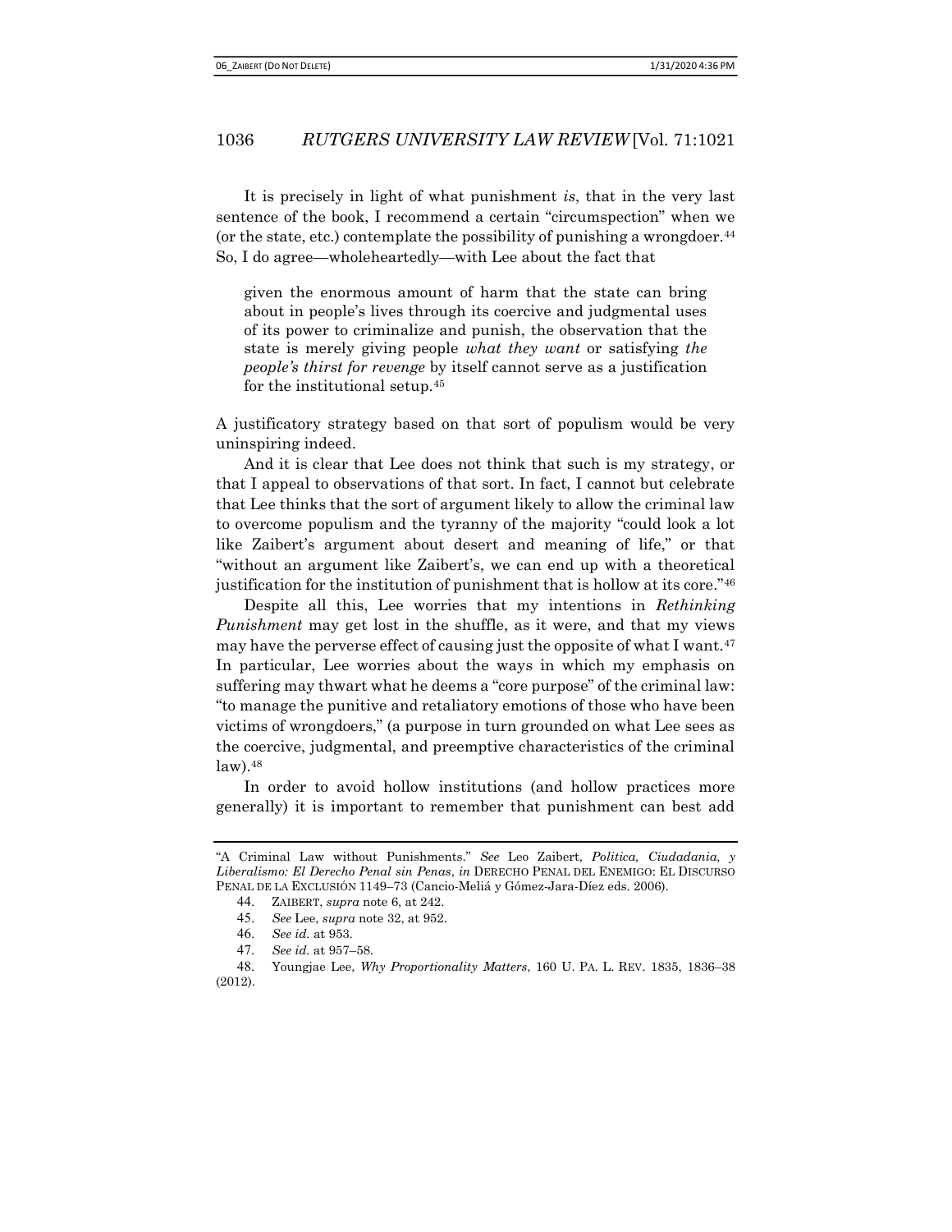It is precisely in light of what punishment *is*, that in the very last sentence of the book, I recommend a certain "circumspection" when we (or the state, etc.) contemplate the possibility of punishing a wrongdoer.[44] So, I do agree—wholeheartedly—with Lee about the fact that

> given the enormous amount of harm that the state can bring about in people's lives through its coercive and judgmental uses of its power to criminalize and punish, the observation that the state is merely giving people *what they want* or satisfying *the people's thirst for revenge* by itself cannot serve as a justification for the institutional setup.[45]

A justificatory strategy based on that sort of populism would be very uninspiring indeed.

And it is clear that Lee does not think that such is my strategy, or that I appeal to observations of that sort. In fact, I cannot but celebrate that Lee thinks that the sort of argument likely to allow the criminal law to overcome populism and the tyranny of the majority "could look a lot like Zaibert's argument about desert and meaning of life," or that "without an argument like Zaibert's, we can end up with a theoretical justification for the institution of punishment that is hollow at its core."[46]

Despite all this, Lee worries that my intentions in *Rethinking Punishment* may get lost in the shuffle, as it were, and that my views may have the perverse effect of causing just the opposite of what I want.[47] In particular, Lee worries about the ways in which my emphasis on suffering may thwart what he deems a "core purpose" of the criminal law: "to manage the punitive and retaliatory emotions of those who have been victims of wrongdoers," (a purpose in turn grounded on what Lee sees as the coercive, judgmental, and preemptive characteristics of the criminal law).[48]

In order to avoid hollow institutions (and hollow practices more generally) it is important to remember that punishment can best add

---

"A Criminal Law without Punishments." *See* Leo Zaibert, *Politica, Ciudadania, y Liberalismo: El Derecho Penal sin Penas*, *in* DERECHO PENAL DEL ENEMIGO: EL DISCURSO PENAL DE LA EXCLUSIÓN 1149–73 (Cancio-Meliá y Gómez-Jara-Díez eds. 2006).

44. ZAIBERT, *supra* note 6, at 242.

45. *See* Lee, *supra* note 32, at 952.

46. *See id.* at 953.

47. *See id.* at 957–58.

48. Youngjae Lee, *Why Proportionality Matters*, 160 U. PA. L. REV. 1835, 1836–38 (2012).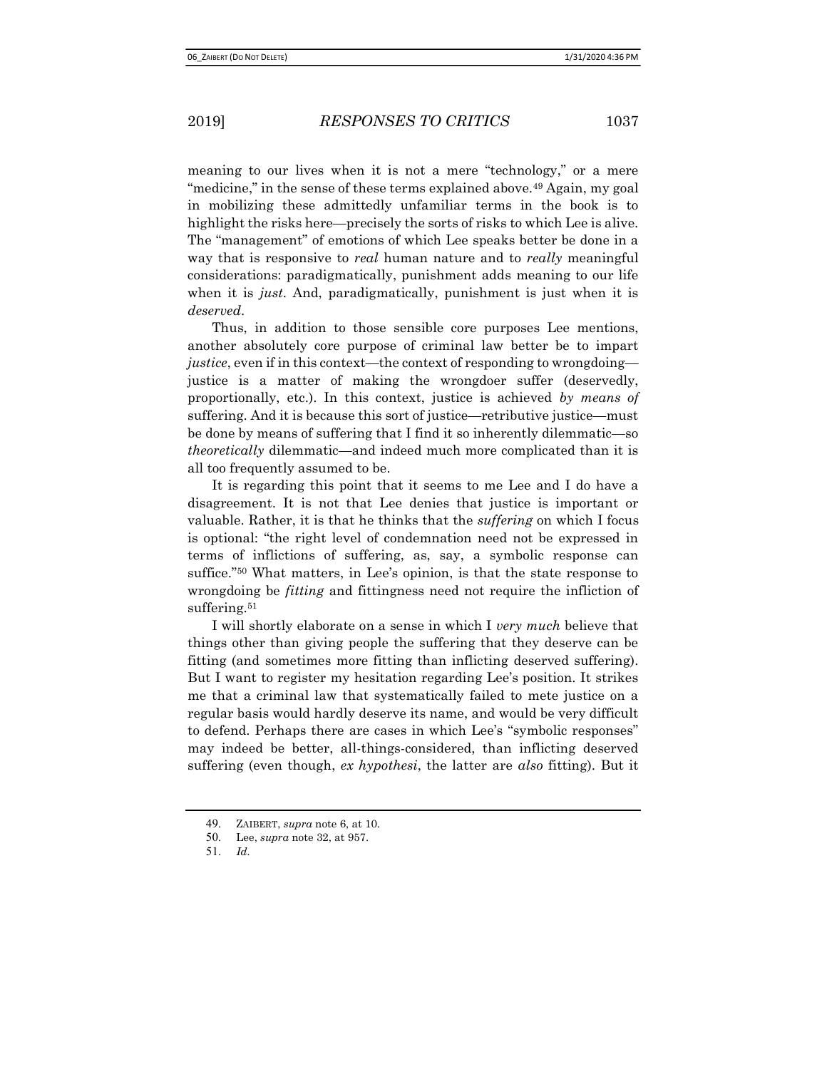meaning to our lives when it is not a mere "technology," or a mere "medicine," in the sense of these terms explained above.[49] Again, my goal in mobilizing these admittedly unfamiliar terms in the book is to highlight the risks here—precisely the sorts of risks to which Lee is alive. The "management" of emotions of which Lee speaks better be done in a way that is responsive to *real* human nature and to *really* meaningful considerations: paradigmatically, punishment adds meaning to our life when it is *just*. And, paradigmatically, punishment is just when it is *deserved*.

Thus, in addition to those sensible core purposes Lee mentions, another absolutely core purpose of criminal law better be to impart *justice*, even if in this context—the context of responding to wrongdoing—justice is a matter of making the wrongdoer suffer (deservedly, proportionally, etc.). In this context, justice is achieved *by means of* suffering. And it is because this sort of justice—retributive justice—must be done by means of suffering that I find it so inherently dilemmatic—so *theoretically* dilemmatic—and indeed much more complicated than it is all too frequently assumed to be.

It is regarding this point that it seems to me Lee and I do have a disagreement. It is not that Lee denies that justice is important or valuable. Rather, it is that he thinks that the *suffering* on which I focus is optional: "the right level of condemnation need not be expressed in terms of inflictions of suffering, as, say, a symbolic response can suffice."[50] What matters, in Lee's opinion, is that the state response to wrongdoing be *fitting* and fittingness need not require the infliction of suffering.[51]

I will shortly elaborate on a sense in which I *very much* believe that things other than giving people the suffering that they deserve can be fitting (and sometimes more fitting than inflicting deserved suffering). But I want to register my hesitation regarding Lee's position. It strikes me that a criminal law that systematically failed to mete justice on a regular basis would hardly deserve its name, and would be very difficult to defend. Perhaps there are cases in which Lee's "symbolic responses" may indeed be better, all-things-considered, than inflicting deserved suffering (even though, *ex hypothesi*, the latter are *also* fitting). But it

---

49. ZAIBERT, *supra* note 6, at 10.

50. Lee, *supra* note 32, at 957.

51. *Id.*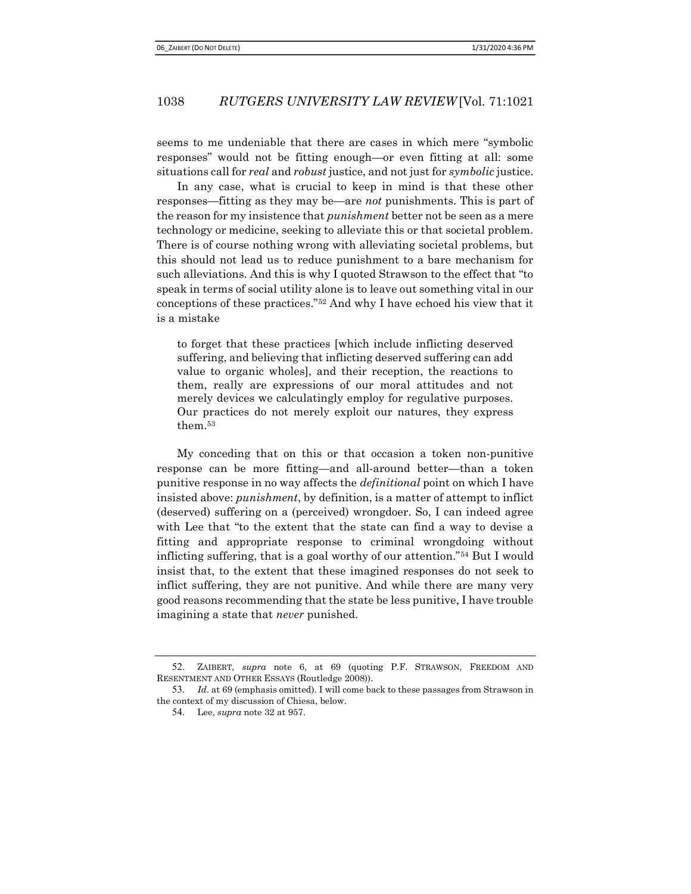seems to me undeniable that there are cases in which mere "symbolic responses" would not be fitting enough—or even fitting at all: some situations call for *real* and *robust* justice, and not just for *symbolic* justice.

In any case, what is crucial to keep in mind is that these other responses—fitting as they may be—are *not* punishments. This is part of the reason for my insistence that *punishment* better not be seen as a mere technology or medicine, seeking to alleviate this or that societal problem. There is of course nothing wrong with alleviating societal problems, but this should not lead us to reduce punishment to a bare mechanism for such alleviations. And this is why I quoted Strawson to the effect that "to speak in terms of social utility alone is to leave out something vital in our conceptions of these practices."[52] And why I have echoed his view that it is a mistake

> to forget that these practices [which include inflicting deserved suffering, and believing that inflicting deserved suffering can add value to organic wholes], and their reception, the reactions to them, really are expressions of our moral attitudes and not merely devices we calculatingly employ for regulative purposes. Our practices do not merely exploit our natures, they express them.[53]

My conceding that on this or that occasion a token non-punitive response can be more fitting—and all-around better—than a token punitive response in no way affects the *definitional* point on which I have insisted above: *punishment*, by definition, is a matter of attempt to inflict (deserved) suffering on a (perceived) wrongdoer. So, I can indeed agree with Lee that "to the extent that the state can find a way to devise a fitting and appropriate response to criminal wrongdoing without inflicting suffering, that is a goal worthy of our attention."[54] But I would insist that, to the extent that these imagined responses do not seek to inflict suffering, they are not punitive. And while there are many very good reasons recommending that the state be less punitive, I have trouble imagining a state that *never* punished.

---

52. ZAIBERT, *supra* note 6, at 69 (quoting P.F. STRAWSON, FREEDOM AND RESENTMENT AND OTHER ESSAYS (Routledge 2008)).

53. *Id*. at 69 (emphasis omitted). I will come back to these passages from Strawson in the context of my discussion of Chiesa, below.

54. Lee, *supra* note 32 at 957.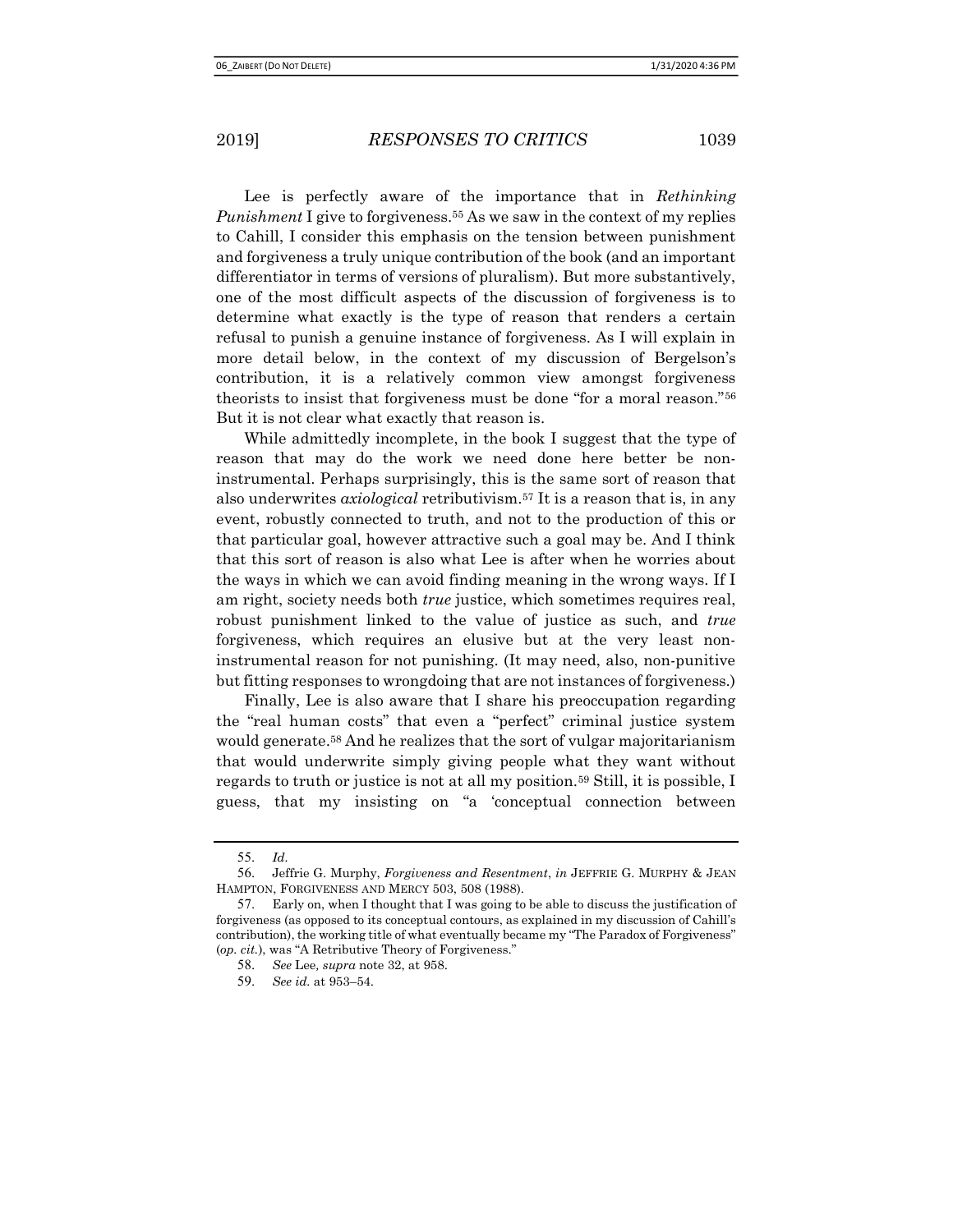Lee is perfectly aware of the importance that in *Rethinking Punishment* I give to forgiveness.[55] As we saw in the context of my replies to Cahill, I consider this emphasis on the tension between punishment and forgiveness a truly unique contribution of the book (and an important differentiator in terms of versions of pluralism). But more substantively, one of the most difficult aspects of the discussion of forgiveness is to determine what exactly is the type of reason that renders a certain refusal to punish a genuine instance of forgiveness. As I will explain in more detail below, in the context of my discussion of Bergelson's contribution, it is a relatively common view amongst forgiveness theorists to insist that forgiveness must be done "for a moral reason."[56] But it is not clear what exactly that reason is.

While admittedly incomplete, in the book I suggest that the type of reason that may do the work we need done here better be non-instrumental. Perhaps surprisingly, this is the same sort of reason that also underwrites *axiological* retributivism.[57] It is a reason that is, in any event, robustly connected to truth, and not to the production of this or that particular goal, however attractive such a goal may be. And I think that this sort of reason is also what Lee is after when he worries about the ways in which we can avoid finding meaning in the wrong ways. If I am right, society needs both *true* justice, which sometimes requires real, robust punishment linked to the value of justice as such, and *true* forgiveness, which requires an elusive but at the very least non-instrumental reason for not punishing. (It may need, also, non-punitive but fitting responses to wrongdoing that are not instances of forgiveness.)

Finally, Lee is also aware that I share his preoccupation regarding the "real human costs" that even a "perfect" criminal justice system would generate.[58] And he realizes that the sort of vulgar majoritarianism that would underwrite simply giving people what they want without regards to truth or justice is not at all my position.[59] Still, it is possible, I guess, that my insisting on "a 'conceptual connection between

---

55. *Id.*

56. Jeffrie G. Murphy, *Forgiveness and Resentment*, *in* JEFFRIE G. MURPHY & JEAN HAMPTON, FORGIVENESS AND MERCY 503, 508 (1988).

57. Early on, when I thought that I was going to be able to discuss the justification of forgiveness (as opposed to its conceptual contours, as explained in my discussion of Cahill's contribution), the working title of what eventually became my "The Paradox of Forgiveness" (*op. cit.*), was "A Retributive Theory of Forgiveness."

58. *See* Lee, *supra* note 32, at 958.

59. *See id.* at 953–54.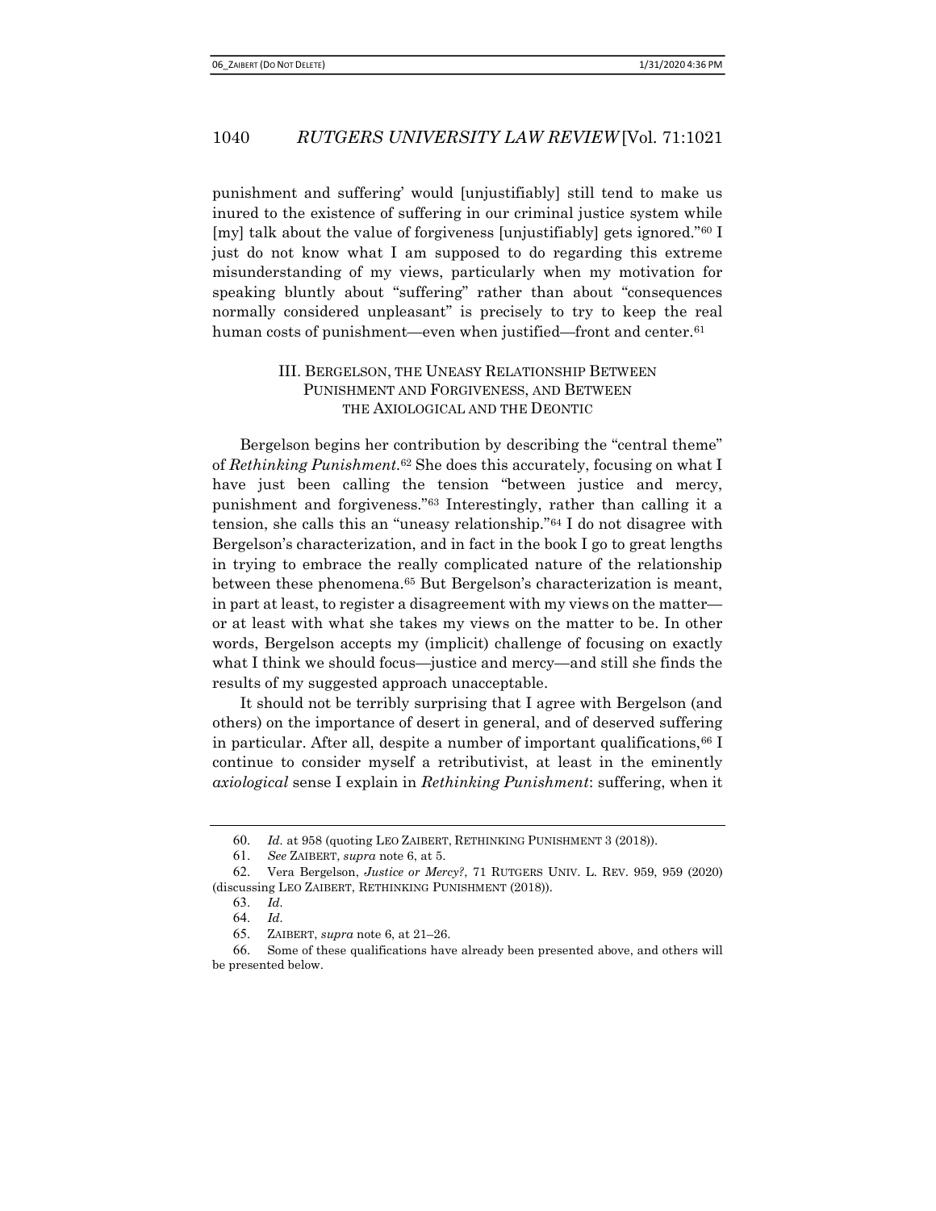punishment and suffering' would [unjustifiably] still tend to make us inured to the existence of suffering in our criminal justice system while [my] talk about the value of forgiveness [unjustifiably] gets ignored."[60] I just do not know what I am supposed to do regarding this extreme misunderstanding of my views, particularly when my motivation for speaking bluntly about "suffering" rather than about "consequences normally considered unpleasant" is precisely to try to keep the real human costs of punishment—even when justified—front and center.[61]

### III. BERGELSON, THE UNEASY RELATIONSHIP BETWEEN PUNISHMENT AND FORGIVENESS, AND BETWEEN THE AXIOLOGICAL AND THE DEONTIC

Bergelson begins her contribution by describing the "central theme" of *Rethinking Punishment*.[62] She does this accurately, focusing on what I have just been calling the tension "between justice and mercy, punishment and forgiveness."[63] Interestingly, rather than calling it a tension, she calls this an "uneasy relationship."[64] I do not disagree with Bergelson's characterization, and in fact in the book I go to great lengths in trying to embrace the really complicated nature of the relationship between these phenomena.[65] But Bergelson's characterization is meant, in part at least, to register a disagreement with my views on the matter—or at least with what she takes my views on the matter to be. In other words, Bergelson accepts my (implicit) challenge of focusing on exactly what I think we should focus—justice and mercy—and still she finds the results of my suggested approach unacceptable.

It should not be terribly surprising that I agree with Bergelson (and others) on the importance of desert in general, and of deserved suffering in particular. After all, despite a number of important qualifications,[66] I continue to consider myself a retributivist, at least in the eminently *axiological* sense I explain in *Rethinking Punishment*: suffering, when it

---

60. *Id.* at 958 (quoting LEO ZAIBERT, RETHINKING PUNISHMENT 3 (2018)).

61. *See* ZAIBERT, *supra* note 6, at 5.

62. Vera Bergelson, *Justice or Mercy?*, 71 RUTGERS UNIV. L. REV. 959, 959 (2020) (discussing LEO ZAIBERT, RETHINKING PUNISHMENT (2018)).

63. *Id.*

64. *Id.*

65. ZAIBERT, *supra* note 6, at 21–26.

66. Some of these qualifications have already been presented above, and others will be presented below.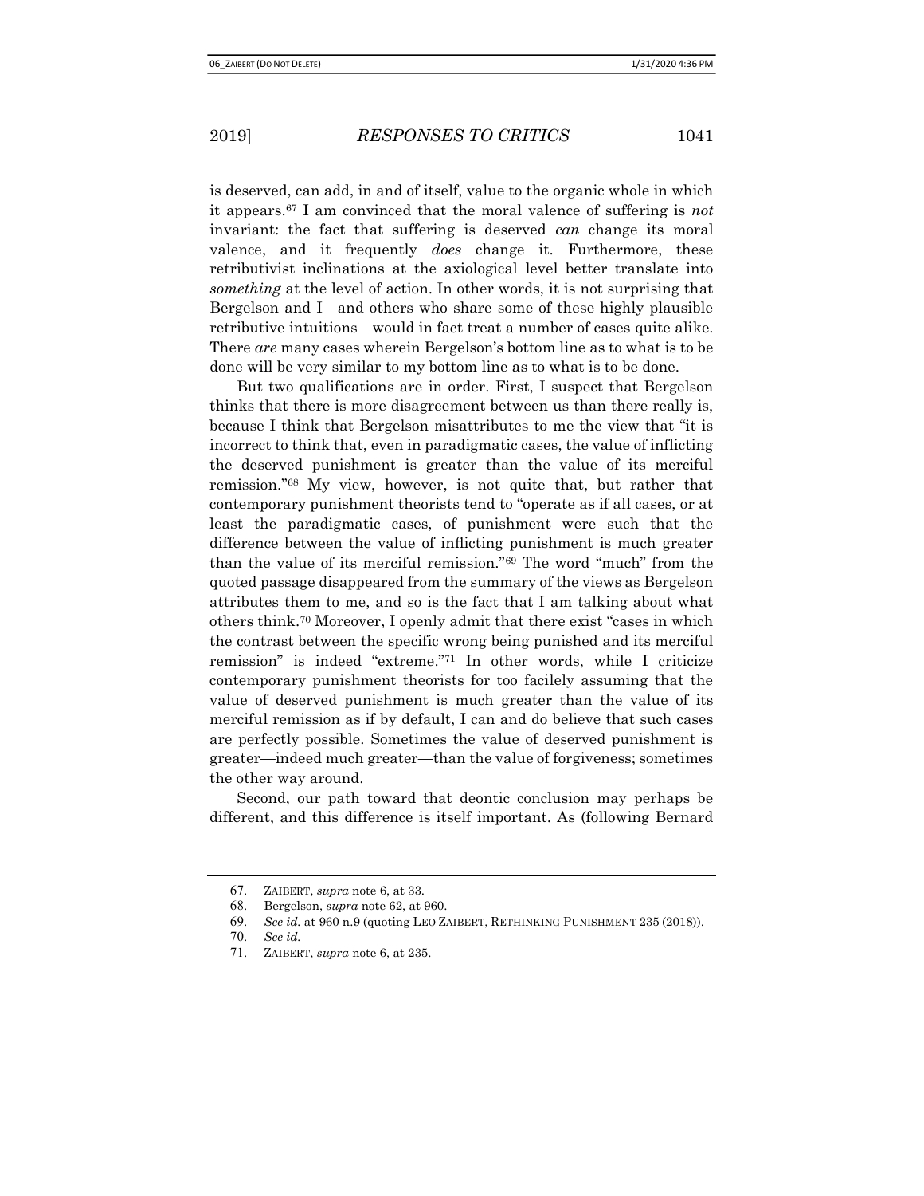is deserved, can add, in and of itself, value to the organic whole in which it appears.[67] I am convinced that the moral valence of suffering is *not* invariant: the fact that suffering is deserved *can* change its moral valence, and it frequently *does* change it. Furthermore, these retributivist inclinations at the axiological level better translate into *something* at the level of action. In other words, it is not surprising that Bergelson and I—and others who share some of these highly plausible retributive intuitions—would in fact treat a number of cases quite alike. There *are* many cases wherein Bergelson's bottom line as to what is to be done will be very similar to my bottom line as to what is to be done.

But two qualifications are in order. First, I suspect that Bergelson thinks that there is more disagreement between us than there really is, because I think that Bergelson misattributes to me the view that "it is incorrect to think that, even in paradigmatic cases, the value of inflicting the deserved punishment is greater than the value of its merciful remission."[68] My view, however, is not quite that, but rather that contemporary punishment theorists tend to "operate as if all cases, or at least the paradigmatic cases, of punishment were such that the difference between the value of inflicting punishment is much greater than the value of its merciful remission."[69] The word "much" from the quoted passage disappeared from the summary of the views as Bergelson attributes them to me, and so is the fact that I am talking about what others think.[70] Moreover, I openly admit that there exist "cases in which the contrast between the specific wrong being punished and its merciful remission" is indeed "extreme."[71] In other words, while I criticize contemporary punishment theorists for too facilely assuming that the value of deserved punishment is much greater than the value of its merciful remission as if by default, I can and do believe that such cases are perfectly possible. Sometimes the value of deserved punishment is greater—indeed much greater—than the value of forgiveness; sometimes the other way around.

Second, our path toward that deontic conclusion may perhaps be different, and this difference is itself important. As (following Bernard

---

67. ZAIBERT, *supra* note 6, at 33.

68. Bergelson, *supra* note 62, at 960.

69. *See id.* at 960 n.9 (quoting LEO ZAIBERT, RETHINKING PUNISHMENT 235 (2018)).

70. *See id.*

71. ZAIBERT, *supra* note 6, at 235.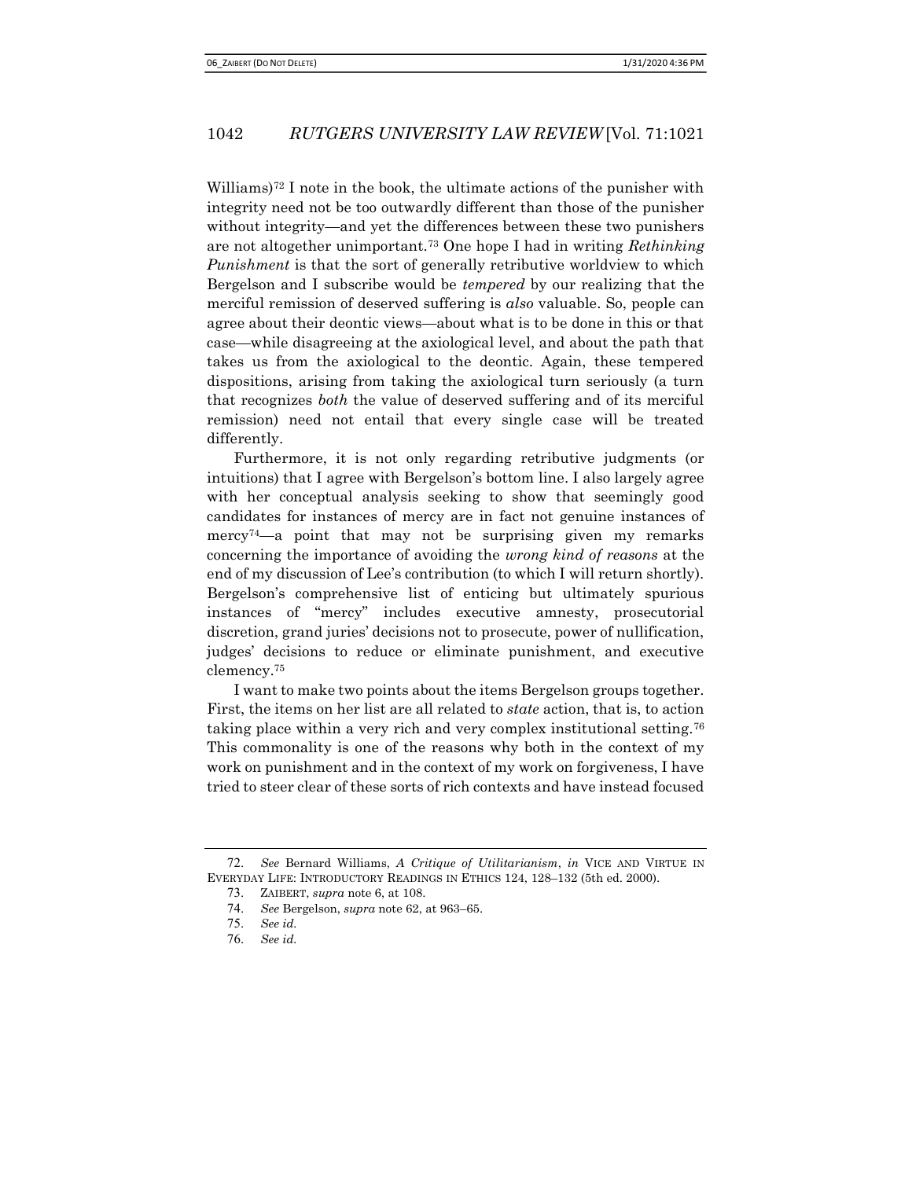Williams)[72] I note in the book, the ultimate actions of the punisher with integrity need not be too outwardly different than those of the punisher without integrity—and yet the differences between these two punishers are not altogether unimportant.[73] One hope I had in writing *Rethinking Punishment* is that the sort of generally retributive worldview to which Bergelson and I subscribe would be *tempered* by our realizing that the merciful remission of deserved suffering is *also* valuable. So, people can agree about their deontic views—about what is to be done in this or that case—while disagreeing at the axiological level, and about the path that takes us from the axiological to the deontic. Again, these tempered dispositions, arising from taking the axiological turn seriously (a turn that recognizes *both* the value of deserved suffering and of its merciful remission) need not entail that every single case will be treated differently.

Furthermore, it is not only regarding retributive judgments (or intuitions) that I agree with Bergelson's bottom line. I also largely agree with her conceptual analysis seeking to show that seemingly good candidates for instances of mercy are in fact not genuine instances of mercy[74]—a point that may not be surprising given my remarks concerning the importance of avoiding the *wrong kind of reasons* at the end of my discussion of Lee's contribution (to which I will return shortly). Bergelson's comprehensive list of enticing but ultimately spurious instances of "mercy" includes executive amnesty, prosecutorial discretion, grand juries' decisions not to prosecute, power of nullification, judges' decisions to reduce or eliminate punishment, and executive clemency.[75]

I want to make two points about the items Bergelson groups together. First, the items on her list are all related to *state* action, that is, to action taking place within a very rich and very complex institutional setting.[76] This commonality is one of the reasons why both in the context of my work on punishment and in the context of my work on forgiveness, I have tried to steer clear of these sorts of rich contexts and have instead focused

---

72. *See* Bernard Williams, *A Critique of Utilitarianism*, *in* VICE AND VIRTUE IN EVERYDAY LIFE: INTRODUCTORY READINGS IN ETHICS 124, 128–132 (5th ed. 2000).

73. ZAIBERT, *supra* note 6, at 108.

74. *See* Bergelson, *supra* note 62, at 963–65.

75. *See id.*

76. *See id.*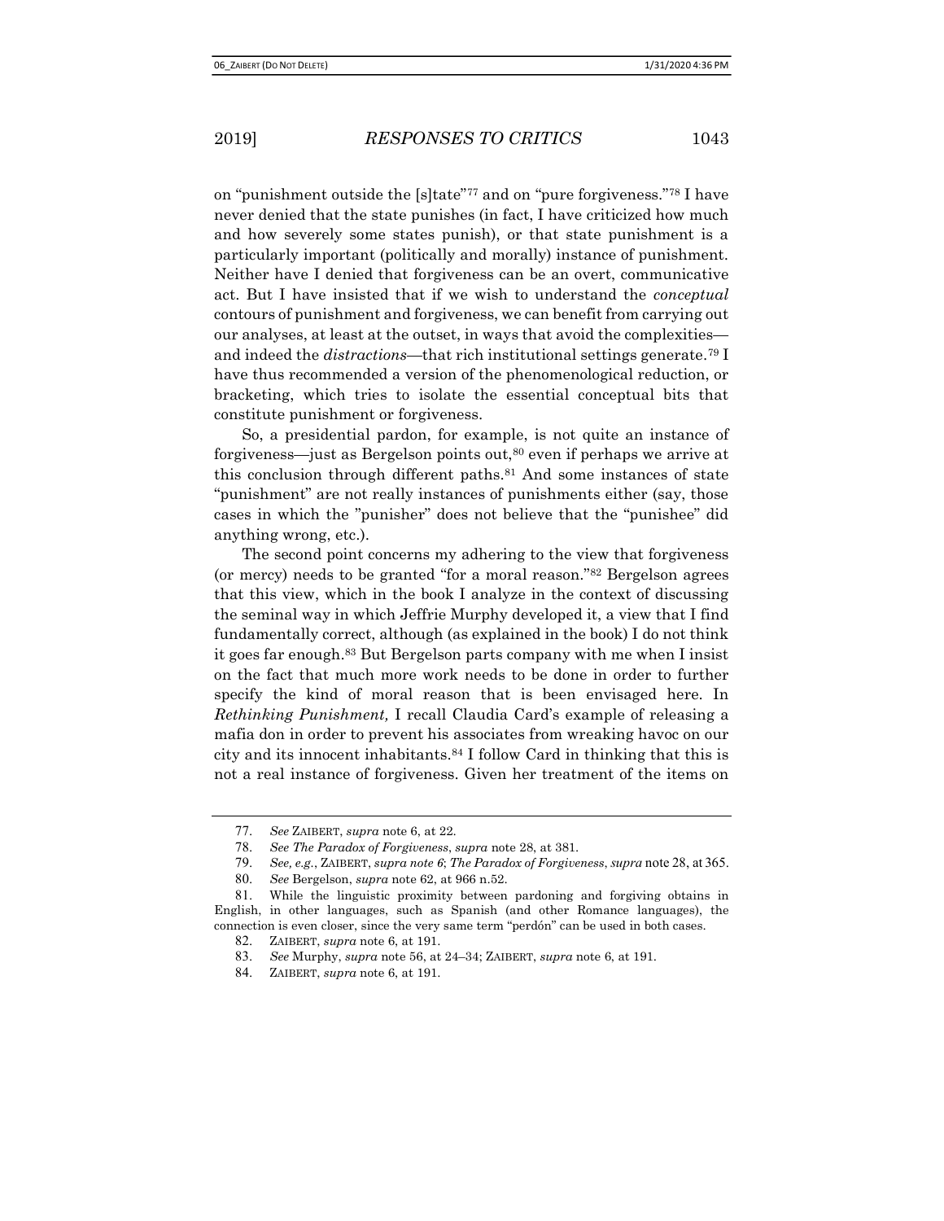on "punishment outside the [s]tate"[77] and on "pure forgiveness."[78] I have never denied that the state punishes (in fact, I have criticized how much and how severely some states punish), or that state punishment is a particularly important (politically and morally) instance of punishment. Neither have I denied that forgiveness can be an overt, communicative act. But I have insisted that if we wish to understand the *conceptual* contours of punishment and forgiveness, we can benefit from carrying out our analyses, at least at the outset, in ways that avoid the complexities—and indeed the *distractions*—that rich institutional settings generate.[79] I have thus recommended a version of the phenomenological reduction, or bracketing, which tries to isolate the essential conceptual bits that constitute punishment or forgiveness.

So, a presidential pardon, for example, is not quite an instance of forgiveness—just as Bergelson points out,[80] even if perhaps we arrive at this conclusion through different paths.[81] And some instances of state "punishment" are not really instances of punishments either (say, those cases in which the "punisher" does not believe that the "punishee" did anything wrong, etc.).

The second point concerns my adhering to the view that forgiveness (or mercy) needs to be granted "for a moral reason."[82] Bergelson agrees that this view, which in the book I analyze in the context of discussing the seminal way in which Jeffrie Murphy developed it, a view that I find fundamentally correct, although (as explained in the book) I do not think it goes far enough.[83] But Bergelson parts company with me when I insist on the fact that much more work needs to be done in order to further specify the kind of moral reason that is been envisaged here. In *Rethinking Punishment,* I recall Claudia Card's example of releasing a mafia don in order to prevent his associates from wreaking havoc on our city and its innocent inhabitants.[84] I follow Card in thinking that this is not a real instance of forgiveness. Given her treatment of the items on

---

77. *See* ZAIBERT, *supra* note 6, at 22.

78. *See The Paradox of Forgiveness*, *supra* note 28, at 381.

79. *See, e.g.*, ZAIBERT, *supra note 6*; *The Paradox of Forgiveness*, *supra* note 28, at 365.

80. *See* Bergelson, *supra* note 62, at 966 n.52.

81. While the linguistic proximity between pardoning and forgiving obtains in English, in other languages, such as Spanish (and other Romance languages), the connection is even closer, since the very same term "perdón" can be used in both cases.

82. ZAIBERT, *supra* note 6, at 191.

83. *See* Murphy, *supra* note 56, at 24–34; ZAIBERT, *supra* note 6, at 191.

84. ZAIBERT, *supra* note 6, at 191.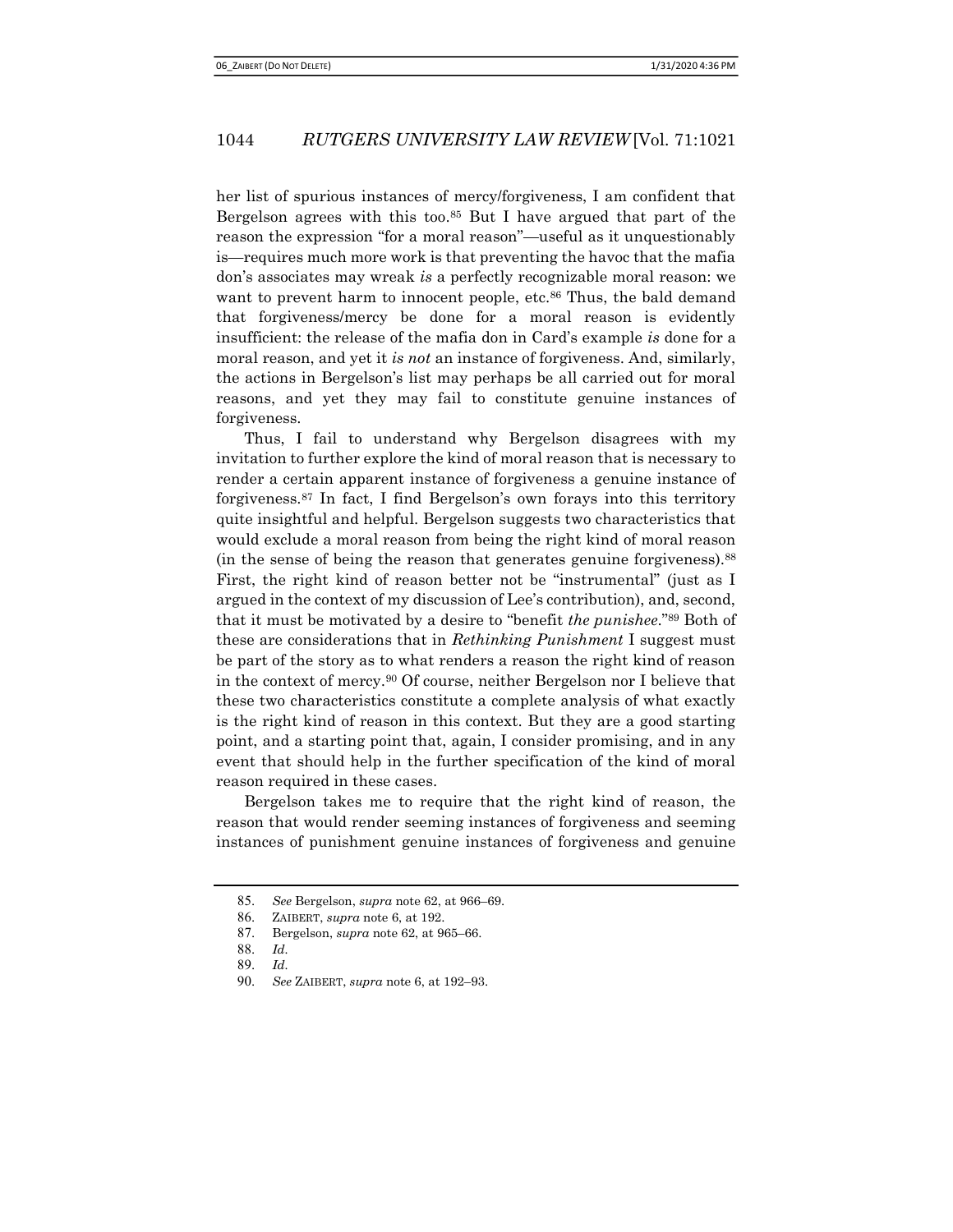her list of spurious instances of mercy/forgiveness, I am confident that Bergelson agrees with this too.[85] But I have argued that part of the reason the expression "for a moral reason"—useful as it unquestionably is—requires much more work is that preventing the havoc that the mafia don's associates may wreak *is* a perfectly recognizable moral reason: we want to prevent harm to innocent people, etc.[86] Thus, the bald demand that forgiveness/mercy be done for a moral reason is evidently insufficient: the release of the mafia don in Card's example *is* done for a moral reason, and yet it *is not* an instance of forgiveness. And, similarly, the actions in Bergelson's list may perhaps be all carried out for moral reasons, and yet they may fail to constitute genuine instances of forgiveness.

Thus, I fail to understand why Bergelson disagrees with my invitation to further explore the kind of moral reason that is necessary to render a certain apparent instance of forgiveness a genuine instance of forgiveness.[87] In fact, I find Bergelson's own forays into this territory quite insightful and helpful. Bergelson suggests two characteristics that would exclude a moral reason from being the right kind of moral reason (in the sense of being the reason that generates genuine forgiveness).[88] First, the right kind of reason better not be "instrumental" (just as I argued in the context of my discussion of Lee's contribution), and, second, that it must be motivated by a desire to "benefit *the punishee*."[89] Both of these are considerations that in *Rethinking Punishment* I suggest must be part of the story as to what renders a reason the right kind of reason in the context of mercy.[90] Of course, neither Bergelson nor I believe that these two characteristics constitute a complete analysis of what exactly is the right kind of reason in this context. But they are a good starting point, and a starting point that, again, I consider promising, and in any event that should help in the further specification of the kind of moral reason required in these cases.

Bergelson takes me to require that the right kind of reason, the reason that would render seeming instances of forgiveness and seeming instances of punishment genuine instances of forgiveness and genuine

---

85. *See* Bergelson, *supra* note 62, at 966–69.

86. ZAIBERT, *supra* note 6, at 192.

87. Bergelson, *supra* note 62, at 965–66.

88. *Id.*

89. *Id.*

90. *See* ZAIBERT, *supra* note 6, at 192–93.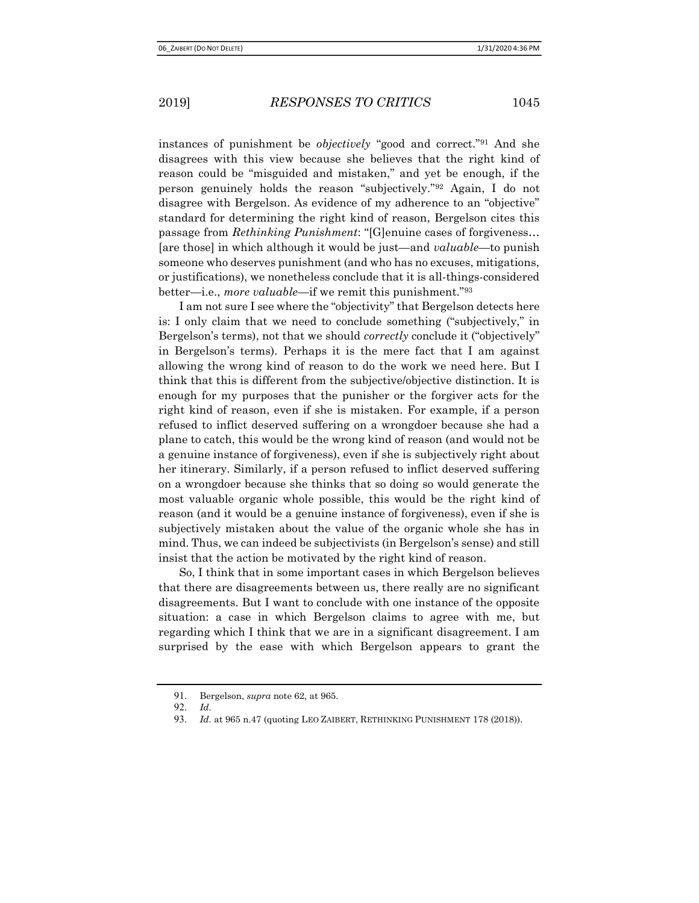instances of punishment be *objectively* "good and correct."[91] And she disagrees with this view because she believes that the right kind of reason could be "misguided and mistaken," and yet be enough, if the person genuinely holds the reason "subjectively."[92] Again, I do not disagree with Bergelson. As evidence of my adherence to an "objective" standard for determining the right kind of reason, Bergelson cites this passage from *Rethinking Punishment*: "[G]enuine cases of forgiveness… [are those] in which although it would be just—and *valuable*—to punish someone who deserves punishment (and who has no excuses, mitigations, or justifications), we nonetheless conclude that it is all-things-considered better—i.e., *more valuable*—if we remit this punishment."[93]

I am not sure I see where the "objectivity" that Bergelson detects here is: I only claim that we need to conclude something ("subjectively," in Bergelson's terms), not that we should *correctly* conclude it ("objectively" in Bergelson's terms). Perhaps it is the mere fact that I am against allowing the wrong kind of reason to do the work we need here. But I think that this is different from the subjective/objective distinction. It is enough for my purposes that the punisher or the forgiver acts for the right kind of reason, even if she is mistaken. For example, if a person refused to inflict deserved suffering on a wrongdoer because she had a plane to catch, this would be the wrong kind of reason (and would not be a genuine instance of forgiveness), even if she is subjectively right about her itinerary. Similarly, if a person refused to inflict deserved suffering on a wrongdoer because she thinks that so doing so would generate the most valuable organic whole possible, this would be the right kind of reason (and it would be a genuine instance of forgiveness), even if she is subjectively mistaken about the value of the organic whole she has in mind. Thus, we can indeed be subjectivists (in Bergelson's sense) and still insist that the action be motivated by the right kind of reason.

So, I think that in some important cases in which Bergelson believes that there are disagreements between us, there really are no significant disagreements. But I want to conclude with one instance of the opposite situation: a case in which Bergelson claims to agree with me, but regarding which I think that we are in a significant disagreement. I am surprised by the ease with which Bergelson appears to grant the

---

91. Bergelson, *supra* note 62, at 965.

92. *Id.*

93. *Id.* at 965 n.47 (quoting LEO ZAIBERT, RETHINKING PUNISHMENT 178 (2018)).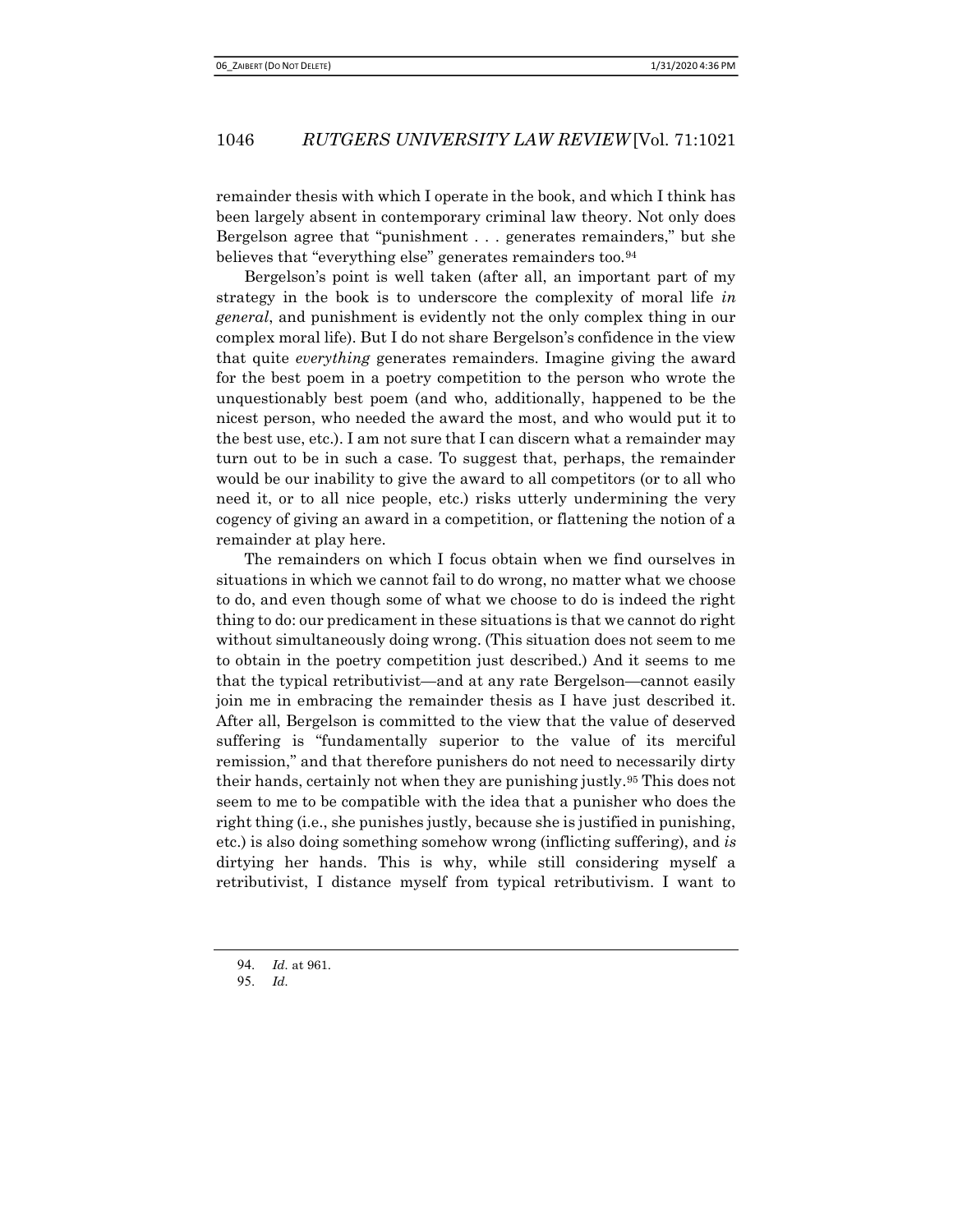remainder thesis with which I operate in the book, and which I think has been largely absent in contemporary criminal law theory. Not only does Bergelson agree that "punishment . . . generates remainders," but she believes that "everything else" generates remainders too.[94]

Bergelson's point is well taken (after all, an important part of my strategy in the book is to underscore the complexity of moral life *in general*, and punishment is evidently not the only complex thing in our complex moral life). But I do not share Bergelson's confidence in the view that quite *everything* generates remainders. Imagine giving the award for the best poem in a poetry competition to the person who wrote the unquestionably best poem (and who, additionally, happened to be the nicest person, who needed the award the most, and who would put it to the best use, etc.). I am not sure that I can discern what a remainder may turn out to be in such a case. To suggest that, perhaps, the remainder would be our inability to give the award to all competitors (or to all who need it, or to all nice people, etc.) risks utterly undermining the very cogency of giving an award in a competition, or flattening the notion of a remainder at play here.

The remainders on which I focus obtain when we find ourselves in situations in which we cannot fail to do wrong, no matter what we choose to do, and even though some of what we choose to do is indeed the right thing to do: our predicament in these situations is that we cannot do right without simultaneously doing wrong. (This situation does not seem to me to obtain in the poetry competition just described.) And it seems to me that the typical retributivist—and at any rate Bergelson—cannot easily join me in embracing the remainder thesis as I have just described it. After all, Bergelson is committed to the view that the value of deserved suffering is "fundamentally superior to the value of its merciful remission," and that therefore punishers do not need to necessarily dirty their hands, certainly not when they are punishing justly.[95] This does not seem to me to be compatible with the idea that a punisher who does the right thing (i.e., she punishes justly, because she is justified in punishing, etc.) is also doing something somehow wrong (inflicting suffering), and *is* dirtying her hands. This is why, while still considering myself a retributivist, I distance myself from typical retributivism. I want to

---

94. *Id.* at 961.

95. *Id.*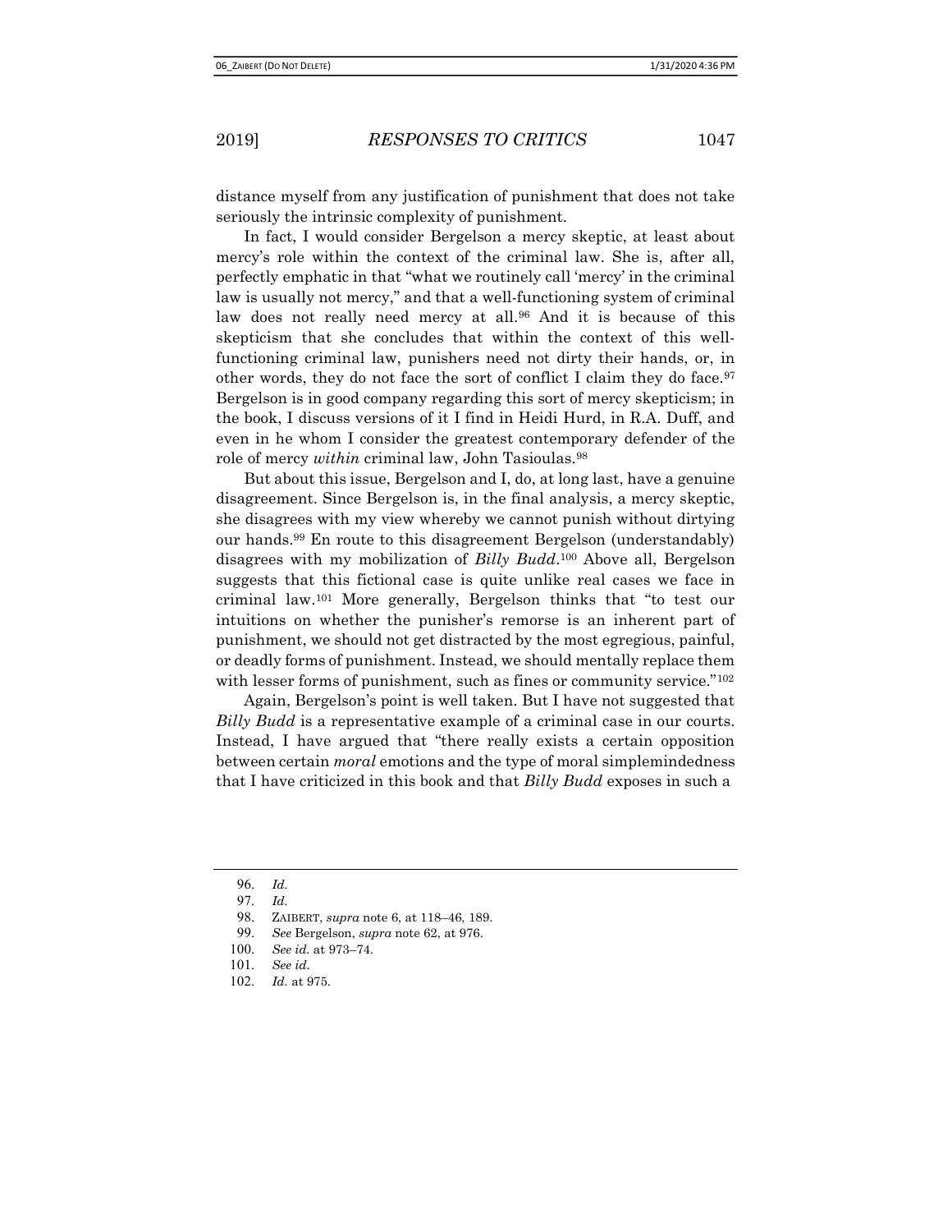distance myself from any justification of punishment that does not take seriously the intrinsic complexity of punishment.

In fact, I would consider Bergelson a mercy skeptic, at least about mercy's role within the context of the criminal law. She is, after all, perfectly emphatic in that "what we routinely call 'mercy' in the criminal law is usually not mercy," and that a well-functioning system of criminal law does not really need mercy at all.[96] And it is because of this skepticism that she concludes that within the context of this well-functioning criminal law, punishers need not dirty their hands, or, in other words, they do not face the sort of conflict I claim they do face.[97] Bergelson is in good company regarding this sort of mercy skepticism; in the book, I discuss versions of it I find in Heidi Hurd, in R.A. Duff, and even in he whom I consider the greatest contemporary defender of the role of mercy *within* criminal law, John Tasioulas.[98]

But about this issue, Bergelson and I, do, at long last, have a genuine disagreement. Since Bergelson is, in the final analysis, a mercy skeptic, she disagrees with my view whereby we cannot punish without dirtying our hands.[99] En route to this disagreement Bergelson (understandably) disagrees with my mobilization of *Billy Budd*.[100] Above all, Bergelson suggests that this fictional case is quite unlike real cases we face in criminal law.[101] More generally, Bergelson thinks that "to test our intuitions on whether the punisher's remorse is an inherent part of punishment, we should not get distracted by the most egregious, painful, or deadly forms of punishment. Instead, we should mentally replace them with lesser forms of punishment, such as fines or community service."[102]

Again, Bergelson's point is well taken. But I have not suggested that *Billy Budd* is a representative example of a criminal case in our courts. Instead, I have argued that "there really exists a certain opposition between certain *moral* emotions and the type of moral simplemindedness that I have criticized in this book and that *Billy Budd* exposes in such a

---

96. *Id.*

97. *Id.*

98. ZAIBERT, *supra* note 6, at 118–46, 189.

99. *See* Bergelson, *supra* note 62, at 976.

100. *See id.* at 973–74.

101. *See id.*

102. *Id.* at 975.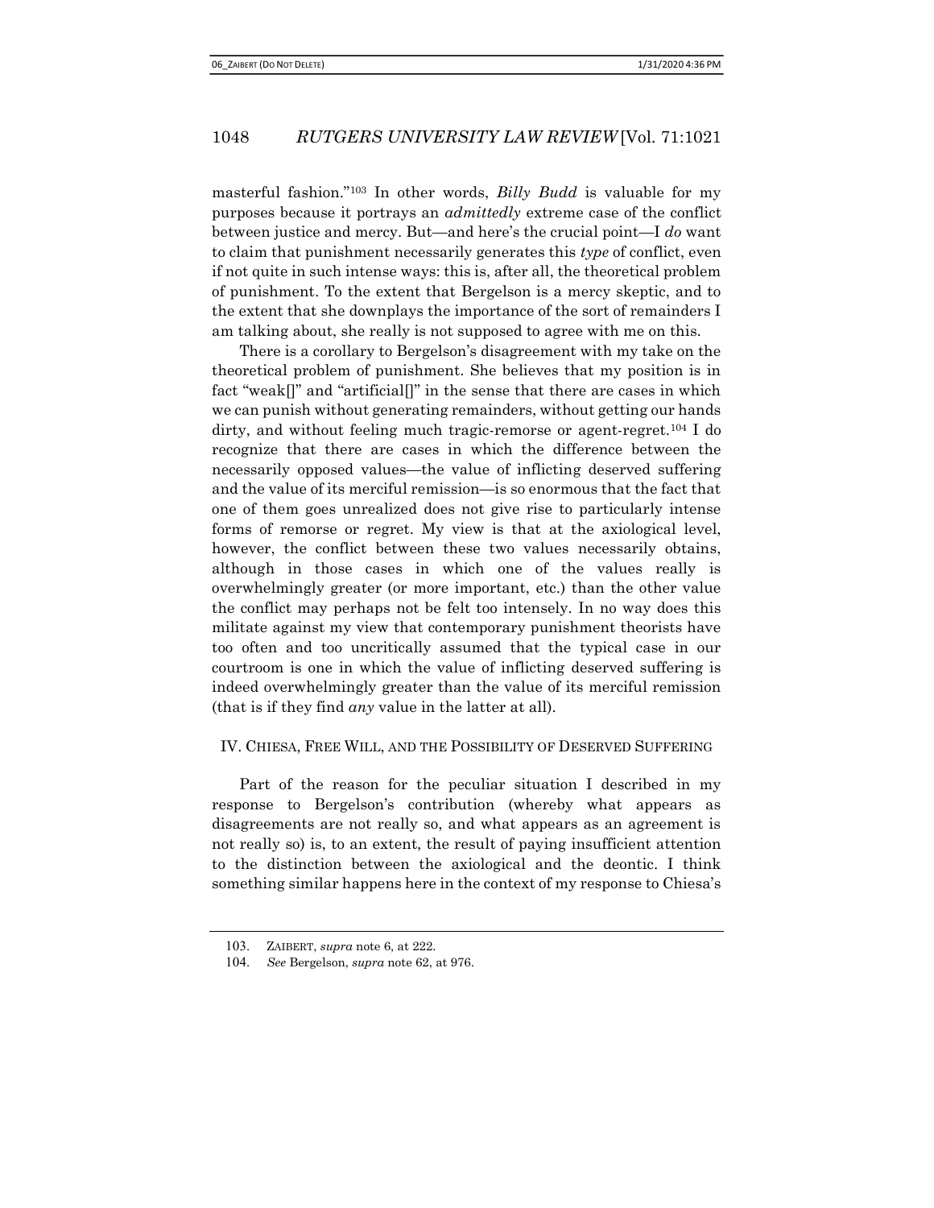masterful fashion."[103] In other words, *Billy Budd* is valuable for my purposes because it portrays an *admittedly* extreme case of the conflict between justice and mercy. But—and here's the crucial point—I *do* want to claim that punishment necessarily generates this *type* of conflict, even if not quite in such intense ways: this is, after all, the theoretical problem of punishment. To the extent that Bergelson is a mercy skeptic, and to the extent that she downplays the importance of the sort of remainders I am talking about, she really is not supposed to agree with me on this.

There is a corollary to Bergelson's disagreement with my take on the theoretical problem of punishment. She believes that my position is in fact "weak[]" and "artificial[]" in the sense that there are cases in which we can punish without generating remainders, without getting our hands dirty, and without feeling much tragic-remorse or agent-regret.[104] I do recognize that there are cases in which the difference between the necessarily opposed values—the value of inflicting deserved suffering and the value of its merciful remission—is so enormous that the fact that one of them goes unrealized does not give rise to particularly intense forms of remorse or regret. My view is that at the axiological level, however, the conflict between these two values necessarily obtains, although in those cases in which one of the values really is overwhelmingly greater (or more important, etc.) than the other value the conflict may perhaps not be felt too intensely. In no way does this militate against my view that contemporary punishment theorists have too often and too uncritically assumed that the typical case in our courtroom is one in which the value of inflicting deserved suffering is indeed overwhelmingly greater than the value of its merciful remission (that is if they find *any* value in the latter at all).

## IV. CHIESA, FREE WILL, AND THE POSSIBILITY OF DESERVED SUFFERING

Part of the reason for the peculiar situation I described in my response to Bergelson's contribution (whereby what appears as disagreements are not really so, and what appears as an agreement is not really so) is, to an extent, the result of paying insufficient attention to the distinction between the axiological and the deontic. I think something similar happens here in the context of my response to Chiesa's

---

103. ZAIBERT, *supra* note 6, at 222.

104. *See* Bergelson, *supra* note 62, at 976.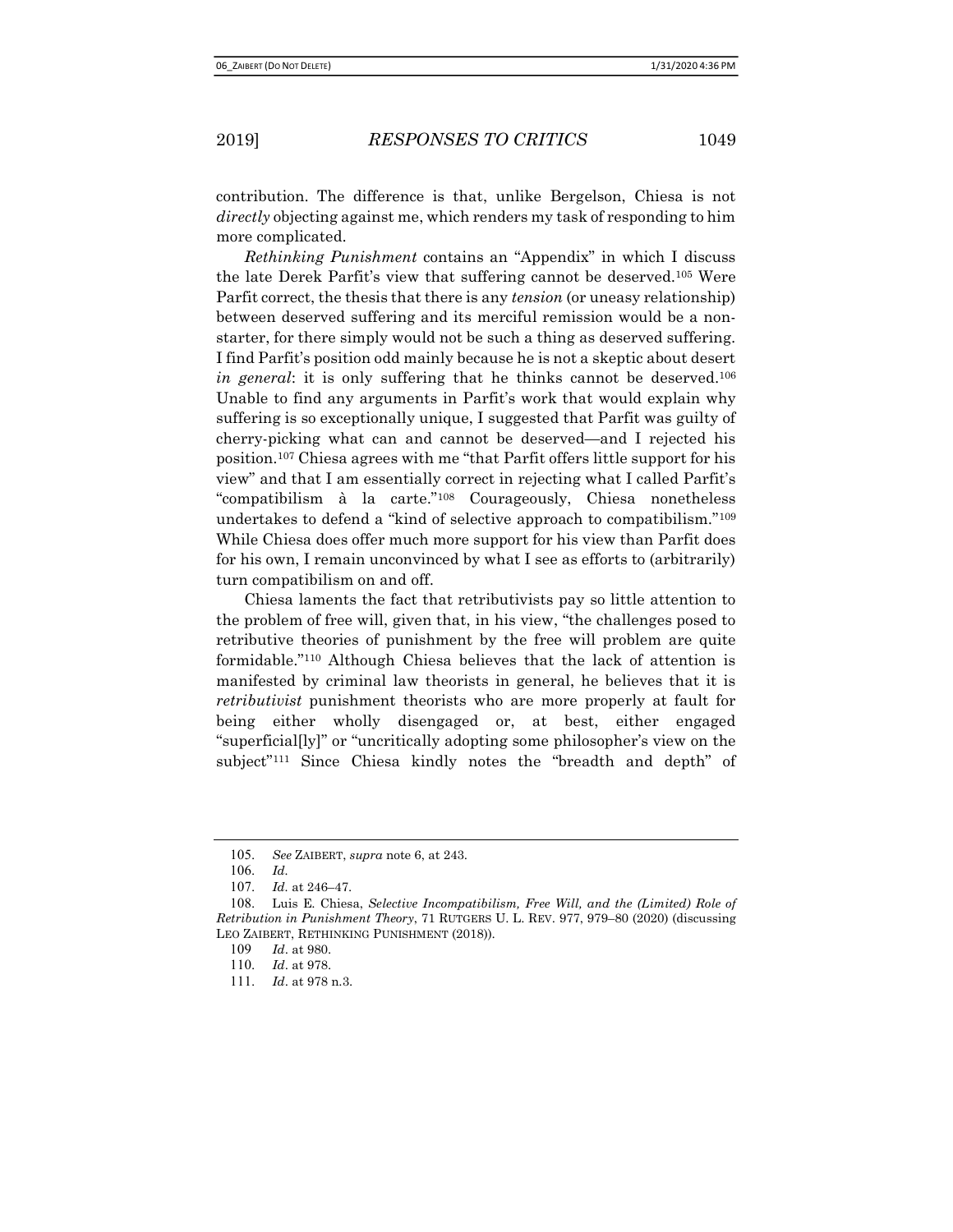contribution. The difference is that, unlike Bergelson, Chiesa is not *directly* objecting against me, which renders my task of responding to him more complicated.

*Rethinking Punishment* contains an "Appendix" in which I discuss the late Derek Parfit's view that suffering cannot be deserved.[105] Were Parfit correct, the thesis that there is any *tension* (or uneasy relationship) between deserved suffering and its merciful remission would be a non-starter, for there simply would not be such a thing as deserved suffering. I find Parfit's position odd mainly because he is not a skeptic about desert *in general*: it is only suffering that he thinks cannot be deserved.[106] Unable to find any arguments in Parfit's work that would explain why suffering is so exceptionally unique, I suggested that Parfit was guilty of cherry-picking what can and cannot be deserved—and I rejected his position.[107] Chiesa agrees with me "that Parfit offers little support for his view" and that I am essentially correct in rejecting what I called Parfit's "compatibilism à la carte."[108] Courageously, Chiesa nonetheless undertakes to defend a "kind of selective approach to compatibilism."[109] While Chiesa does offer much more support for his view than Parfit does for his own, I remain unconvinced by what I see as efforts to (arbitrarily) turn compatibilism on and off.

Chiesa laments the fact that retributivists pay so little attention to the problem of free will, given that, in his view, "the challenges posed to retributive theories of punishment by the free will problem are quite formidable."[110] Although Chiesa believes that the lack of attention is manifested by criminal law theorists in general, he believes that it is *retributivist* punishment theorists who are more properly at fault for being either wholly disengaged or, at best, either engaged "superficial[ly]" or "uncritically adopting some philosopher's view on the subject"[111] Since Chiesa kindly notes the "breadth and depth" of

---

105. *See* ZAIBERT, *supra* note 6, at 243.

106. *Id.*

107. *Id.* at 246–47.

108. Luis E. Chiesa, *Selective Incompatibilism, Free Will, and the (Limited) Role of Retribution in Punishment Theory*, 71 RUTGERS U. L. REV. 977, 979–80 (2020) (discussing LEO ZAIBERT, RETHINKING PUNISHMENT (2018)).

109 *Id*. at 980.

110. *Id*. at 978.

111. *Id*. at 978 n.3.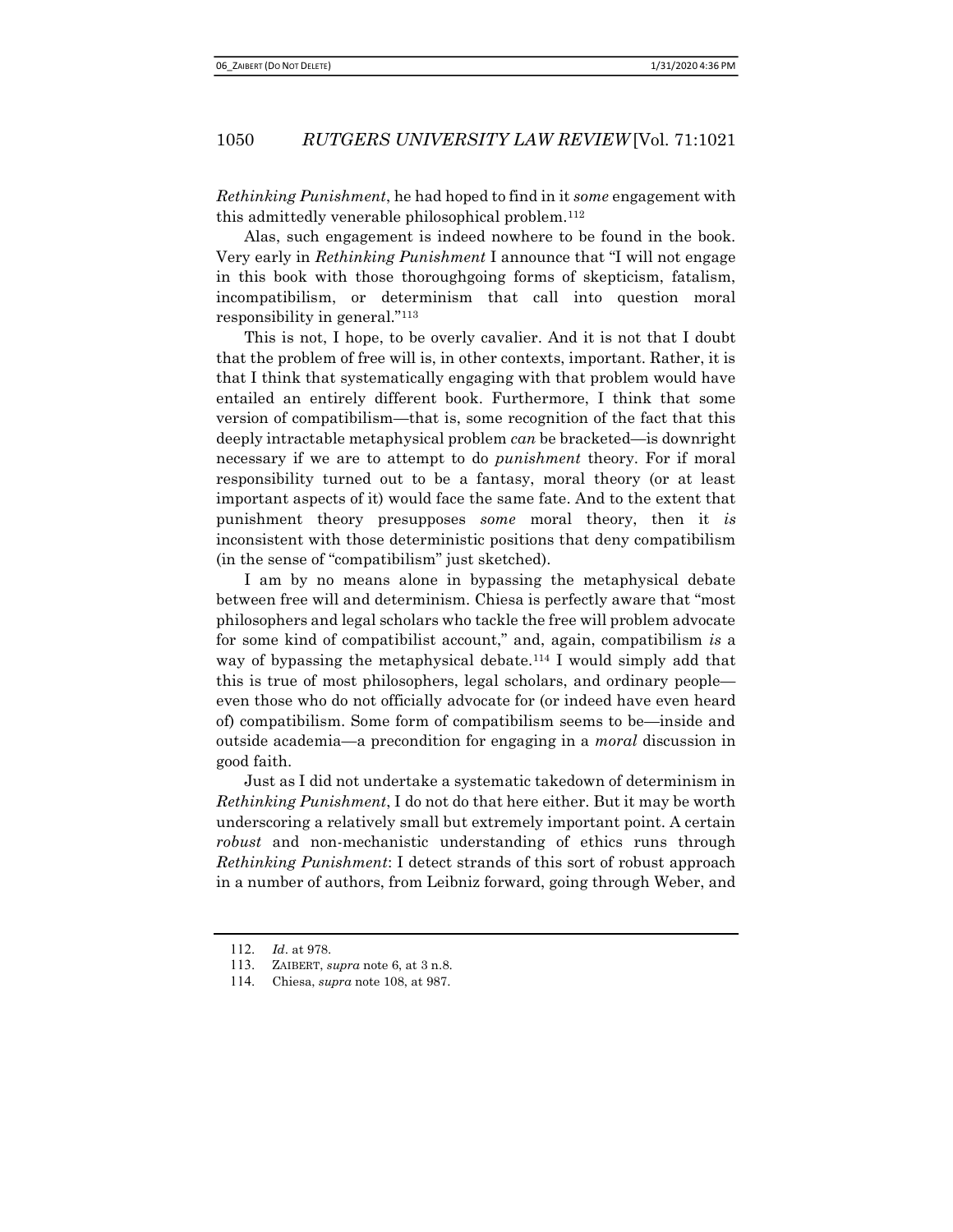*Rethinking Punishment*, he had hoped to find in it *some* engagement with this admittedly venerable philosophical problem.[112]

Alas, such engagement is indeed nowhere to be found in the book. Very early in *Rethinking Punishment* I announce that "I will not engage in this book with those thoroughgoing forms of skepticism, fatalism, incompatibilism, or determinism that call into question moral responsibility in general."[113]

This is not, I hope, to be overly cavalier. And it is not that I doubt that the problem of free will is, in other contexts, important. Rather, it is that I think that systematically engaging with that problem would have entailed an entirely different book. Furthermore, I think that some version of compatibilism—that is, some recognition of the fact that this deeply intractable metaphysical problem *can* be bracketed—is downright necessary if we are to attempt to do *punishment* theory. For if moral responsibility turned out to be a fantasy, moral theory (or at least important aspects of it) would face the same fate. And to the extent that punishment theory presupposes *some* moral theory, then it *is* inconsistent with those deterministic positions that deny compatibilism (in the sense of "compatibilism" just sketched).

I am by no means alone in bypassing the metaphysical debate between free will and determinism. Chiesa is perfectly aware that "most philosophers and legal scholars who tackle the free will problem advocate for some kind of compatibilist account," and, again, compatibilism *is* a way of bypassing the metaphysical debate.[114] I would simply add that this is true of most philosophers, legal scholars, and ordinary people—even those who do not officially advocate for (or indeed have even heard of) compatibilism. Some form of compatibilism seems to be—inside and outside academia—a precondition for engaging in a *moral* discussion in good faith.

Just as I did not undertake a systematic takedown of determinism in *Rethinking Punishment*, I do not do that here either. But it may be worth underscoring a relatively small but extremely important point. A certain *robust* and non-mechanistic understanding of ethics runs through *Rethinking Punishment*: I detect strands of this sort of robust approach in a number of authors, from Leibniz forward, going through Weber, and

---

112. *Id*. at 978.

113. ZAIBERT, *supra* note 6, at 3 n.8.

114. Chiesa, *supra* note 108, at 987.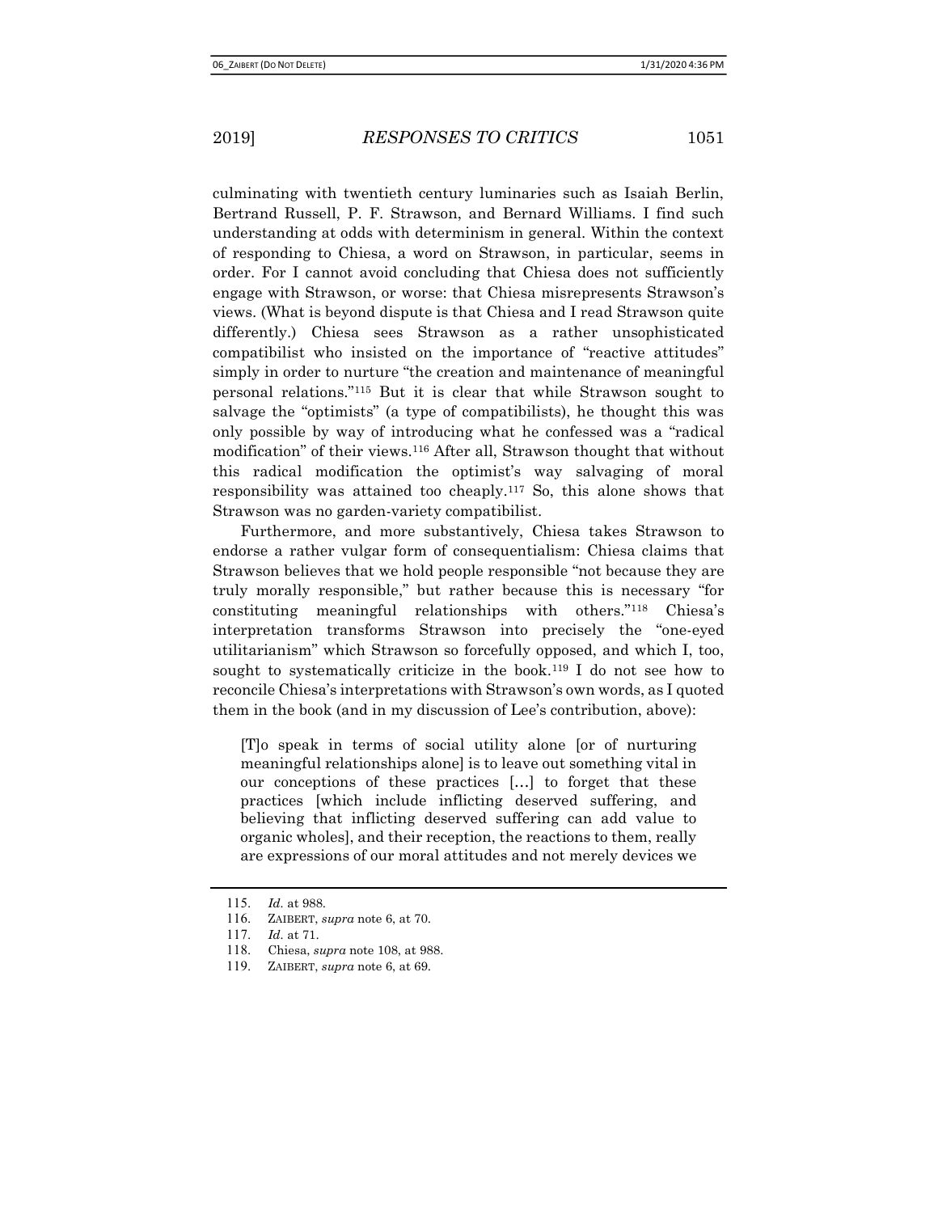culminating with twentieth century luminaries such as Isaiah Berlin, Bertrand Russell, P. F. Strawson, and Bernard Williams. I find such understanding at odds with determinism in general. Within the context of responding to Chiesa, a word on Strawson, in particular, seems in order. For I cannot avoid concluding that Chiesa does not sufficiently engage with Strawson, or worse: that Chiesa misrepresents Strawson's views. (What is beyond dispute is that Chiesa and I read Strawson quite differently.) Chiesa sees Strawson as a rather unsophisticated compatibilist who insisted on the importance of "reactive attitudes" simply in order to nurture "the creation and maintenance of meaningful personal relations."[115] But it is clear that while Strawson sought to salvage the "optimists" (a type of compatibilists), he thought this was only possible by way of introducing what he confessed was a "radical modification" of their views.[116] After all, Strawson thought that without this radical modification the optimist's way salvaging of moral responsibility was attained too cheaply.[117] So, this alone shows that Strawson was no garden-variety compatibilist.

Furthermore, and more substantively, Chiesa takes Strawson to endorse a rather vulgar form of consequentialism: Chiesa claims that Strawson believes that we hold people responsible "not because they are truly morally responsible," but rather because this is necessary "for constituting meaningful relationships with others."[118] Chiesa's interpretation transforms Strawson into precisely the "one-eyed utilitarianism" which Strawson so forcefully opposed, and which I, too, sought to systematically criticize in the book.[119] I do not see how to reconcile Chiesa's interpretations with Strawson's own words, as I quoted them in the book (and in my discussion of Lee's contribution, above):

> [T]o speak in terms of social utility alone [or of nurturing meaningful relationships alone] is to leave out something vital in our conceptions of these practices […] to forget that these practices [which include inflicting deserved suffering, and believing that inflicting deserved suffering can add value to organic wholes], and their reception, the reactions to them, really are expressions of our moral attitudes and not merely devices we

---

115. *Id.* at 988.
116. ZAIBERT, *supra* note 6, at 70.
117. *Id.* at 71.
118. Chiesa, *supra* note 108, at 988.
119. ZAIBERT, *supra* note 6, at 69.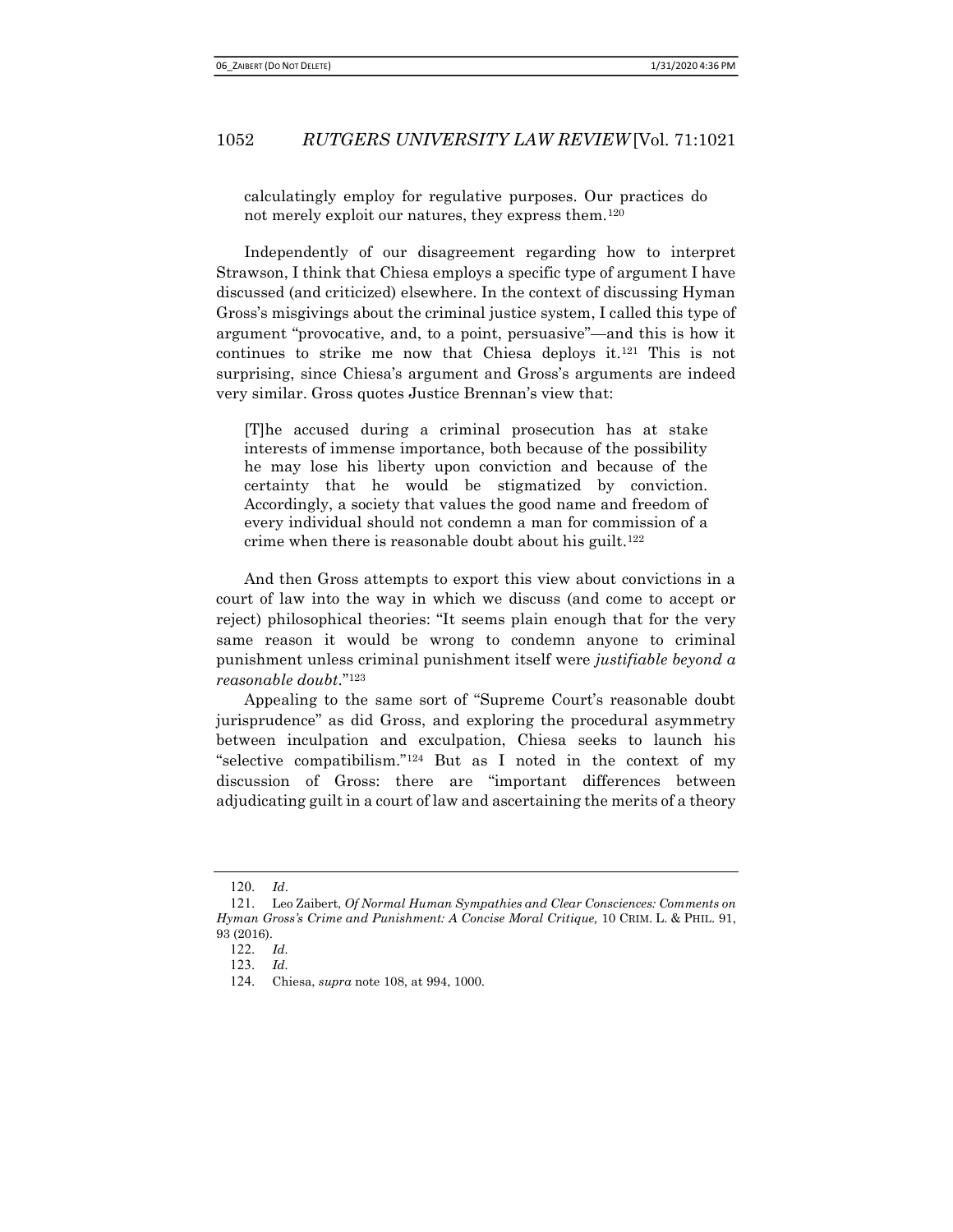calculatingly employ for regulative purposes. Our practices do not merely exploit our natures, they express them.[120]

Independently of our disagreement regarding how to interpret Strawson, I think that Chiesa employs a specific type of argument I have discussed (and criticized) elsewhere. In the context of discussing Hyman Gross's misgivings about the criminal justice system, I called this type of argument "provocative, and, to a point, persuasive"—and this is how it continues to strike me now that Chiesa deploys it.[121] This is not surprising, since Chiesa's argument and Gross's arguments are indeed very similar. Gross quotes Justice Brennan's view that:

> [T]he accused during a criminal prosecution has at stake interests of immense importance, both because of the possibility he may lose his liberty upon conviction and because of the certainty that he would be stigmatized by conviction. Accordingly, a society that values the good name and freedom of every individual should not condemn a man for commission of a crime when there is reasonable doubt about his guilt.[122]

And then Gross attempts to export this view about convictions in a court of law into the way in which we discuss (and come to accept or reject) philosophical theories: "It seems plain enough that for the very same reason it would be wrong to condemn anyone to criminal punishment unless criminal punishment itself were *justifiable beyond a reasonable doubt*."[123]

Appealing to the same sort of "Supreme Court's reasonable doubt jurisprudence" as did Gross, and exploring the procedural asymmetry between inculpation and exculpation, Chiesa seeks to launch his "selective compatibilism."[124] But as I noted in the context of my discussion of Gross: there are "important differences between adjudicating guilt in a court of law and ascertaining the merits of a theory

---

120. *Id*.

121. Leo Zaibert, *Of Normal Human Sympathies and Clear Consciences: Comments on Hyman Gross's Crime and Punishment: A Concise Moral Critique,* 10 CRIM. L. & PHIL. 91, 93 (2016).

122. *Id.*

123. *Id.*

124. Chiesa, *supra* note 108, at 994, 1000.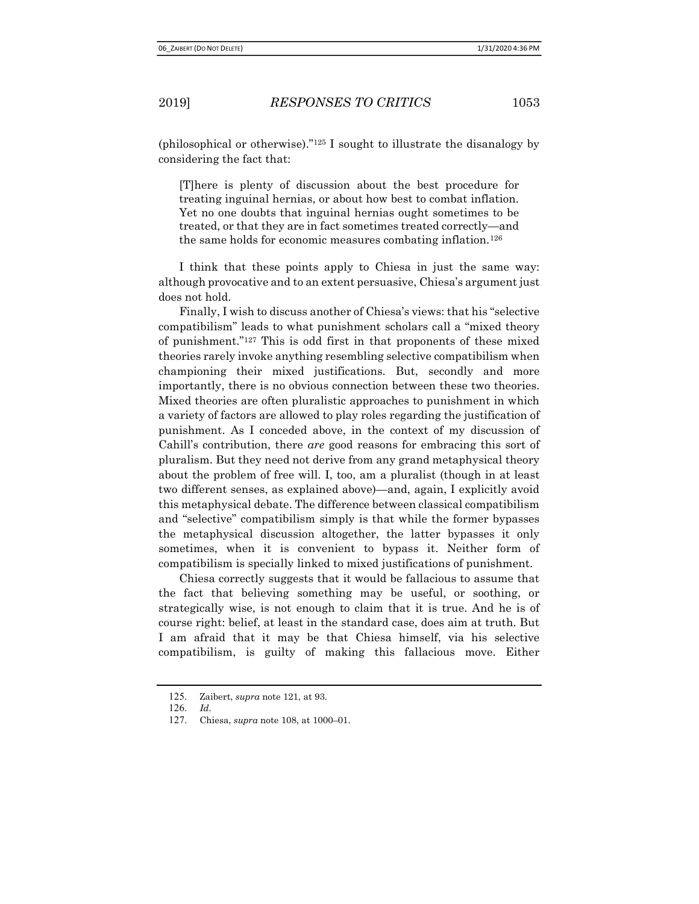(philosophical or otherwise)."[125] I sought to illustrate the disanalogy by considering the fact that:

> [T]here is plenty of discussion about the best procedure for treating inguinal hernias, or about how best to combat inflation. Yet no one doubts that inguinal hernias ought sometimes to be treated, or that they are in fact sometimes treated correctly—and the same holds for economic measures combating inflation.[126]

I think that these points apply to Chiesa in just the same way: although provocative and to an extent persuasive, Chiesa's argument just does not hold.

Finally, I wish to discuss another of Chiesa's views: that his "selective compatibilism" leads to what punishment scholars call a "mixed theory of punishment."[127] This is odd first in that proponents of these mixed theories rarely invoke anything resembling selective compatibilism when championing their mixed justifications. But, secondly and more importantly, there is no obvious connection between these two theories. Mixed theories are often pluralistic approaches to punishment in which a variety of factors are allowed to play roles regarding the justification of punishment. As I conceded above, in the context of my discussion of Cahill's contribution, there *are* good reasons for embracing this sort of pluralism. But they need not derive from any grand metaphysical theory about the problem of free will. I, too, am a pluralist (though in at least two different senses, as explained above)—and, again, I explicitly avoid this metaphysical debate. The difference between classical compatibilism and "selective" compatibilism simply is that while the former bypasses the metaphysical discussion altogether, the latter bypasses it only sometimes, when it is convenient to bypass it. Neither form of compatibilism is specially linked to mixed justifications of punishment.

Chiesa correctly suggests that it would be fallacious to assume that the fact that believing something may be useful, or soothing, or strategically wise, is not enough to claim that it is true. And he is of course right: belief, at least in the standard case, does aim at truth. But I am afraid that it may be that Chiesa himself, via his selective compatibilism, is guilty of making this fallacious move. Either

---

125. Zaibert, *supra* note 121, at 93.

126. *Id.*

127. Chiesa, *supra* note 108, at 1000–01.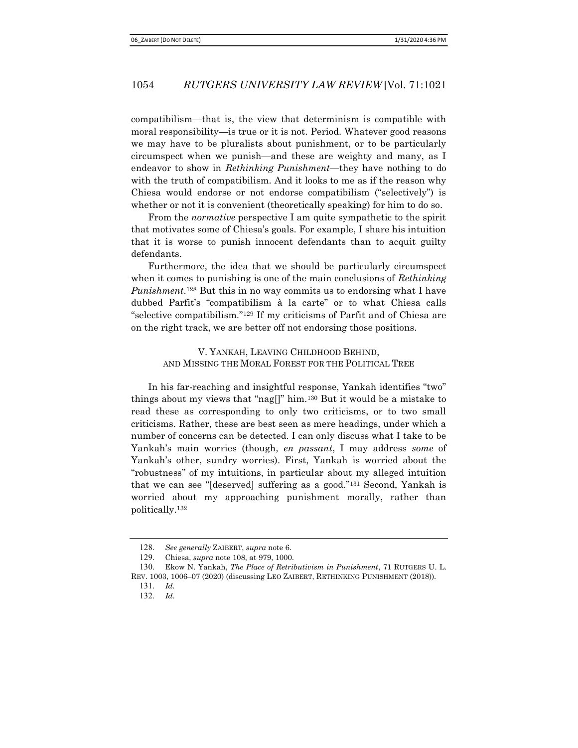compatibilism—that is, the view that determinism is compatible with moral responsibility—is true or it is not. Period. Whatever good reasons we may have to be pluralists about punishment, or to be particularly circumspect when we punish—and these are weighty and many, as I endeavor to show in *Rethinking Punishment*—they have nothing to do with the truth of compatibilism. And it looks to me as if the reason why Chiesa would endorse or not endorse compatibilism ("selectively") is whether or not it is convenient (theoretically speaking) for him to do so.

From the *normative* perspective I am quite sympathetic to the spirit that motivates some of Chiesa's goals. For example, I share his intuition that it is worse to punish innocent defendants than to acquit guilty defendants.

Furthermore, the idea that we should be particularly circumspect when it comes to punishing is one of the main conclusions of *Rethinking Punishment*.[128] But this in no way commits us to endorsing what I have dubbed Parfit's "compatibilism à la carte" or to what Chiesa calls "selective compatibilism."[129] If my criticisms of Parfit and of Chiesa are on the right track, we are better off not endorsing those positions.

## V. YANKAH, LEAVING CHILDHOOD BEHIND, AND MISSING THE MORAL FOREST FOR THE POLITICAL TREE

In his far-reaching and insightful response, Yankah identifies "two" things about my views that "nag[]" him.[130] But it would be a mistake to read these as corresponding to only two criticisms, or to two small criticisms. Rather, these are best seen as mere headings, under which a number of concerns can be detected. I can only discuss what I take to be Yankah's main worries (though, *en passant*, I may address *some* of Yankah's other, sundry worries). First, Yankah is worried about the "robustness" of my intuitions, in particular about my alleged intuition that we can see "[deserved] suffering as a good."[131] Second, Yankah is worried about my approaching punishment morally, rather than politically.[132]

---

128. *See generally* ZAIBERT, *supra* note 6.

129. Chiesa, *supra* note 108, at 979, 1000.

130. Ekow N. Yankah, *The Place of Retributivism in Punishment*, 71 RUTGERS U. L. REV. 1003, 1006–07 (2020) (discussing LEO ZAIBERT, RETHINKING PUNISHMENT (2018)).

131. *Id.*

132. *Id.*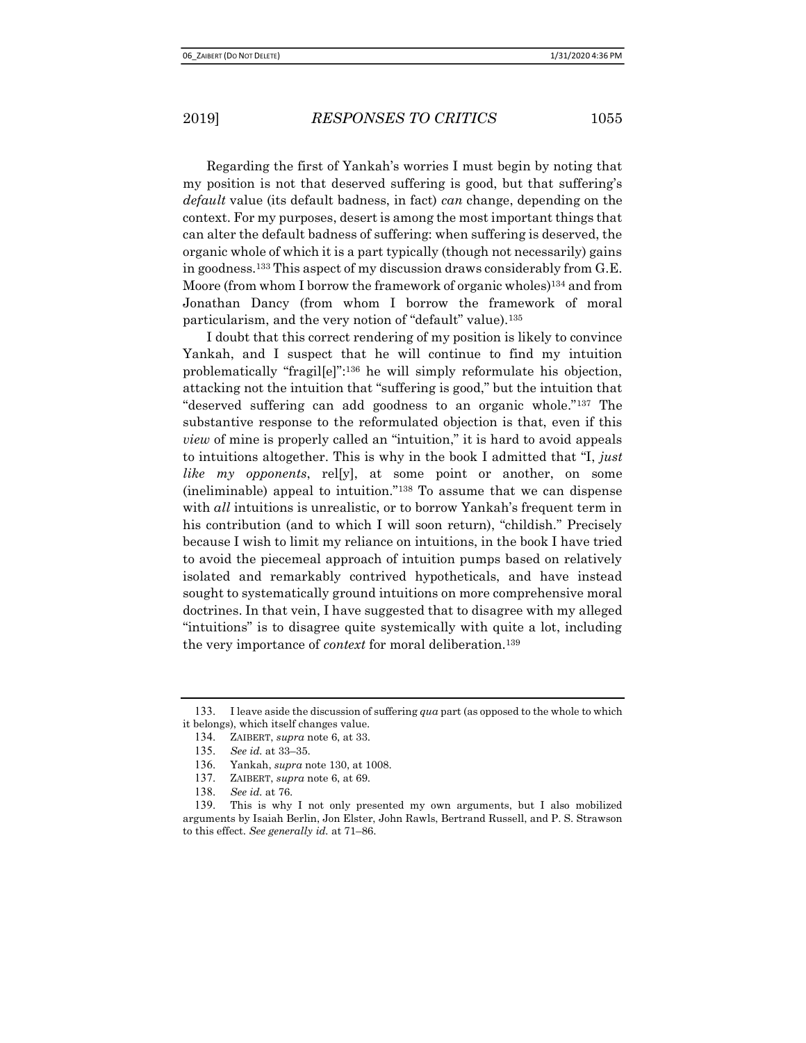Regarding the first of Yankah's worries I must begin by noting that my position is not that deserved suffering is good, but that suffering's *default* value (its default badness, in fact) *can* change, depending on the context. For my purposes, desert is among the most important things that can alter the default badness of suffering: when suffering is deserved, the organic whole of which it is a part typically (though not necessarily) gains in goodness.[133] This aspect of my discussion draws considerably from G.E. Moore (from whom I borrow the framework of organic wholes)[134] and from Jonathan Dancy (from whom I borrow the framework of moral particularism, and the very notion of "default" value).[135]

I doubt that this correct rendering of my position is likely to convince Yankah, and I suspect that he will continue to find my intuition problematically "fragil[e]":[136] he will simply reformulate his objection, attacking not the intuition that "suffering is good," but the intuition that "deserved suffering can add goodness to an organic whole."[137] The substantive response to the reformulated objection is that, even if this *view* of mine is properly called an "intuition," it is hard to avoid appeals to intuitions altogether. This is why in the book I admitted that "I, *just like my opponents*, rel[y], at some point or another, on some (ineliminable) appeal to intuition."[138] To assume that we can dispense with *all* intuitions is unrealistic, or to borrow Yankah's frequent term in his contribution (and to which I will soon return), "childish." Precisely because I wish to limit my reliance on intuitions, in the book I have tried to avoid the piecemeal approach of intuition pumps based on relatively isolated and remarkably contrived hypotheticals, and have instead sought to systematically ground intuitions on more comprehensive moral doctrines. In that vein, I have suggested that to disagree with my alleged "intuitions" is to disagree quite systemically with quite a lot, including the very importance of *context* for moral deliberation.[139]

---

133. I leave aside the discussion of suffering *qua* part (as opposed to the whole to which it belongs), which itself changes value.

134. ZAIBERT, *supra* note 6, at 33.

135. *See id.* at 33–35.

136. Yankah, *supra* note 130, at 1008.

137. ZAIBERT, *supra* note 6, at 69.

138. *See id.* at 76.

139. This is why I not only presented my own arguments, but I also mobilized arguments by Isaiah Berlin, Jon Elster, John Rawls, Bertrand Russell, and P. S. Strawson to this effect. *See generally id.* at 71–86.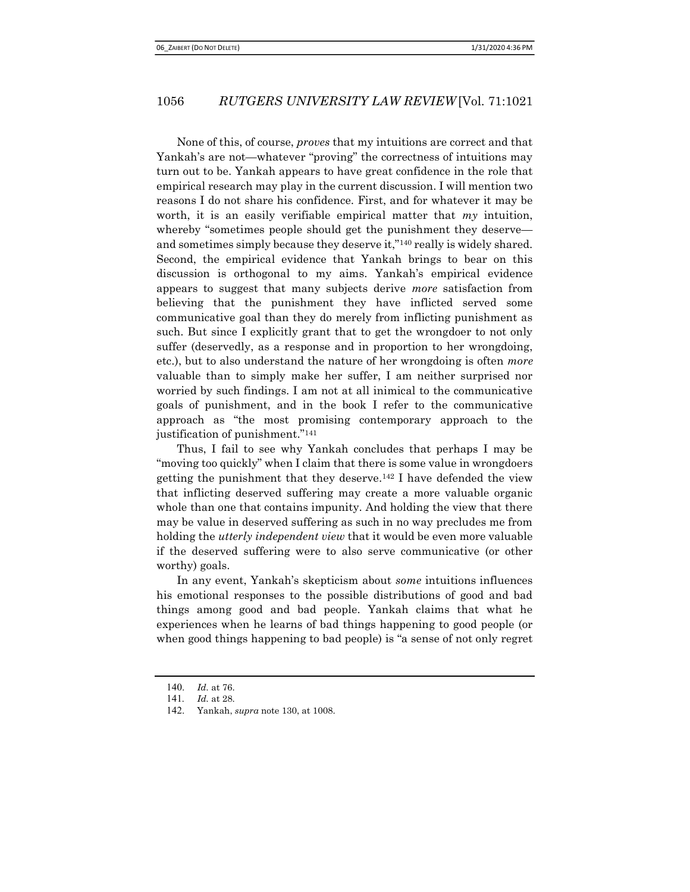None of this, of course, *proves* that my intuitions are correct and that Yankah's are not—whatever "proving" the correctness of intuitions may turn out to be. Yankah appears to have great confidence in the role that empirical research may play in the current discussion. I will mention two reasons I do not share his confidence. First, and for whatever it may be worth, it is an easily verifiable empirical matter that *my* intuition, whereby "sometimes people should get the punishment they deserve—and sometimes simply because they deserve it,"[140] really is widely shared. Second, the empirical evidence that Yankah brings to bear on this discussion is orthogonal to my aims. Yankah's empirical evidence appears to suggest that many subjects derive *more* satisfaction from believing that the punishment they have inflicted served some communicative goal than they do merely from inflicting punishment as such. But since I explicitly grant that to get the wrongdoer to not only suffer (deservedly, as a response and in proportion to her wrongdoing, etc.), but to also understand the nature of her wrongdoing is often *more* valuable than to simply make her suffer, I am neither surprised nor worried by such findings. I am not at all inimical to the communicative goals of punishment, and in the book I refer to the communicative approach as "the most promising contemporary approach to the justification of punishment."[141]

Thus, I fail to see why Yankah concludes that perhaps I may be "moving too quickly" when I claim that there is some value in wrongdoers getting the punishment that they deserve.[142] I have defended the view that inflicting deserved suffering may create a more valuable organic whole than one that contains impunity. And holding the view that there may be value in deserved suffering as such in no way precludes me from holding the *utterly independent view* that it would be even more valuable if the deserved suffering were to also serve communicative (or other worthy) goals.

In any event, Yankah's skepticism about *some* intuitions influences his emotional responses to the possible distributions of good and bad things among good and bad people. Yankah claims that what he experiences when he learns of bad things happening to good people (or when good things happening to bad people) is "a sense of not only regret

---

140. *Id.* at 76.

141. *Id.* at 28.

142. Yankah, *supra* note 130, at 1008.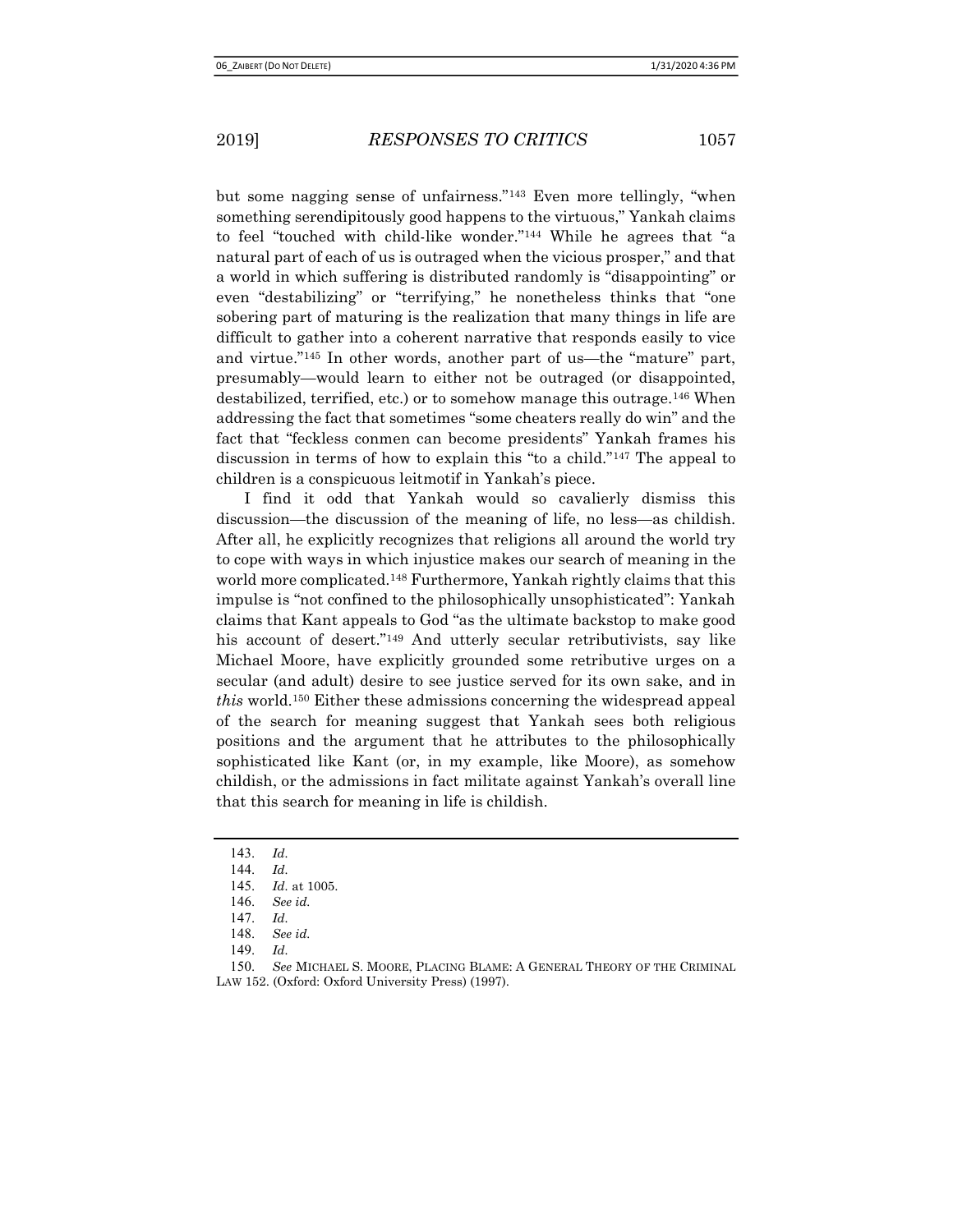but some nagging sense of unfairness."[143] Even more tellingly, "when something serendipitously good happens to the virtuous," Yankah claims to feel "touched with child-like wonder."[144] While he agrees that "a natural part of each of us is outraged when the vicious prosper," and that a world in which suffering is distributed randomly is "disappointing" or even "destabilizing" or "terrifying," he nonetheless thinks that "one sobering part of maturing is the realization that many things in life are difficult to gather into a coherent narrative that responds easily to vice and virtue."[145] In other words, another part of us—the "mature" part, presumably—would learn to either not be outraged (or disappointed, destabilized, terrified, etc.) or to somehow manage this outrage.[146] When addressing the fact that sometimes "some cheaters really do win" and the fact that "feckless conmen can become presidents" Yankah frames his discussion in terms of how to explain this "to a child."[147] The appeal to children is a conspicuous leitmotif in Yankah's piece.

I find it odd that Yankah would so cavalierly dismiss this discussion—the discussion of the meaning of life, no less—as childish. After all, he explicitly recognizes that religions all around the world try to cope with ways in which injustice makes our search of meaning in the world more complicated.[148] Furthermore, Yankah rightly claims that this impulse is "not confined to the philosophically unsophisticated": Yankah claims that Kant appeals to God "as the ultimate backstop to make good his account of desert."[149] And utterly secular retributivists, say like Michael Moore, have explicitly grounded some retributive urges on a secular (and adult) desire to see justice served for its own sake, and in *this* world.[150] Either these admissions concerning the widespread appeal of the search for meaning suggest that Yankah sees both religious positions and the argument that he attributes to the philosophically sophisticated like Kant (or, in my example, like Moore), as somehow childish, or the admissions in fact militate against Yankah's overall line that this search for meaning in life is childish.

---

143. *Id.*
144. *Id.*
145. *Id.* at 1005.
146. *See id.*
147. *Id.*
148. *See id.*
149. *Id.*
150. *See* MICHAEL S. MOORE, PLACING BLAME: A GENERAL THEORY OF THE CRIMINAL LAW 152. (Oxford: Oxford University Press) (1997).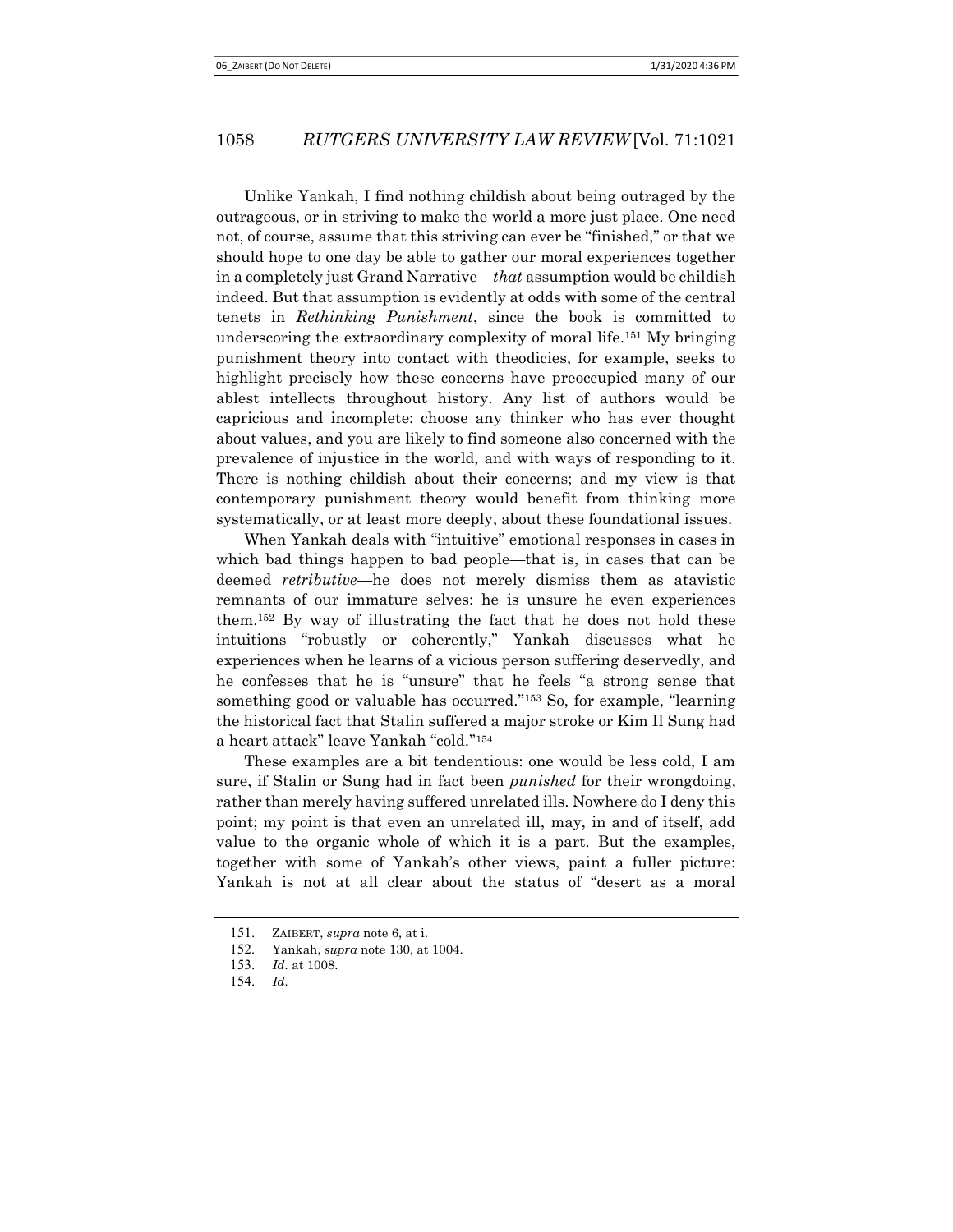Unlike Yankah, I find nothing childish about being outraged by the outrageous, or in striving to make the world a more just place. One need not, of course, assume that this striving can ever be "finished," or that we should hope to one day be able to gather our moral experiences together in a completely just Grand Narrative—*that* assumption would be childish indeed. But that assumption is evidently at odds with some of the central tenets in *Rethinking Punishment*, since the book is committed to underscoring the extraordinary complexity of moral life.[151] My bringing punishment theory into contact with theodicies, for example, seeks to highlight precisely how these concerns have preoccupied many of our ablest intellects throughout history. Any list of authors would be capricious and incomplete: choose any thinker who has ever thought about values, and you are likely to find someone also concerned with the prevalence of injustice in the world, and with ways of responding to it. There is nothing childish about their concerns; and my view is that contemporary punishment theory would benefit from thinking more systematically, or at least more deeply, about these foundational issues.

When Yankah deals with "intuitive" emotional responses in cases in which bad things happen to bad people—that is, in cases that can be deemed *retributive*—he does not merely dismiss them as atavistic remnants of our immature selves: he is unsure he even experiences them.[152] By way of illustrating the fact that he does not hold these intuitions "robustly or coherently," Yankah discusses what he experiences when he learns of a vicious person suffering deservedly, and he confesses that he is "unsure" that he feels "a strong sense that something good or valuable has occurred."[153] So, for example, "learning the historical fact that Stalin suffered a major stroke or Kim Il Sung had a heart attack" leave Yankah "cold."[154]

These examples are a bit tendentious: one would be less cold, I am sure, if Stalin or Sung had in fact been *punished* for their wrongdoing, rather than merely having suffered unrelated ills. Nowhere do I deny this point; my point is that even an unrelated ill, may, in and of itself, add value to the organic whole of which it is a part. But the examples, together with some of Yankah's other views, paint a fuller picture: Yankah is not at all clear about the status of "desert as a moral

---

151. ZAIBERT, *supra* note 6, at i.

152. Yankah, *supra* note 130, at 1004.

153. *Id.* at 1008.

154. *Id.*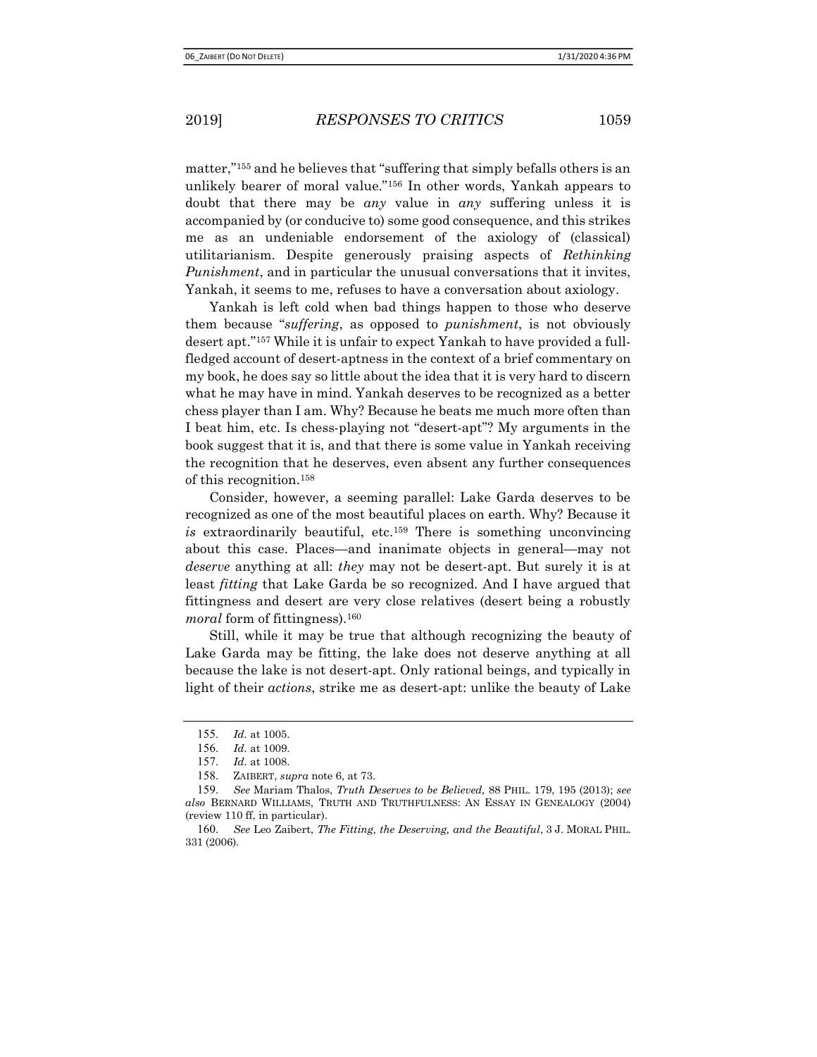matter,"[155] and he believes that "suffering that simply befalls others is an unlikely bearer of moral value."[156] In other words, Yankah appears to doubt that there may be *any* value in *any* suffering unless it is accompanied by (or conducive to) some good consequence, and this strikes me as an undeniable endorsement of the axiology of (classical) utilitarianism. Despite generously praising aspects of *Rethinking Punishment*, and in particular the unusual conversations that it invites, Yankah, it seems to me, refuses to have a conversation about axiology.

Yankah is left cold when bad things happen to those who deserve them because "*suffering*, as opposed to *punishment*, is not obviously desert apt."[157] While it is unfair to expect Yankah to have provided a full-fledged account of desert-aptness in the context of a brief commentary on my book, he does say so little about the idea that it is very hard to discern what he may have in mind. Yankah deserves to be recognized as a better chess player than I am. Why? Because he beats me much more often than I beat him, etc. Is chess-playing not "desert-apt"? My arguments in the book suggest that it is, and that there is some value in Yankah receiving the recognition that he deserves, even absent any further consequences of this recognition.[158]

Consider, however, a seeming parallel: Lake Garda deserves to be recognized as one of the most beautiful places on earth. Why? Because it *is* extraordinarily beautiful, etc.[159] There is something unconvincing about this case. Places—and inanimate objects in general—may not *deserve* anything at all: *they* may not be desert-apt. But surely it is at least *fitting* that Lake Garda be so recognized. And I have argued that fittingness and desert are very close relatives (desert being a robustly *moral* form of fittingness).[160]

Still, while it may be true that although recognizing the beauty of Lake Garda may be fitting, the lake does not deserve anything at all because the lake is not desert-apt. Only rational beings, and typically in light of their *actions*, strike me as desert-apt: unlike the beauty of Lake

---

155. *Id.* at 1005.

156. *Id.* at 1009.

157. *Id.* at 1008.

158. ZAIBERT, *supra* note 6, at 73.

159. *See* Mariam Thalos, *Truth Deserves to be Believed*, 88 PHIL. 179, 195 (2013); *see also* BERNARD WILLIAMS, TRUTH AND TRUTHFULNESS: AN ESSAY IN GENEALOGY (2004) (review 110 ff, in particular).

160. *See* Leo Zaibert, *The Fitting, the Deserving, and the Beautiful*, 3 J. MORAL PHIL. 331 (2006).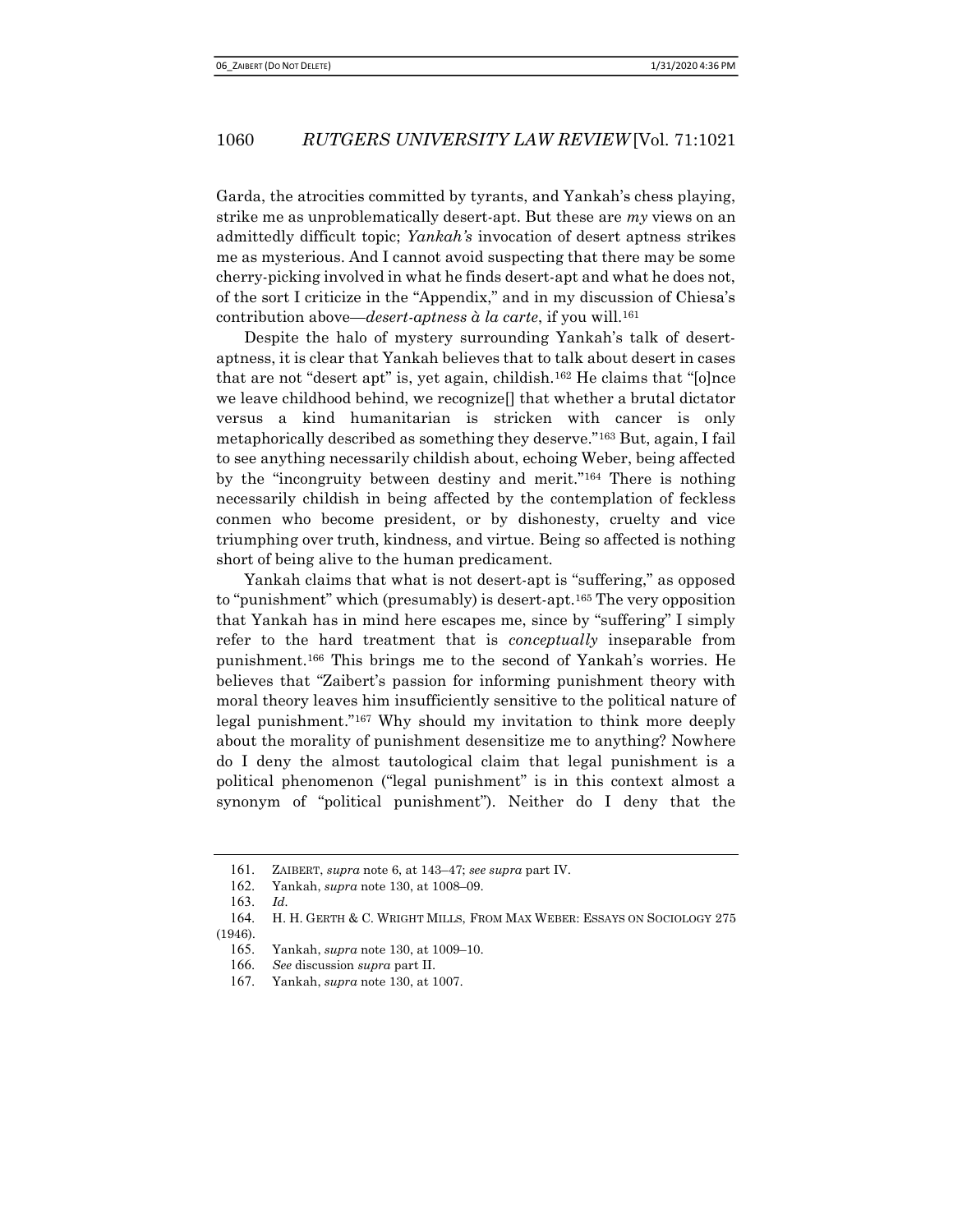Garda, the atrocities committed by tyrants, and Yankah's chess playing, strike me as unproblematically desert-apt. But these are *my* views on an admittedly difficult topic; *Yankah's* invocation of desert aptness strikes me as mysterious. And I cannot avoid suspecting that there may be some cherry-picking involved in what he finds desert-apt and what he does not, of the sort I criticize in the "Appendix," and in my discussion of Chiesa's contribution above—*desert-aptness à la carte*, if you will.[161]

Despite the halo of mystery surrounding Yankah's talk of desert-aptness, it is clear that Yankah believes that to talk about desert in cases that are not "desert apt" is, yet again, childish.[162] He claims that "[o]nce we leave childhood behind, we recognize[] that whether a brutal dictator versus a kind humanitarian is stricken with cancer is only metaphorically described as something they deserve."[163] But, again, I fail to see anything necessarily childish about, echoing Weber, being affected by the "incongruity between destiny and merit."[164] There is nothing necessarily childish in being affected by the contemplation of feckless conmen who become president, or by dishonesty, cruelty and vice triumphing over truth, kindness, and virtue. Being so affected is nothing short of being alive to the human predicament.

Yankah claims that what is not desert-apt is "suffering," as opposed to "punishment" which (presumably) is desert-apt.[165] The very opposition that Yankah has in mind here escapes me, since by "suffering" I simply refer to the hard treatment that is *conceptually* inseparable from punishment.[166] This brings me to the second of Yankah's worries. He believes that "Zaibert's passion for informing punishment theory with moral theory leaves him insufficiently sensitive to the political nature of legal punishment."[167] Why should my invitation to think more deeply about the morality of punishment desensitize me to anything? Nowhere do I deny the almost tautological claim that legal punishment is a political phenomenon ("legal punishment" is in this context almost a synonym of "political punishment"). Neither do I deny that the

---

161. ZAIBERT, *supra* note 6, at 143–47; *see supra* part IV.

162. Yankah, *supra* note 130, at 1008–09.

163. *Id.*

164. H. H. GERTH & C. WRIGHT MILLS, FROM MAX WEBER: ESSAYS ON SOCIOLOGY 275 (1946).

165. Yankah, *supra* note 130, at 1009–10.

166. *See* discussion *supra* part II.

167. Yankah, *supra* note 130, at 1007.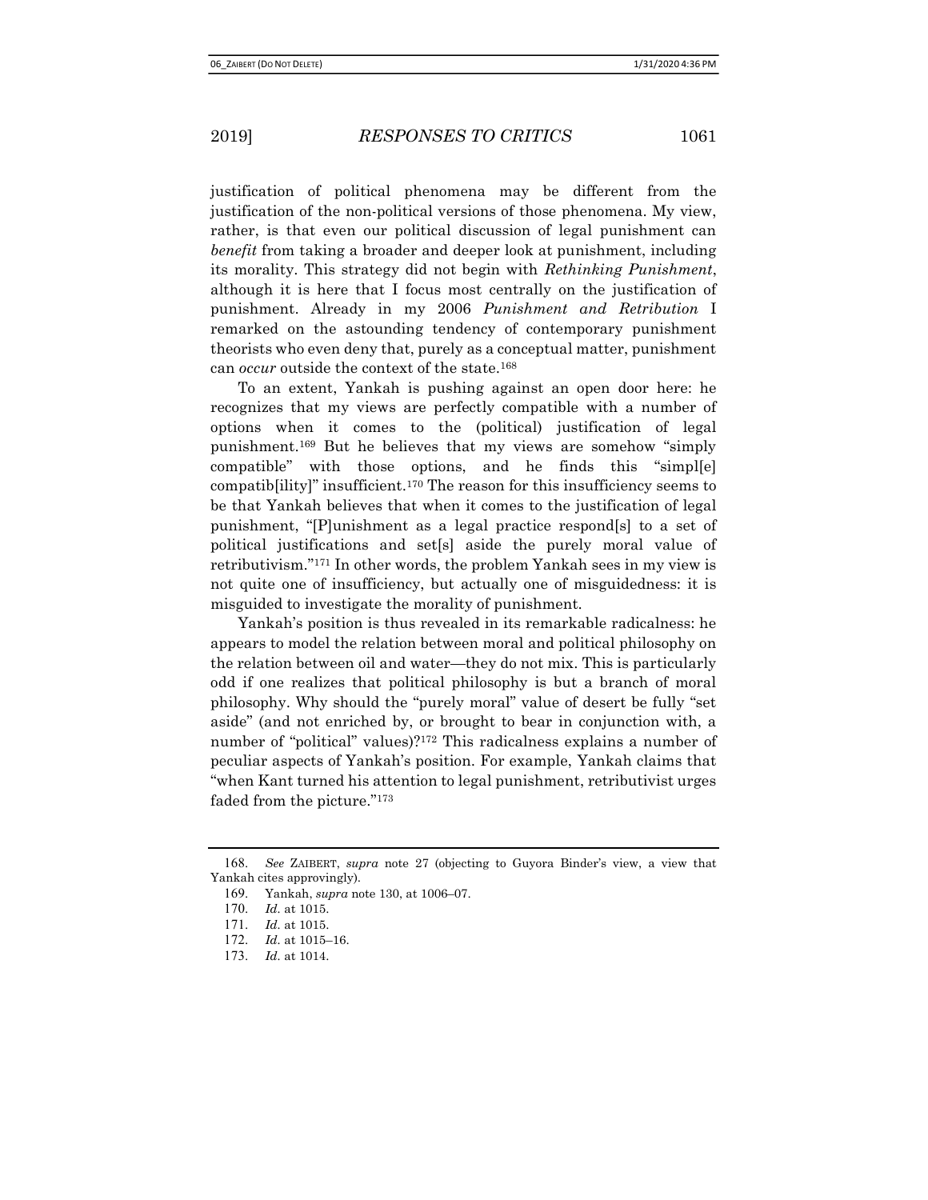justification of political phenomena may be different from the justification of the non-political versions of those phenomena. My view, rather, is that even our political discussion of legal punishment can *benefit* from taking a broader and deeper look at punishment, including its morality. This strategy did not begin with *Rethinking Punishment*, although it is here that I focus most centrally on the justification of punishment. Already in my 2006 *Punishment and Retribution* I remarked on the astounding tendency of contemporary punishment theorists who even deny that, purely as a conceptual matter, punishment can *occur* outside the context of the state.[168]

To an extent, Yankah is pushing against an open door here: he recognizes that my views are perfectly compatible with a number of options when it comes to the (political) justification of legal punishment.[169] But he believes that my views are somehow "simply compatible" with those options, and he finds this "simpl[e] compatib[ility]" insufficient.[170] The reason for this insufficiency seems to be that Yankah believes that when it comes to the justification of legal punishment, "[P]unishment as a legal practice respond[s] to a set of political justifications and set[s] aside the purely moral value of retributivism."[171] In other words, the problem Yankah sees in my view is not quite one of insufficiency, but actually one of misguidedness: it is misguided to investigate the morality of punishment.

Yankah's position is thus revealed in its remarkable radicalness: he appears to model the relation between moral and political philosophy on the relation between oil and water—they do not mix. This is particularly odd if one realizes that political philosophy is but a branch of moral philosophy. Why should the "purely moral" value of desert be fully "set aside" (and not enriched by, or brought to bear in conjunction with, a number of "political" values)?[172] This radicalness explains a number of peculiar aspects of Yankah's position. For example, Yankah claims that "when Kant turned his attention to legal punishment, retributivist urges faded from the picture."[173]

---

168. *See* ZAIBERT, *supra* note 27 (objecting to Guyora Binder's view, a view that Yankah cites approvingly).

169. Yankah, *supra* note 130, at 1006–07.

170. *Id.* at 1015.

171. *Id.* at 1015.

172. *Id.* at 1015–16.

173. *Id.* at 1014.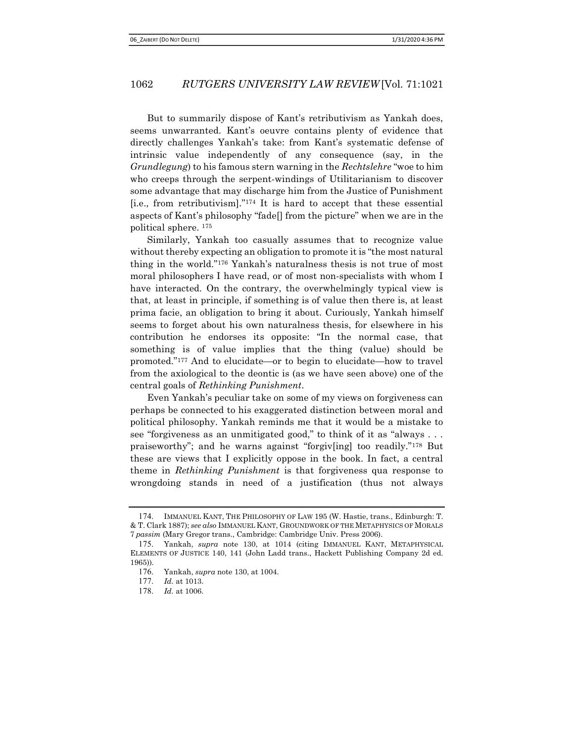But to summarily dispose of Kant's retributivism as Yankah does, seems unwarranted. Kant's oeuvre contains plenty of evidence that directly challenges Yankah's take: from Kant's systematic defense of intrinsic value independently of any consequence (say, in the *Grundlegung*) to his famous stern warning in the *Rechtslehre* "woe to him who creeps through the serpent-windings of Utilitarianism to discover some advantage that may discharge him from the Justice of Punishment [i.e., from retributivism]."[174] It is hard to accept that these essential aspects of Kant's philosophy "fade[] from the picture" when we are in the political sphere. [175]

Similarly, Yankah too casually assumes that to recognize value without thereby expecting an obligation to promote it is "the most natural thing in the world."[176] Yankah's naturalness thesis is not true of most moral philosophers I have read, or of most non-specialists with whom I have interacted. On the contrary, the overwhelmingly typical view is that, at least in principle, if something is of value then there is, at least prima facie, an obligation to bring it about. Curiously, Yankah himself seems to forget about his own naturalness thesis, for elsewhere in his contribution he endorses its opposite: "In the normal case, that something is of value implies that the thing (value) should be promoted."[177] And to elucidate—or to begin to elucidate—how to travel from the axiological to the deontic is (as we have seen above) one of the central goals of *Rethinking Punishment*.

Even Yankah's peculiar take on some of my views on forgiveness can perhaps be connected to his exaggerated distinction between moral and political philosophy. Yankah reminds me that it would be a mistake to see "forgiveness as an unmitigated good," to think of it as "always . . . praiseworthy"; and he warns against "forgiv[ing] too readily."[178] But these are views that I explicitly oppose in the book. In fact, a central theme in *Rethinking Punishment* is that forgiveness qua response to wrongdoing stands in need of a justification (thus not always

---

174. IMMANUEL KANT, THE PHILOSOPHY OF LAW 195 (W. Hastie, trans., Edinburgh: T. & T. Clark 1887); *see also* IMMANUEL KANT, GROUNDWORK OF THE METAPHYSICS OF MORALS 7 *passim* (Mary Gregor trans., Cambridge: Cambridge Univ. Press 2006).

175. Yankah, *supra* note 130, at 1014 (citing IMMANUEL KANT, METAPHYSICAL ELEMENTS OF JUSTICE 140, 141 (John Ladd trans., Hackett Publishing Company 2d ed. 1965)).

176. Yankah, *supra* note 130, at 1004.

177. *Id.* at 1013.

178. *Id.* at 1006.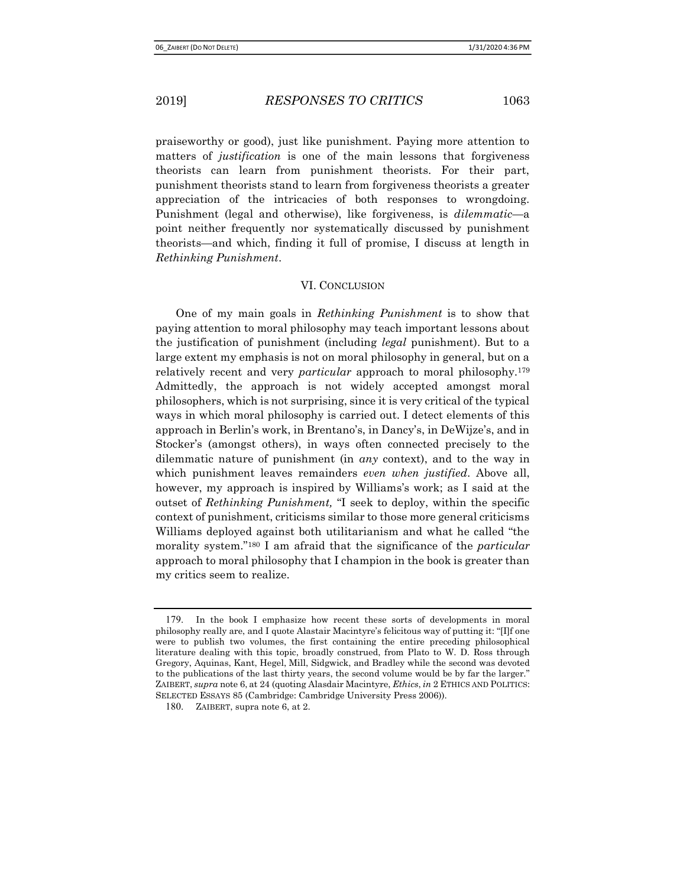praiseworthy or good), just like punishment. Paying more attention to matters of *justification* is one of the main lessons that forgiveness theorists can learn from punishment theorists. For their part, punishment theorists stand to learn from forgiveness theorists a greater appreciation of the intricacies of both responses to wrongdoing. Punishment (legal and otherwise), like forgiveness, is *dilemmatic*—a point neither frequently nor systematically discussed by punishment theorists—and which, finding it full of promise, I discuss at length in *Rethinking Punishment*.

## VI. CONCLUSION

One of my main goals in *Rethinking Punishment* is to show that paying attention to moral philosophy may teach important lessons about the justification of punishment (including *legal* punishment). But to a large extent my emphasis is not on moral philosophy in general, but on a relatively recent and very *particular* approach to moral philosophy.[179] Admittedly, the approach is not widely accepted amongst moral philosophers, which is not surprising, since it is very critical of the typical ways in which moral philosophy is carried out. I detect elements of this approach in Berlin's work, in Brentano's, in Dancy's, in DeWijze's, and in Stocker's (amongst others), in ways often connected precisely to the dilemmatic nature of punishment (in *any* context), and to the way in which punishment leaves remainders *even when justified*. Above all, however, my approach is inspired by Williams's work; as I said at the outset of *Rethinking Punishment,* "I seek to deploy, within the specific context of punishment, criticisms similar to those more general criticisms Williams deployed against both utilitarianism and what he called "the morality system."[180] I am afraid that the significance of the *particular* approach to moral philosophy that I champion in the book is greater than my critics seem to realize.

---

179. In the book I emphasize how recent these sorts of developments in moral philosophy really are, and I quote Alastair Macintyre's felicitous way of putting it: "[I]f one were to publish two volumes, the first containing the entire preceding philosophical literature dealing with this topic, broadly construed, from Plato to W. D. Ross through Gregory, Aquinas, Kant, Hegel, Mill, Sidgwick, and Bradley while the second was devoted to the publications of the last thirty years, the second volume would be by far the larger." ZAIBERT, *supra* note 6, at 24 (quoting Alasdair Macintyre, *Ethics*, *in* 2 ETHICS AND POLITICS: SELECTED ESSAYS 85 (Cambridge: Cambridge University Press 2006)).

180. ZAIBERT, supra note 6, at 2.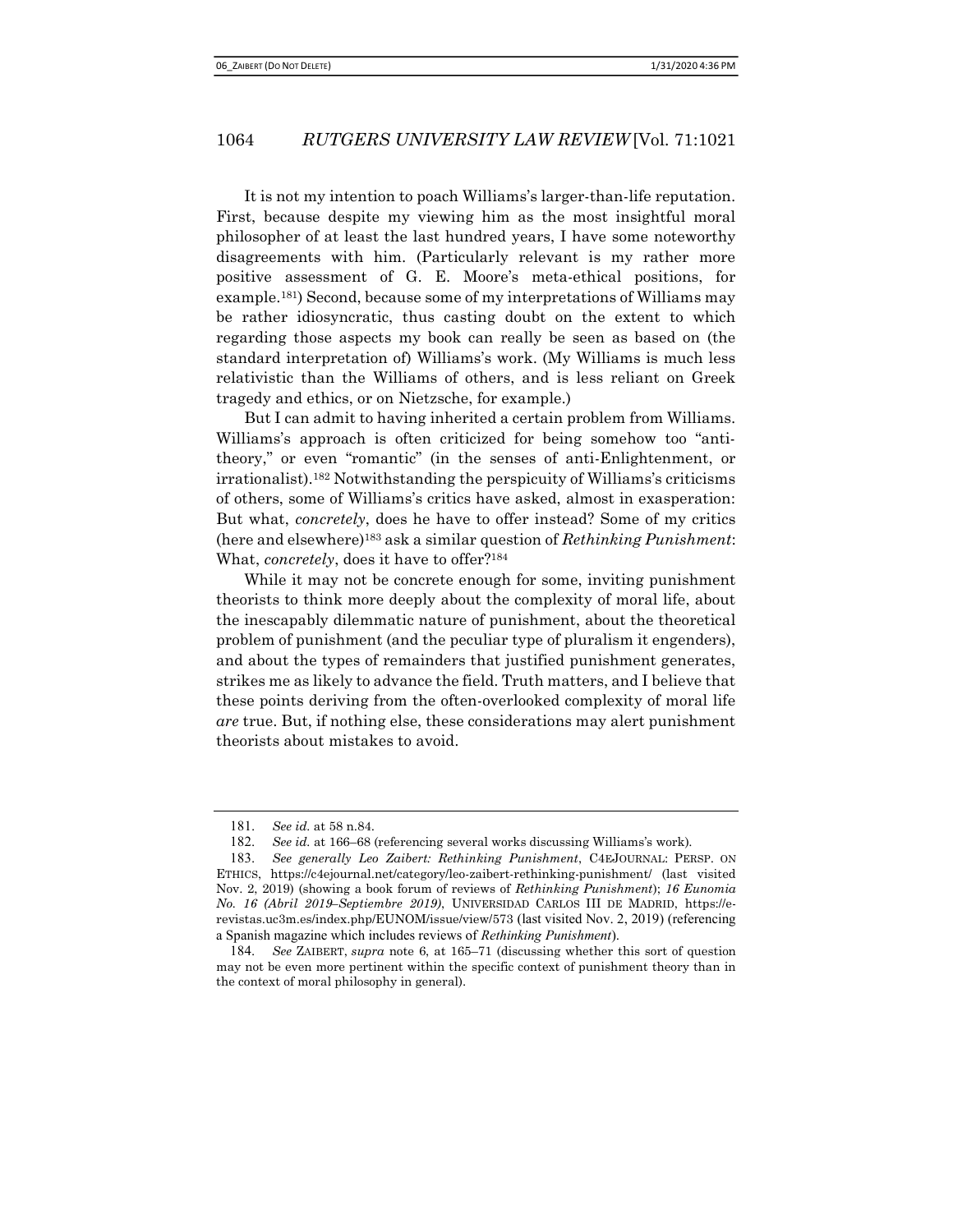It is not my intention to poach Williams's larger-than-life reputation. First, because despite my viewing him as the most insightful moral philosopher of at least the last hundred years, I have some noteworthy disagreements with him. (Particularly relevant is my rather more positive assessment of G. E. Moore's meta-ethical positions, for example.[181]) Second, because some of my interpretations of Williams may be rather idiosyncratic, thus casting doubt on the extent to which regarding those aspects my book can really be seen as based on (the standard interpretation of) Williams's work. (My Williams is much less relativistic than the Williams of others, and is less reliant on Greek tragedy and ethics, or on Nietzsche, for example.)

But I can admit to having inherited a certain problem from Williams. Williams's approach is often criticized for being somehow too "anti-theory," or even "romantic" (in the senses of anti-Enlightenment, or irrationalist).[182] Notwithstanding the perspicuity of Williams's criticisms of others, some of Williams's critics have asked, almost in exasperation: But what, *concretely*, does he have to offer instead? Some of my critics (here and elsewhere)[183] ask a similar question of *Rethinking Punishment*: What, *concretely*, does it have to offer?[184]

While it may not be concrete enough for some, inviting punishment theorists to think more deeply about the complexity of moral life, about the inescapably dilemmatic nature of punishment, about the theoretical problem of punishment (and the peculiar type of pluralism it engenders), and about the types of remainders that justified punishment generates, strikes me as likely to advance the field. Truth matters, and I believe that these points deriving from the often-overlooked complexity of moral life *are* true. But, if nothing else, these considerations may alert punishment theorists about mistakes to avoid.

---

181. *See id.* at 58 n.84.

182. *See id.* at 166–68 (referencing several works discussing Williams's work).

183. *See generally Leo Zaibert: Rethinking Punishment*, C4EJOURNAL: PERSP. ON ETHICS, https://c4ejournal.net/category/leo-zaibert-rethinking-punishment/ (last visited Nov. 2, 2019) (showing a book forum of reviews of *Rethinking Punishment*); *16 Eunomia No. 16 (Abril 2019–Septiembre 2019)*, UNIVERSIDAD CARLOS III DE MADRID, https://e-revistas.uc3m.es/index.php/EUNOM/issue/view/573 (last visited Nov. 2, 2019) (referencing a Spanish magazine which includes reviews of *Rethinking Punishment*).

184. *See* ZAIBERT, *supra* note 6, at 165–71 (discussing whether this sort of question may not be even more pertinent within the specific context of punishment theory than in the context of moral philosophy in general).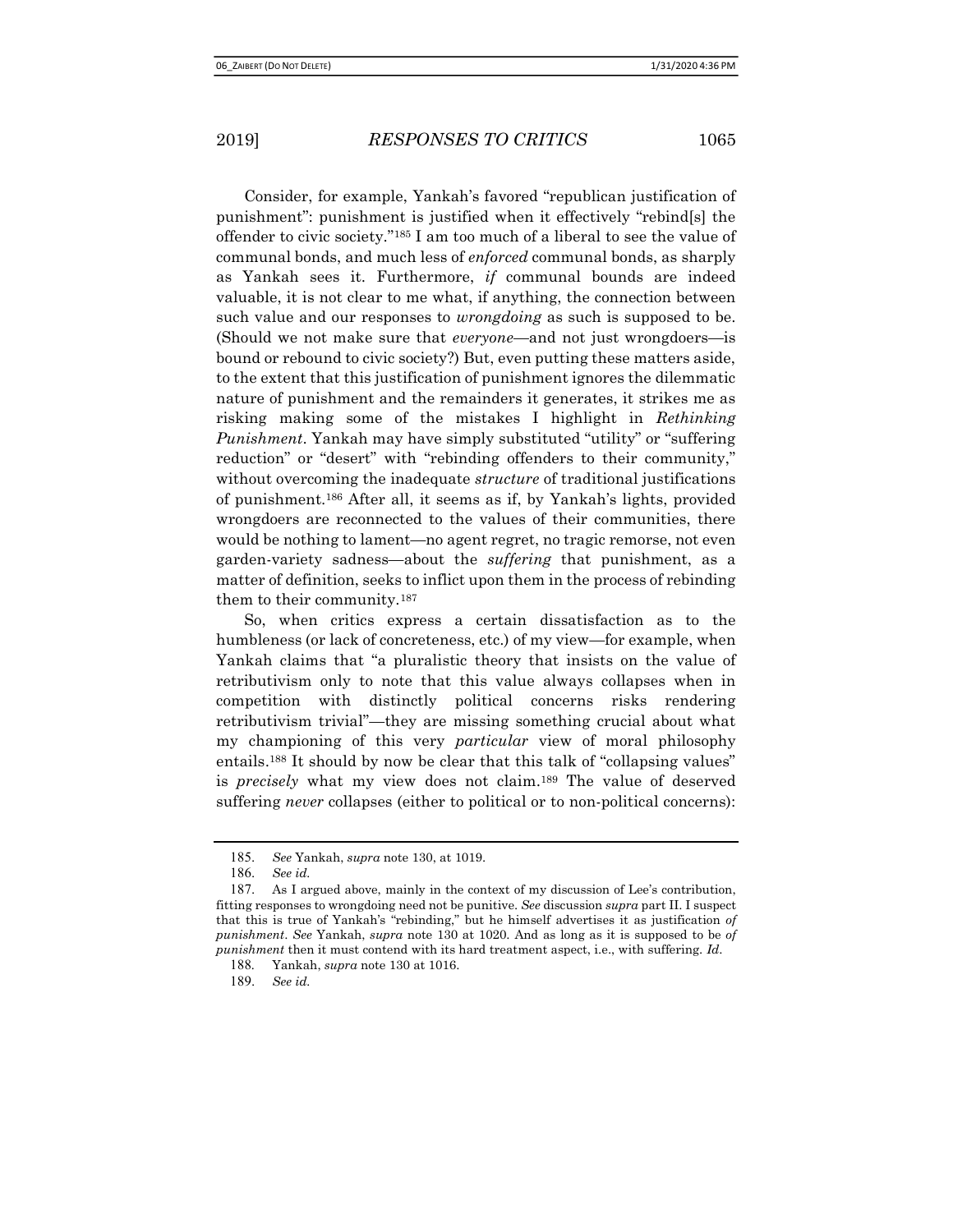Consider, for example, Yankah's favored "republican justification of punishment": punishment is justified when it effectively "rebind[s] the offender to civic society."[185] I am too much of a liberal to see the value of communal bonds, and much less of *enforced* communal bonds, as sharply as Yankah sees it. Furthermore, *if* communal bounds are indeed valuable, it is not clear to me what, if anything, the connection between such value and our responses to *wrongdoing* as such is supposed to be. (Should we not make sure that *everyone*—and not just wrongdoers—is bound or rebound to civic society?) But, even putting these matters aside, to the extent that this justification of punishment ignores the dilemmatic nature of punishment and the remainders it generates, it strikes me as risking making some of the mistakes I highlight in *Rethinking Punishment*. Yankah may have simply substituted "utility" or "suffering reduction" or "desert" with "rebinding offenders to their community," without overcoming the inadequate *structure* of traditional justifications of punishment.[186] After all, it seems as if, by Yankah's lights, provided wrongdoers are reconnected to the values of their communities, there would be nothing to lament—no agent regret, no tragic remorse, not even garden-variety sadness—about the *suffering* that punishment, as a matter of definition, seeks to inflict upon them in the process of rebinding them to their community.[187]

So, when critics express a certain dissatisfaction as to the humbleness (or lack of concreteness, etc.) of my view—for example, when Yankah claims that "a pluralistic theory that insists on the value of retributivism only to note that this value always collapses when in competition with distinctly political concerns risks rendering retributivism trivial"—they are missing something crucial about what my championing of this very *particular* view of moral philosophy entails.[188] It should by now be clear that this talk of "collapsing values" is *precisely* what my view does not claim.[189] The value of deserved suffering *never* collapses (either to political or to non-political concerns):

---

185. *See* Yankah, *supra* note 130, at 1019.

186. *See id.*

187. As I argued above, mainly in the context of my discussion of Lee's contribution, fitting responses to wrongdoing need not be punitive. *See* discussion *supra* part II. I suspect that this is true of Yankah's "rebinding," but he himself advertises it as justification *of punishment*. *See* Yankah, *supra* note 130 at 1020. And as long as it is supposed to be *of punishment* then it must contend with its hard treatment aspect, i.e., with suffering. *Id*.

188. Yankah, *supra* note 130 at 1016.

189. *See id.*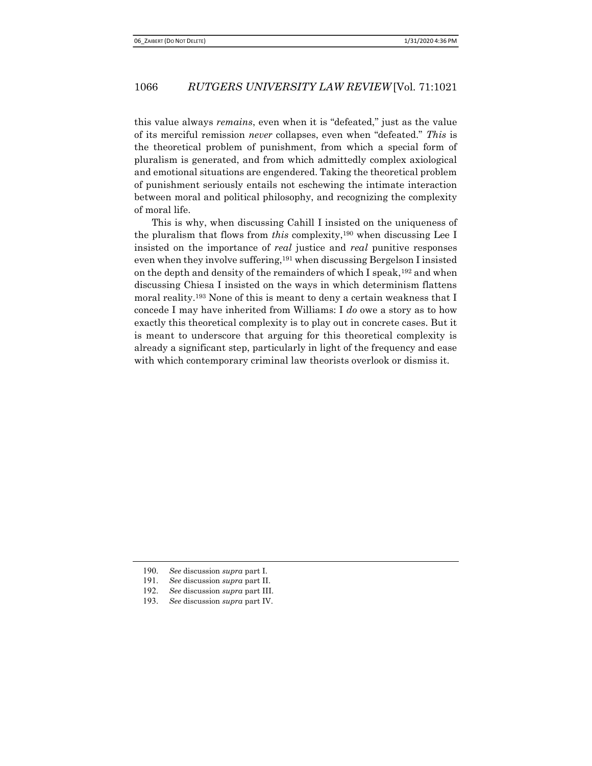this value always *remains*, even when it is "defeated," just as the value of its merciful remission *never* collapses, even when "defeated." *This* is the theoretical problem of punishment, from which a special form of pluralism is generated, and from which admittedly complex axiological and emotional situations are engendered. Taking the theoretical problem of punishment seriously entails not eschewing the intimate interaction between moral and political philosophy, and recognizing the complexity of moral life.

This is why, when discussing Cahill I insisted on the uniqueness of the pluralism that flows from *this* complexity,[190] when discussing Lee I insisted on the importance of *real* justice and *real* punitive responses even when they involve suffering,[191] when discussing Bergelson I insisted on the depth and density of the remainders of which I speak,[192] and when discussing Chiesa I insisted on the ways in which determinism flattens moral reality.[193] None of this is meant to deny a certain weakness that I concede I may have inherited from Williams: I *do* owe a story as to how exactly this theoretical complexity is to play out in concrete cases. But it is meant to underscore that arguing for this theoretical complexity is already a significant step, particularly in light of the frequency and ease with which contemporary criminal law theorists overlook or dismiss it.

---

190. *See* discussion *supra* part I.
191. *See* discussion *supra* part II.
192. *See* discussion *supra* part III.
193. *See* discussion *supra* part IV.